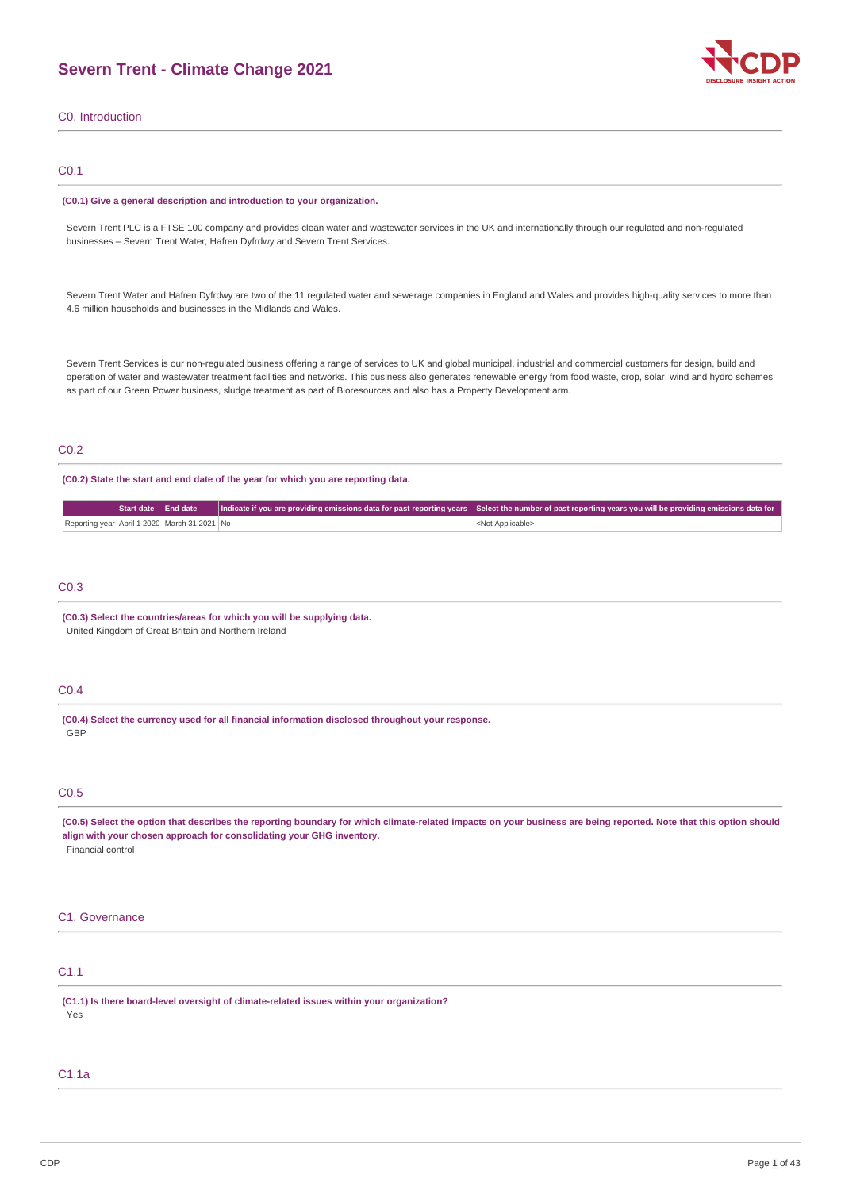# Severn Trent - Climate Change 2021

## C0. Introduction

### C0.1

**(C0.1) Give a general description and introduction to your organization.**

Severn Trent PLC is a FTSE 100 company and provides clean water and wastewater services in the UK and internationally through our regulated and non-regulated businesses – Severn Trent Water, Hafren Dyfrdwy and Severn Trent Services.

Severn Trent Water and Hafren Dyfrdwy are two of the 11 regulated water and sewerage companies in England and Wales and provides high-quality services to more than 4.6 million households and businesses in the Midlands and Wales.

Severn Trent Services is our non-regulated business offering a range of services to UK and global municipal, industrial and commercial customers for design, build and operation of water and wastewater treatment facilities and networks. This business also generates renewable energy from food waste, crop, solar, wind and hydro schemes as part of our Green Power business, sludge treatment as part of Bioresources and also has a Property Development arm.

### C0.2

**(C0.2) State the start and end date of the year for which you are reporting data.**

| | Start date | End date | Indicate if you are providing emissions data for past reporting years | Select the number of past reporting years you will be providing emissions data for |
|---|---|---|---|---|
| Reporting year | April 1 2020 | March 31 2021 | No | <Not Applicable> |

### C0.3

**(C0.3) Select the countries/areas for which you will be supplying data.**

United Kingdom of Great Britain and Northern Ireland

### C0.4

**(C0.4) Select the currency used for all financial information disclosed throughout your response.**

GBP

### C0.5

**(C0.5) Select the option that describes the reporting boundary for which climate-related impacts on your business are being reported. Note that this option should align with your chosen approach for consolidating your GHG inventory.**

Financial control

## C1. Governance

### C1.1

**(C1.1) Is there board-level oversight of climate-related issues within your organization?**

Yes

### C1.1a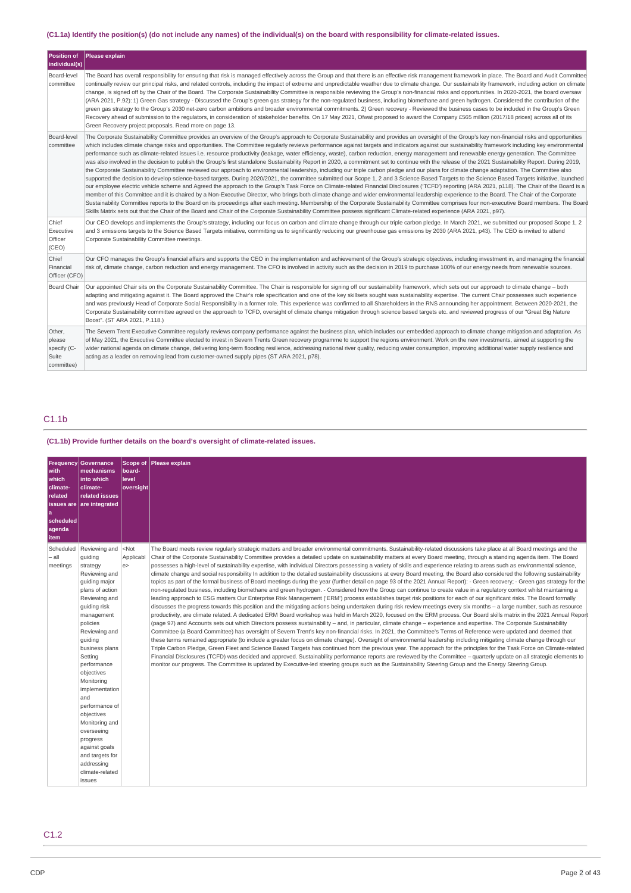### (C1.1a) Identify the position(s) (do not include any names) of the individual(s) on the board with responsibility for climate-related issues.

| Position of individual(s) | Please explain |
|---|---|
| Board-level committee | The Board has overall responsibility for ensuring that risk is managed effectively across the Group and that there is an effective risk management framework in place. The Board and Audit Committee continually review our principal risks, and related controls, including the impact of extreme and unpredictable weather due to climate change. Our sustainability framework, including action on climate change, is signed off by the Chair of the Board. The Corporate Sustainability Committee is responsible reviewing the Group's non-financial risks and opportunities. In 2020-2021, the board oversaw (ARA 2021, P.92): 1) Green Gas strategy - Discussed the Group's green gas strategy for the non-regulated business, including biomethane and green hydrogen. Considered the contribution of the green gas strategy to the Group's 2030 net-zero carbon ambitions and broader environmental commitments. 2) Green recovery - Reviewed the business cases to be included in the Group's Green Recovery ahead of submission to the regulators, in consideration of stakeholder benefits. On 17 May 2021, Ofwat proposed to award the Company £565 million (2017/18 prices) across all of its Green Recovery project proposals. Read more on page 13. |
| Board-level committee | The Corporate Sustainability Committee provides an overview of the Group's approach to Corporate Sustainability and provides an oversight of the Group's key non-financial risks and opportunities which includes climate change risks and opportunities. The Committee regularly reviews performance against targets and indicators against our sustainability framework including key environmental performance such as climate-related issues i.e. resource productivity (leakage, water efficiency, waste), carbon reduction, energy management and renewable energy generation. The Committee was also involved in the decision to publish the Group's first standalone Sustainability Report in 2020, a commitment set to continue with the release of the 2021 Sustainability Report. During 2019, the Corporate Sustainability Committee reviewed our approach to environmental leadership, including our triple carbon pledge and our plans for climate change adaptation. The Committee also supported the decision to develop science-based targets. During 2020/2021, the committee submitted our Scope 1, 2 and 3 Science Based Targets to the Science Based Targets initiative, launched our employee electric vehicle scheme and Agreed the approach to the Group's Task Force on Climate-related Financial Disclosures ('TCFD') reporting (ARA 2021, p118). The Chair of the Board is a member of this Committee and it is chaired by a Non-Executive Director, who brings both climate change and wider environmental leadership experience to the Board. The Chair of the Corporate Sustainability Committee reports to the Board on its proceedings after each meeting. Membership of the Corporate Sustainability Committee comprises four non-executive Board members. The Board Skills Matrix sets out that the Chair of the Board and Chair of the Corporate Sustainability Committee possess significant Climate-related experience (ARA 2021, p97). |
| Chief Executive Officer (CEO) | Our CEO develops and implements the Group's strategy, including our focus on carbon and climate change through our triple carbon pledge. In March 2021, we submitted our proposed Scope 1, 2 and 3 emissions targets to the Science Based Targets initiative, committing us to significantly reducing our greenhouse gas emissions by 2030 (ARA 2021, p43). The CEO is invited to attend Corporate Sustainability Committee meetings. |
| Chief Financial Officer (CFO) | Our CFO manages the Group's financial affairs and supports the CEO in the implementation and achievement of the Group's strategic objectives, including investment in, and managing the financial risk of, climate change, carbon reduction and energy management. The CFO is involved in activity such as the decision in 2019 to purchase 100% of our energy needs from renewable sources. |
| Board Chair | Our appointed Chair sits on the Corporate Sustainability Committee. The Chair is responsible for signing off our sustainability framework, which sets out our approach to climate change – both adapting and mitigating against it. The Board approved the Chair's role specification and one of the key skillsets sought was sustainability expertise. The current Chair possesses such experience and was previously Head of Corporate Social Responsibility in a former role. This experience was confirmed to all Shareholders in the RNS announcing her appointment. Between 2020-2021, the Corporate Sustainability committee agreed on the approach to TCFD, oversight of climate change mitigation through science based targets etc. and reviewed progress of our "Great Big Nature Boost". (ST ARA 2021, P.118.) |
| Other, please specify (C-Suite committee) | The Severn Trent Executive Committee regularly reviews company performance against the business plan, which includes our embedded approach to climate change mitigation and adaptation. As of May 2021, the Executive Committee elected to invest in Severn Trents Green recovery programme to support the regions environment. Work on the new investments, aimed at supporting the wider national agenda on climate change, delivering long-term flooding resilience, addressing national river quality, reducing water consumption, improving additional water supply resilience and acting as a leader on removing lead from customer-owned supply pipes (ST ARA 2021, p78). |

## C1.1b

### (C1.1b) Provide further details on the board's oversight of climate-related issues.

| Frequency with which climate-related issues are a scheduled agenda item | Governance mechanisms into which climate-related issues are integrated | Scope of board-level oversight | Please explain |
|---|---|---|---|
| Scheduled – all meetings | Reviewing and guiding strategy Reviewing and guiding major plans of action Reviewing and guiding risk management policies Reviewing and guiding business plans Setting performance objectives Monitoring implementation and performance of objectives Monitoring and overseeing progress against goals and targets for addressing climate-related issues | <Not Applicable> | The Board meets review regularly strategic matters and broader environmental commitments. Sustainability-related discussions take place at all Board meetings and the Chair of the Corporate Sustainability Committee provides a detailed update on sustainability matters at every Board meeting, through a standing agenda item. The Board possesses a high-level of sustainability expertise, with individual Directors possessing a variety of skills and experience relating to areas such as environmental science, climate change and social responsibility In addition to the detailed sustainability discussions at every Board meeting, the Board also considered the following sustainability topics as part of the formal business of Board meetings during the year (further detail on page 93 of the 2021 Annual Report): - Green recovery; - Green gas strategy for the non-regulated business, including biomethane and green hydrogen. - Considered how the Group can continue to create value in a regulatory context whilst maintaining a leading approach to ESG matters Our Enterprise Risk Management ('ERM') process establishes target risk positions for each of our significant risks. The Board formally discusses the progress towards this position and the mitigating actions being undertaken during risk review meetings every six months – a large number, such as resource productivity, are climate related. A dedicated ERM Board workshop was held in March 2020, focused on the ERM process. Our Board skills matrix in the 2021 Annual Report (page 97) and Accounts sets out which Directors possess sustainability – and, in particular, climate change – experience and expertise. The Corporate Sustainability Committee (a Board Committee) has oversight of Severn Trent's key non-financial risks. In 2021, the Committee's Terms of Reference were updated and deemed that these terms remained appropriate (to include a greater focus on climate change). Oversight of environmental leadership including mitigating climate change through our Triple Carbon Pledge, Green Fleet and Science Based Targets has continued from the previous year. The approach for the principles for the Task Force on Climate-related Financial Disclosures (TCFD) was decided and approved. Sustainability performance reports are reviewed by the Committee – quarterly update on all strategic elements to monitor our progress. The Committee is updated by Executive-led steering groups such as the Sustainability Steering Group and the Energy Steering Group. |

## C1.2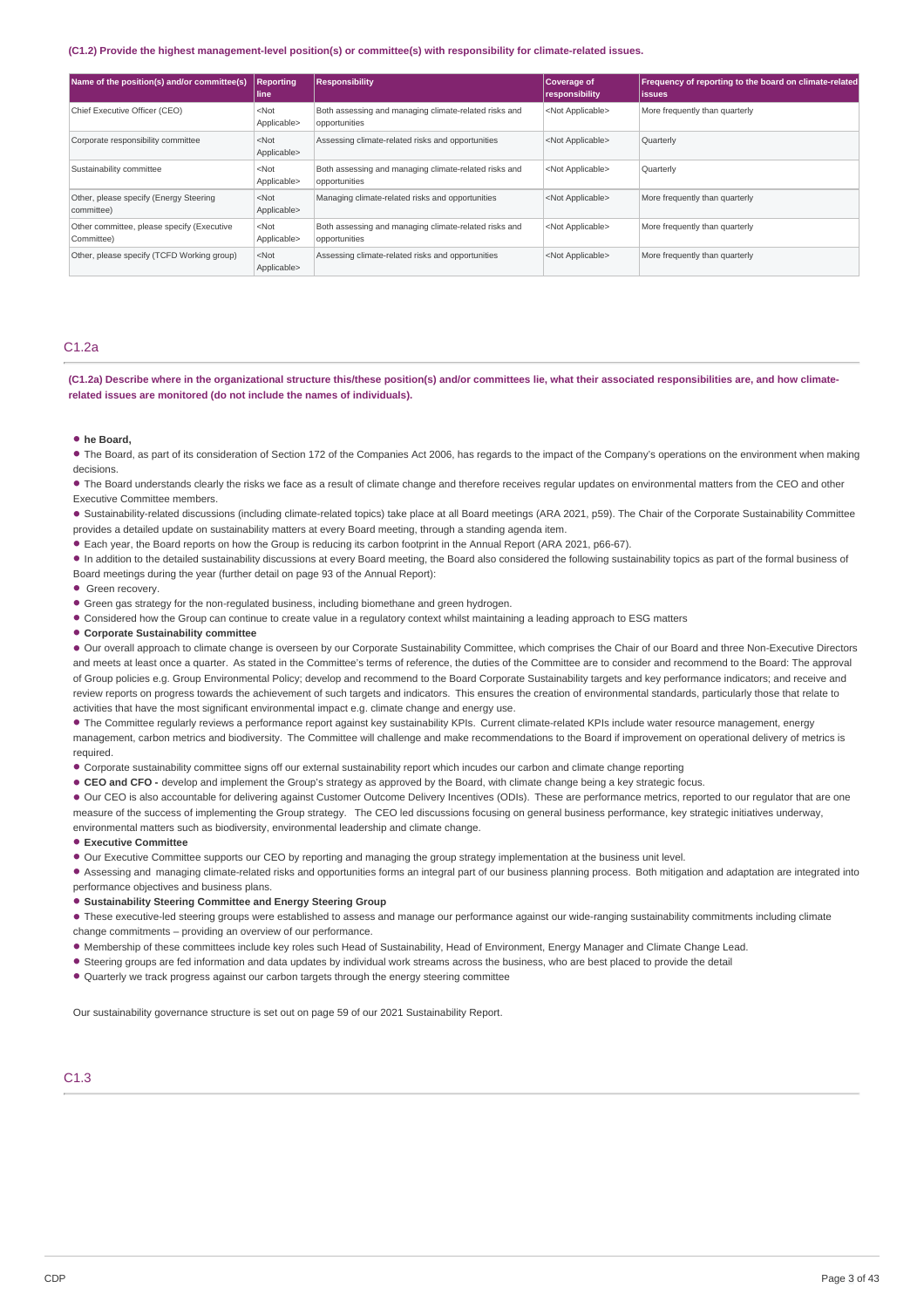(C1.2) Provide the highest management-level position(s) or committee(s) with responsibility for climate-related issues.

| Name of the position(s) and/or committee(s) | Reporting line | Responsibility | Coverage of responsibility | Frequency of reporting to the board on climate-related issues |
|---|---|---|---|---|
| Chief Executive Officer (CEO) | <Not Applicable> | Both assessing and managing climate-related risks and opportunities | <Not Applicable> | More frequently than quarterly |
| Corporate responsibility committee | <Not Applicable> | Assessing climate-related risks and opportunities | <Not Applicable> | Quarterly |
| Sustainability committee | <Not Applicable> | Both assessing and managing climate-related risks and opportunities | <Not Applicable> | Quarterly |
| Other, please specify (Energy Steering committee) | <Not Applicable> | Managing climate-related risks and opportunities | <Not Applicable> | More frequently than quarterly |
| Other committee, please specify (Executive Committee) | <Not Applicable> | Both assessing and managing climate-related risks and opportunities | <Not Applicable> | More frequently than quarterly |
| Other, please specify (TCFD Working group) | <Not Applicable> | Assessing climate-related risks and opportunities | <Not Applicable> | More frequently than quarterly |

## C1.2a

(C1.2a) Describe where in the organizational structure this/these position(s) and/or committees lie, what their associated responsibilities are, and how climate-related issues are monitored (do not include the names of individuals).

- **he Board,**
- The Board, as part of its consideration of Section 172 of the Companies Act 2006, has regards to the impact of the Company's operations on the environment when making decisions.
- The Board understands clearly the risks we face as a result of climate change and therefore receives regular updates on environmental matters from the CEO and other Executive Committee members.
- Sustainability-related discussions (including climate-related topics) take place at all Board meetings (ARA 2021, p59). The Chair of the Corporate Sustainability Committee provides a detailed update on sustainability matters at every Board meeting, through a standing agenda item.
- Each year, the Board reports on how the Group is reducing its carbon footprint in the Annual Report (ARA 2021, p66-67).
- In addition to the detailed sustainability discussions at every Board meeting, the Board also considered the following sustainability topics as part of the formal business of Board meetings during the year (further detail on page 93 of the Annual Report):
- Green recovery.
- Green gas strategy for the non-regulated business, including biomethane and green hydrogen.
- Considered how the Group can continue to create value in a regulatory context whilst maintaining a leading approach to ESG matters
- **Corporate Sustainability committee**
- Our overall approach to climate change is overseen by our Corporate Sustainability Committee, which comprises the Chair of our Board and three Non-Executive Directors and meets at least once a quarter. As stated in the Committee's terms of reference, the duties of the Committee are to consider and recommend to the Board: The approval of Group policies e.g. Group Environmental Policy; develop and recommend to the Board Corporate Sustainability targets and key performance indicators; and receive and review reports on progress towards the achievement of such targets and indicators. This ensures the creation of environmental standards, particularly those that relate to activities that have the most significant environmental impact e.g. climate change and energy use.
- The Committee regularly reviews a performance report against key sustainability KPIs. Current climate-related KPIs include water resource management, energy management, carbon metrics and biodiversity. The Committee will challenge and make recommendations to the Board if improvement on operational delivery of metrics is required.
- Corporate sustainability committee signs off our external sustainability report which incudes our carbon and climate change reporting
- **CEO and CFO -** develop and implement the Group's strategy as approved by the Board, with climate change being a key strategic focus.
- Our CEO is also accountable for delivering against Customer Outcome Delivery Incentives (ODIs). These are performance metrics, reported to our regulator that are one measure of the success of implementing the Group strategy. The CEO led discussions focusing on general business performance, key strategic initiatives underway, environmental matters such as biodiversity, environmental leadership and climate change.
- **Executive Committee**
- Our Executive Committee supports our CEO by reporting and managing the group strategy implementation at the business unit level.
- Assessing and managing climate-related risks and opportunities forms an integral part of our business planning process. Both mitigation and adaptation are integrated into performance objectives and business plans.
- **Sustainability Steering Committee and Energy Steering Group**
- These executive-led steering groups were established to assess and manage our performance against our wide-ranging sustainability commitments including climate change commitments – providing an overview of our performance.
- Membership of these committees include key roles such Head of Sustainability, Head of Environment, Energy Manager and Climate Change Lead.
- Steering groups are fed information and data updates by individual work streams across the business, who are best placed to provide the detail
- Quarterly we track progress against our carbon targets through the energy steering committee

Our sustainability governance structure is set out on page 59 of our 2021 Sustainability Report.

## C1.3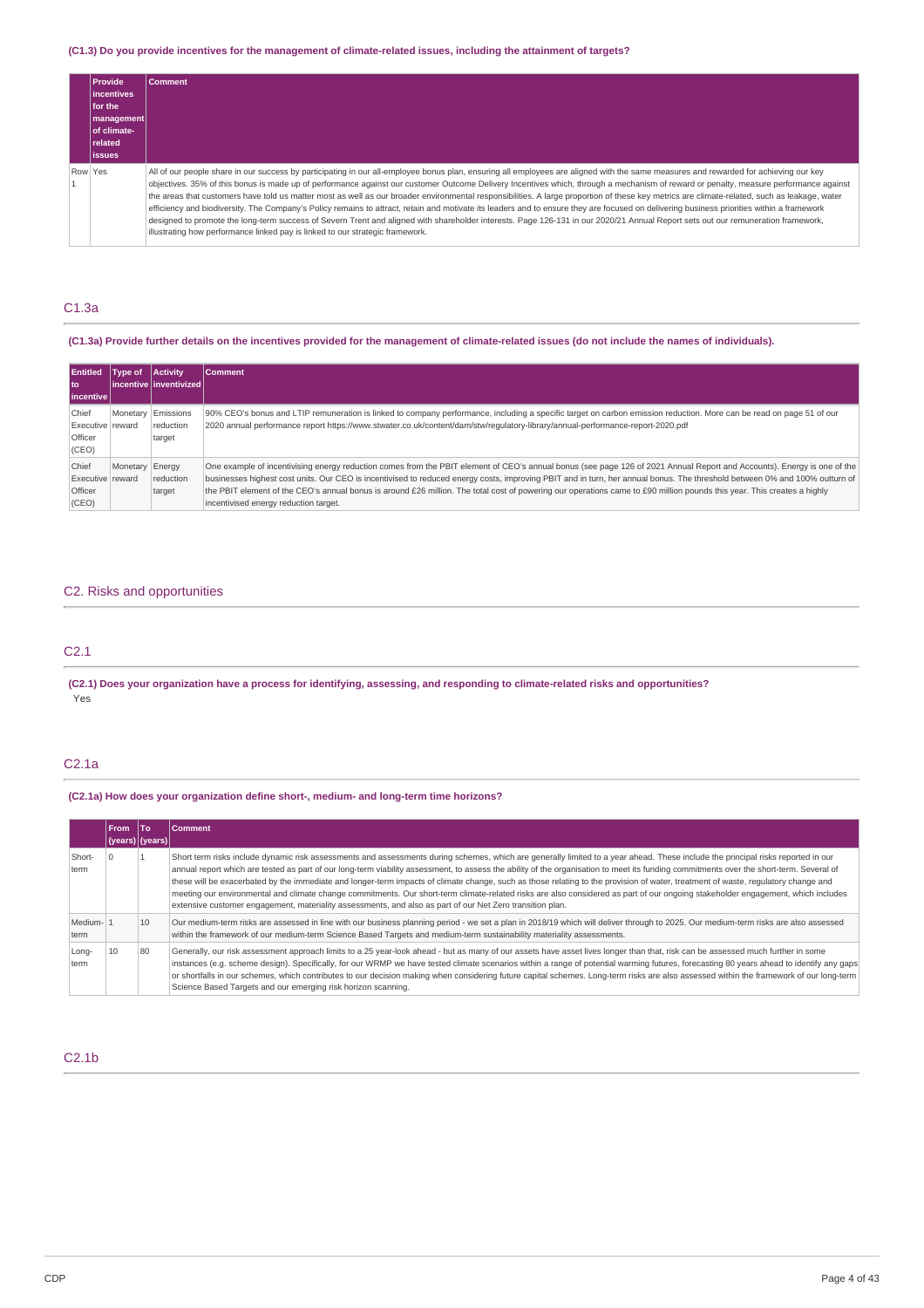**(C1.3) Do you provide incentives for the management of climate-related issues, including the attainment of targets?**

| | Provide incentives for the management of climate-related issues | Comment |
|---|---|---|
| Row 1 | Yes | All of our people share in our success by participating in our all-employee bonus plan, ensuring all employees are aligned with the same measures and rewarded for achieving our key objectives. 35% of this bonus is made up of performance against our customer Outcome Delivery Incentives which, through a mechanism of reward or penalty, measure performance against the areas that customers have told us matter most as well as our broader environmental responsibilities. A large proportion of these key metrics are climate-related, such as leakage, water efficiency and biodiversity. The Company's Policy remains to attract, retain and motivate its leaders and to ensure they are focused on delivering business priorities within a framework designed to promote the long-term success of Severn Trent and aligned with shareholder interests. Page 126-131 in our 2020/21 Annual Report sets out our remuneration framework, illustrating how performance linked pay is linked to our strategic framework. |

## C1.3a

**(C1.3a) Provide further details on the incentives provided for the management of climate-related issues (do not include the names of individuals).**

| Entitled to incentive | Type of incentive | Activity inventivized | Comment |
|---|---|---|---|
| Chief Executive Officer (CEO) | Monetary reward | Emissions reduction target | 90% CEO's bonus and LTIP remuneration is linked to company performance, including a specific target on carbon emission reduction. More can be read on page 51 of our 2020 annual performance report https://www.stwater.co.uk/content/dam/stw/regulatory-library/annual-performance-report-2020.pdf |
| Chief Executive Officer (CEO) | Monetary reward | Energy reduction target | One example of incentivising energy reduction comes from the PBIT element of CEO's annual bonus (see page 126 of 2021 Annual Report and Accounts). Energy is one of the businesses highest cost units. Our CEO is incentivised to reduced energy costs, improving PBIT and in turn, her annual bonus. The threshold between 0% and 100% outturn of the PBIT element of the CEO's annual bonus is around £26 million. The total cost of powering our operations came to £90 million pounds this year. This creates a highly incentivised energy reduction target. |

# C2. Risks and opportunities

## C2.1

**(C2.1) Does your organization have a process for identifying, assessing, and responding to climate-related risks and opportunities?**

Yes

## C2.1a

**(C2.1a) How does your organization define short-, medium- and long-term time horizons?**

| | From (years) | To (years) | Comment |
|---|---|---|---|
| Short-term | 0 | 1 | Short term risks include dynamic risk assessments and assessments during schemes, which are generally limited to a year ahead. These include the principal risks reported in our annual report which are tested as part of our long-term viability assessment, to assess the ability of the organisation to meet its funding commitments over the short-term. Several of these will be exacerbated by the immediate and longer-term impacts of climate change, such as those relating to the provision of water, treatment of waste, regulatory change and meeting our environmental and climate change commitments. Our short-term climate-related risks are also considered as part of our ongoing stakeholder engagement, which includes extensive customer engagement, materiality assessments, and also as part of our Net Zero transition plan. |
| Medium-term | 1 | 10 | Our medium-term risks are assessed in line with our business planning period - we set a plan in 2018/19 which will deliver through to 2025. Our medium-term risks are also assessed within the framework of our medium-term Science Based Targets and medium-term sustainability materiality assessments. |
| Long-term | 10 | 80 | Generally, our risk assessment approach limits to a 25 year-look ahead - but as many of our assets have asset lives longer than that, risk can be assessed much further in some instances (e.g. scheme design). Specifically, for our WRMP we have tested climate scenarios within a range of potential warming futures, forecasting 80 years ahead to identify any gaps or shortfalls in our schemes, which contributes to our decision making when considering future capital schemes. Long-term risks are also assessed within the framework of our long-term Science Based Targets and our emerging risk horizon scanning. |

## C2.1b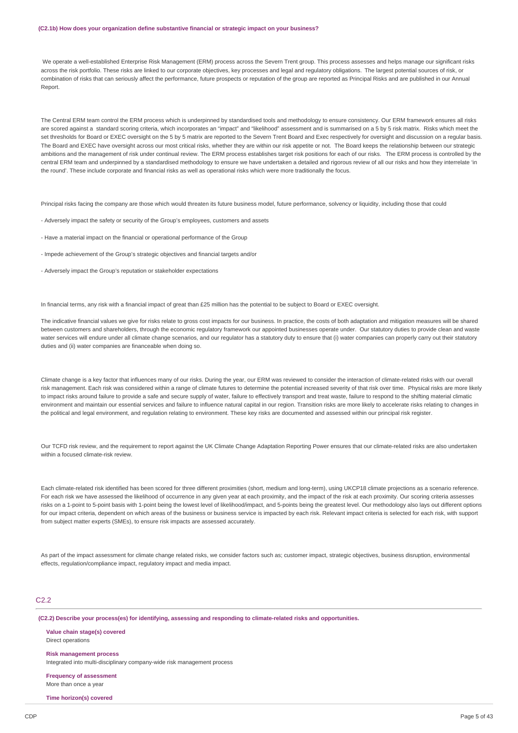**(C2.1b) How does your organization define substantive financial or strategic impact on your business?**

We operate a well-established Enterprise Risk Management (ERM) process across the Severn Trent group. This process assesses and helps manage our significant risks across the risk portfolio. These risks are linked to our corporate objectives, key processes and legal and regulatory obligations. The largest potential sources of risk, or combination of risks that can seriously affect the performance, future prospects or reputation of the group are reported as Principal Risks and are published in our Annual Report.

The Central ERM team control the ERM process which is underpinned by standardised tools and methodology to ensure consistency. Our ERM framework ensures all risks are scored against a standard scoring criteria, which incorporates an "impact" and "likelihood" assessment and is summarised on a 5 by 5 risk matrix. Risks which meet the set thresholds for Board or EXEC oversight on the 5 by 5 matrix are reported to the Severn Trent Board and Exec respectively for oversight and discussion on a regular basis. The Board and EXEC have oversight across our most critical risks, whether they are within our risk appetite or not. The Board keeps the relationship between our strategic ambitions and the management of risk under continual review. The ERM process establishes target risk positions for each of our risks. The ERM process is controlled by the central ERM team and underpinned by a standardised methodology to ensure we have undertaken a detailed and rigorous review of all our risks and how they interrelate 'in the round'. These include corporate and financial risks as well as operational risks which were more traditionally the focus.

Principal risks facing the company are those which would threaten its future business model, future performance, solvency or liquidity, including those that could

- Adversely impact the safety or security of the Group's employees, customers and assets
- Have a material impact on the financial or operational performance of the Group
- Impede achievement of the Group's strategic objectives and financial targets and/or
- Adversely impact the Group's reputation or stakeholder expectations

In financial terms, any risk with a financial impact of great than £25 million has the potential to be subject to Board or EXEC oversight.

The indicative financial values we give for risks relate to gross cost impacts for our business. In practice, the costs of both adaptation and mitigation measures will be shared between customers and shareholders, through the economic regulatory framework our appointed businesses operate under. Our statutory duties to provide clean and waste water services will endure under all climate change scenarios, and our regulator has a statutory duty to ensure that (i) water companies can properly carry out their statutory duties and (ii) water companies are financeable when doing so.

Climate change is a key factor that influences many of our risks. During the year, our ERM was reviewed to consider the interaction of climate-related risks with our overall risk management. Each risk was considered within a range of climate futures to determine the potential increased severity of that risk over time. Physical risks are more likely to impact risks around failure to provide a safe and secure supply of water, failure to effectively transport and treat waste, failure to respond to the shifting material climatic environment and maintain our essential services and failure to influence natural capital in our region. Transition risks are more likely to accelerate risks relating to changes in the political and legal environment, and regulation relating to environment. These key risks are documented and assessed within our principal risk register.

Our TCFD risk review, and the requirement to report against the UK Climate Change Adaptation Reporting Power ensures that our climate-related risks are also undertaken within a focused climate-risk review.

Each climate-related risk identified has been scored for three different proximities (short, medium and long-term), using UKCP18 climate projections as a scenario reference. For each risk we have assessed the likelihood of occurrence in any given year at each proximity, and the impact of the risk at each proximity. Our scoring criteria assesses risks on a 1-point to 5-point basis with 1-point being the lowest level of likelihood/impact, and 5-points being the greatest level. Our methodology also lays out different options for our impact criteria, dependent on which areas of the business or business service is impacted by each risk. Relevant impact criteria is selected for each risk, with support from subject matter experts (SMEs), to ensure risk impacts are assessed accurately.

As part of the impact assessment for climate change related risks, we consider factors such as; customer impact, strategic objectives, business disruption, environmental effects, regulation/compliance impact, regulatory impact and media impact.

## C2.2

**(C2.2) Describe your process(es) for identifying, assessing and responding to climate-related risks and opportunities.**

**Value chain stage(s) covered**
Direct operations

**Risk management process**
Integrated into multi-disciplinary company-wide risk management process

**Frequency of assessment**
More than once a year

**Time horizon(s) covered**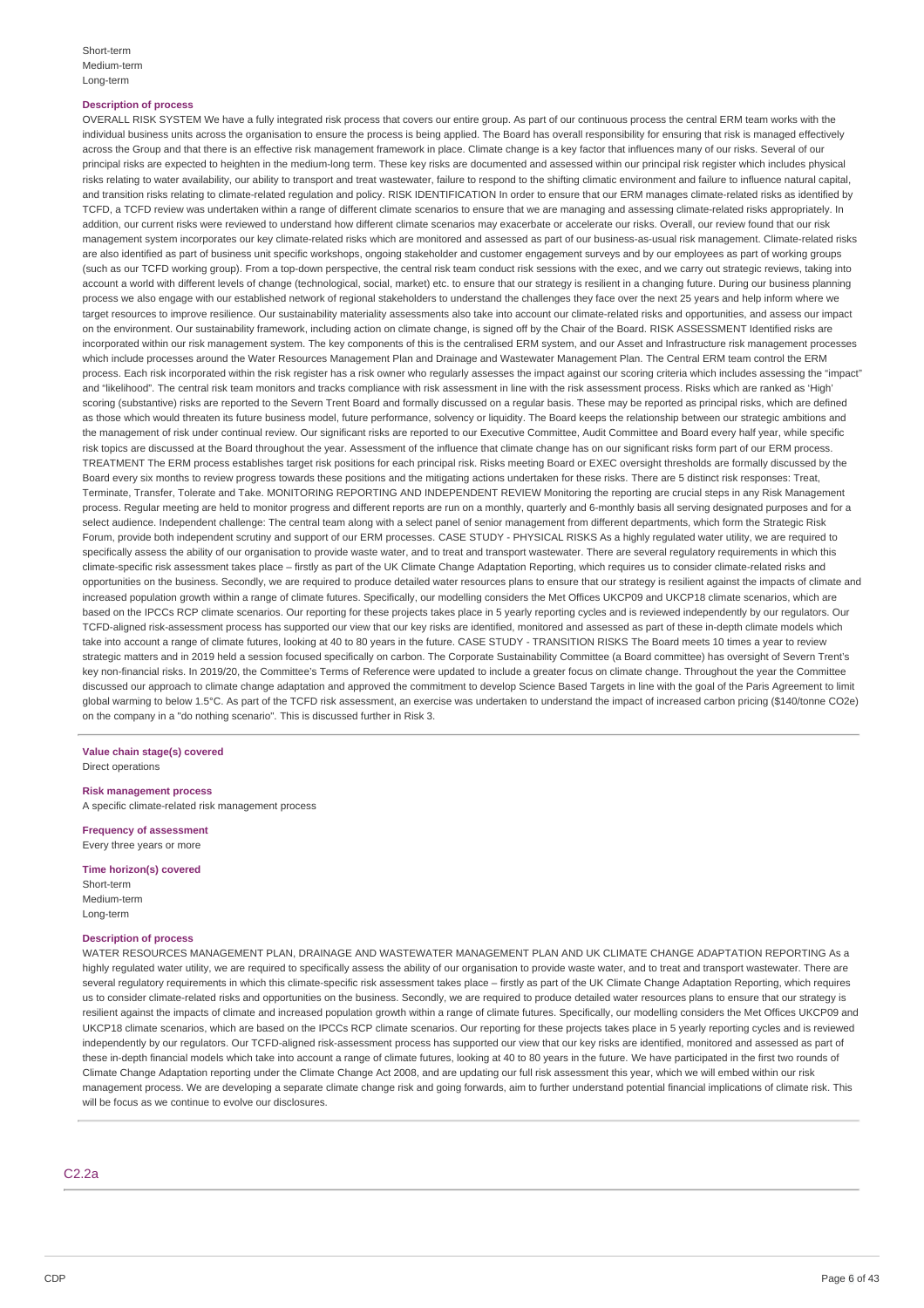Short-term
Medium-term
Long-term

**Description of process**

OVERALL RISK SYSTEM We have a fully integrated risk process that covers our entire group. As part of our continuous process the central ERM team works with the individual business units across the organisation to ensure the process is being applied. The Board has overall responsibility for ensuring that risk is managed effectively across the Group and that there is an effective risk management framework in place. Climate change is a key factor that influences many of our risks. Several of our principal risks are expected to heighten in the medium-long term. These key risks are documented and assessed within our principal risk register which includes physical risks relating to water availability, our ability to transport and treat wastewater, failure to respond to the shifting climatic environment and failure to influence natural capital, and transition risks relating to climate-related regulation and policy. RISK IDENTIFICATION In order to ensure that our ERM manages climate-related risks as identified by TCFD, a TCFD review was undertaken within a range of different climate scenarios to ensure that we are managing and assessing climate-related risks appropriately. In addition, our current risks were reviewed to understand how different climate scenarios may exacerbate or accelerate our risks. Overall, our review found that our risk management system incorporates our key climate-related risks which are monitored and assessed as part of our business-as-usual risk management. Climate-related risks are also identified as part of business unit specific workshops, ongoing stakeholder and customer engagement surveys and by our employees as part of working groups (such as our TCFD working group). From a top-down perspective, the central risk team conduct risk sessions with the exec, and we carry out strategic reviews, taking into account a world with different levels of change (technological, social, market) etc. to ensure that our strategy is resilient in a changing future. During our business planning process we also engage with our established network of regional stakeholders to understand the challenges they face over the next 25 years and help inform where we target resources to improve resilience. Our sustainability materiality assessments also take into account our climate-related risks and opportunities, and assess our impact on the environment. Our sustainability framework, including action on climate change, is signed off by the Chair of the Board. RISK ASSESSMENT Identified risks are incorporated within our risk management system. The key components of this is the centralised ERM system, and our Asset and Infrastructure risk management processes which include processes around the Water Resources Management Plan and Drainage and Wastewater Management Plan. The Central ERM team control the ERM process. Each risk incorporated within the risk register has a risk owner who regularly assesses the impact against our scoring criteria which includes assessing the "impact" and "likelihood". The central risk team monitors and tracks compliance with risk assessment in line with the risk assessment process. Risks which are ranked as 'High' scoring (substantive) risks are reported to the Severn Trent Board and formally discussed on a regular basis. These may be reported as principal risks, which are defined as those which would threaten its future business model, future performance, solvency or liquidity. The Board keeps the relationship between our strategic ambitions and the management of risk under continual review. Our significant risks are reported to our Executive Committee, Audit Committee and Board every half year, while specific risk topics are discussed at the Board throughout the year. Assessment of the influence that climate change has on our significant risks form part of our ERM process. TREATMENT The ERM process establishes target risk positions for each principal risk. Risks meeting Board or EXEC oversight thresholds are formally discussed by the Board every six months to review progress towards these positions and the mitigating actions undertaken for these risks. There are 5 distinct risk responses: Treat, Terminate, Transfer, Tolerate and Take. MONITORING REPORTING AND INDEPENDENT REVIEW Monitoring the reporting are crucial steps in any Risk Management process. Regular meeting are held to monitor progress and different reports are run on a monthly, quarterly and 6-monthly basis all serving designated purposes and for a select audience. Independent challenge: The central team along with a select panel of senior management from different departments, which form the Strategic Risk Forum, provide both independent scrutiny and support of our ERM processes. CASE STUDY - PHYSICAL RISKS As a highly regulated water utility, we are required to specifically assess the ability of our organisation to provide waste water, and to treat and transport wastewater. There are several regulatory requirements in which this climate-specific risk assessment takes place – firstly as part of the UK Climate Change Adaptation Reporting, which requires us to consider climate-related risks and opportunities on the business. Secondly, we are required to produce detailed water resources plans to ensure that our strategy is resilient against the impacts of climate and increased population growth within a range of climate futures. Specifically, our modelling considers the Met Offices UKCP09 and UKCP18 climate scenarios, which are based on the IPCCs RCP climate scenarios. Our reporting for these projects takes place in 5 yearly reporting cycles and is reviewed independently by our regulators. Our TCFD-aligned risk-assessment process has supported our view that our key risks are identified, monitored and assessed as part of these in-depth climate models which take into account a range of climate futures, looking at 40 to 80 years in the future. CASE STUDY - TRANSITION RISKS The Board meets 10 times a year to review strategic matters and in 2019 held a session focused specifically on carbon. The Corporate Sustainability Committee (a Board committee) has oversight of Severn Trent's key non-financial risks. In 2019/20, the Committee's Terms of Reference were updated to include a greater focus on climate change. Throughout the year the Committee discussed our approach to climate change adaptation and approved the commitment to develop Science Based Targets in line with the goal of the Paris Agreement to limit global warming to below 1.5°C. As part of the TCFD risk assessment, an exercise was undertaken to understand the impact of increased carbon pricing ($140/tonne CO2e) on the company in a "do nothing scenario". This is discussed further in Risk 3.

**Value chain stage(s) covered**
Direct operations

**Risk management process**
A specific climate-related risk management process

**Frequency of assessment**
Every three years or more

**Time horizon(s) covered**
Short-term
Medium-term
Long-term

**Description of process**

WATER RESOURCES MANAGEMENT PLAN, DRAINAGE AND WASTEWATER MANAGEMENT PLAN AND UK CLIMATE CHANGE ADAPTATION REPORTING As a highly regulated water utility, we are required to specifically assess the ability of our organisation to provide waste water, and to treat and transport wastewater. There are several regulatory requirements in which this climate-specific risk assessment takes place – firstly as part of the UK Climate Change Adaptation Reporting, which requires us to consider climate-related risks and opportunities on the business. Secondly, we are required to produce detailed water resources plans to ensure that our strategy is resilient against the impacts of climate and increased population growth within a range of climate futures. Specifically, our modelling considers the Met Offices UKCP09 and UKCP18 climate scenarios, which are based on the IPCCs RCP climate scenarios. Our reporting for these projects takes place in 5 yearly reporting cycles and is reviewed independently by our regulators. Our TCFD-aligned risk-assessment process has supported our view that our key risks are identified, monitored and assessed as part of these in-depth financial models which take into account a range of climate futures, looking at 40 to 80 years in the future. We have participated in the first two rounds of Climate Change Adaptation reporting under the Climate Change Act 2008, and are updating our full risk assessment this year, which we will embed within our risk management process. We are developing a separate climate change risk and going forwards, aim to further understand potential financial implications of climate risk. This will be focus as we continue to evolve our disclosures.

## C2.2a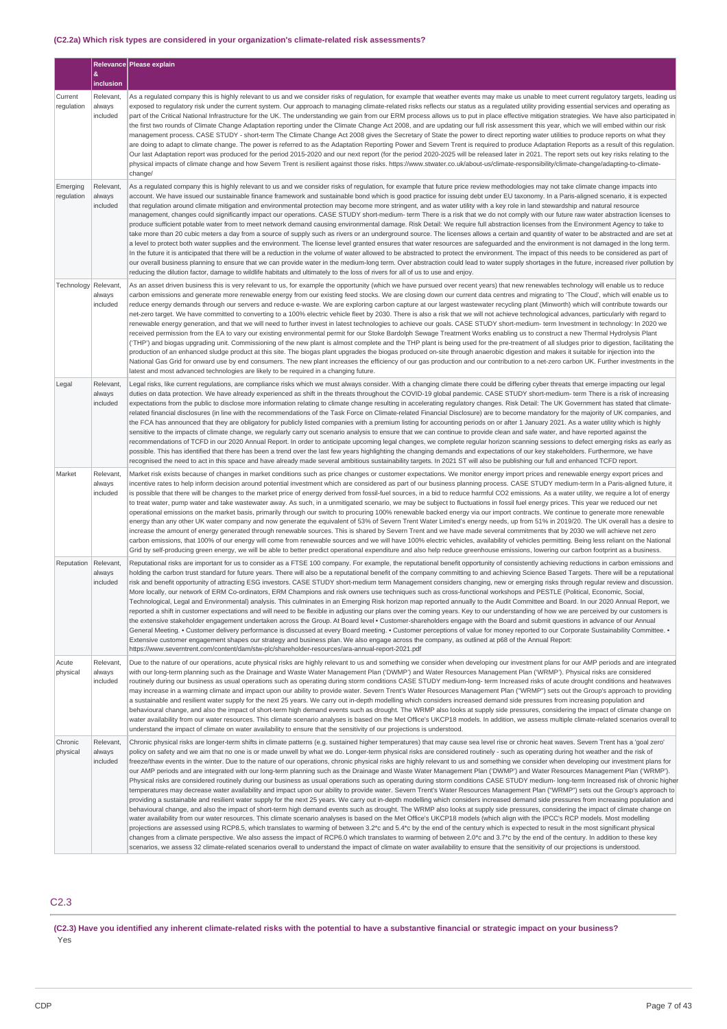### (C2.2a) Which risk types are considered in your organization's climate-related risk assessments?

| | Relevance & inclusion | Please explain |
|---|---|---|
| Current regulation | Relevant, always included | As a regulated company this is highly relevant to us and we consider risks of regulation, for example that weather events may make us unable to meet current regulatory targets, leading us exposed to regulatory risk under the current system. Our approach to managing climate-related risks reflects our status as a regulated utility providing essential services and operating as part of the Critical National Infrastructure for the UK. The understanding we gain from our ERM process allows us to put in place effective mitigation strategies. We have also participated in the first two rounds of Climate Change Adaptation reporting under the Climate Change Act 2008, and are updating our full risk assessment this year, which we will embed within our risk management process. CASE STUDY - short-term The Climate Change Act 2008 gives the Secretary of State the power to direct reporting water utilities to produce reports on what they are doing to adapt to climate change. The power is referred to as the Adaptation Reporting Power and Severn Trent is required to produce Adaptation Reports as a result of this regulation. Our last Adaptation report was produced for the period 2015-2020 and our next report (for the period 2020-2025 will be released later in 2021. The report sets out key risks relating to the physical impacts of climate change and how Severn Trent is resilient against those risks. https://www.stwater.co.uk/about-us/climate-responsibility/climate-change/adapting-to-climate-change/ |
| Emerging regulation | Relevant, always included | As a regulated company this is highly relevant to us and we consider risks of regulation, for example that future price review methodologies may not take climate change impacts into account. We have issued our sustainable finance framework and sustainable bond which is good practice for issuing debt under EU taxonomy. In a Paris-aligned scenario, it is expected that regulation around climate mitigation and environmental protection may become more stringent, and as water utility with a key role in land stewardship and natural resource management, changes could significantly impact our operations. CASE STUDY short-medium- term There is a risk that we do not comply with our future raw water abstraction licenses to produce sufficient potable water from to meet network demand causing environmental damage. Risk Detail: We require full abstraction licenses from the Environment Agency to take to take more than 20 cubic meters a day from a source of supply such as rivers or an underground source. The licenses allows a certain and quantity of water to be abstracted and are set at a level to protect both water supplies and the environment. The license level granted ensures that water resources are safeguarded and the environment is not damaged in the long term. In the future it is anticipated that there will be a reduction in the volume of water allowed to be abstracted to protect the environment. The impact of this needs to be considered as part of our overall business planning to ensure that we can provide water in the medium-long term. Over abstraction could lead to water supply shortages in the future, increased river pollution by reducing the dilution factor, damage to wildlife habitats and ultimately to the loss of rivers for all of us to use and enjoy. |
| Technology | Relevant, always included | As an asset driven business this is very relevant to us, for example the opportunity (which we have pursued over recent years) that new renewables technology will enable us to reduce carbon emissions and generate more renewable energy from our existing feed stocks. We are closing down our current data centres and migrating to 'The Cloud', which will enable us to reduce energy demands through our servers and reduce e-waste. We are exploring carbon capture at our largest wastewater recycling plant (Minworth) which will contribute towards our net-zero target. We have committed to converting to a 100% electric vehicle fleet by 2030. There is also a risk that we will not achieve technological advances, particularly with regard to renewable energy generation, and that we will need to further invest in latest technologies to achieve our goals. CASE STUDY short-medium- term Investment in technology: In 2020 we received permission from the EA to vary our existing environmental permit for our Stoke Bardolph Sewage Treatment Works enabling us to construct a new Thermal Hydrolysis Plant ('THP') and biogas upgrading unit. Commissioning of the new plant is almost complete and the THP plant is being used for the pre-treatment of all sludges prior to digestion, facilitating the production of an enhanced sludge product at this site. The biogas plant upgrades the biogas produced on-site through anaerobic digestion and makes it suitable for injection into the National Gas Grid for onward use by end consumers. The new plant increases the efficiency of our gas production and our contribution to a net-zero carbon UK. Further investments in the latest and most advanced technologies are likely to be required in a changing future. |
| Legal | Relevant, always included | Legal risks, like current regulations, are compliance risks which we must always consider. With a changing climate there could be differing cyber threats that emerge impacting our legal duties on data protection. We have already experienced as shift in the threats throughout the COVID-19 global pandemic. CASE STUDY short-medium- term There is a risk of increasing expectations from the public to disclose more information relating to climate change resulting in accelerating regulatory changes. Risk Detail: The UK Government has stated that climate-related financial disclosures (in line with the recommendations of the Task Force on Climate-related Financial Disclosure) are to become mandatory for the majority of UK companies, and the FCA has announced that they are obligatory for publicly listed companies with a premium listing for accounting periods on or after 1 January 2021. As a water utility which is highly sensitive to the impacts of climate change, we regularly carry out scenario analysis to ensure that we can continue to provide clean and safe water, and have reported against the recommendations of TCFD in our 2020 Annual Report. In order to anticipate upcoming legal changes, we complete regular horizon scanning sessions to defect emerging risks as early as possible. This has identified that there has been a trend over the last few years highlighting the changing demands and expectations of our key stakeholders. Furthermore, we have recognised the need to act in this space and have already made several ambitious sustainability targets. In 2021 ST will also be publishing our full and enhanced TCFD report. |
| Market | Relevant, always included | Market risk exists because of changes in market conditions such as price changes or customer expectations. We monitor energy import prices and renewable energy export prices and incentive rates to help inform decision around potential investment which are considered as part of our business planning process. CASE STUDY medium-term In a Paris-aligned future, it is possible that there will be changes to the market price of energy derived from fossil-fuel sources, in a bid to reduce harmful CO2 emissions. As a water utility, we require a lot of energy to treat water, pump water and take wastewater away. As such, in a unmitigated scenario, we may be subject to fluctuations in fossil fuel energy prices. This year we reduced our net operational emissions on the market basis, primarily through our switch to procuring 100% renewable backed energy via our import contracts. We continue to generate more renewable energy than any other UK water company and now generate the equivalent of 53% of Severn Trent Water Limited's energy needs, up from 51% in 2019/20. The UK overall has a desire to increase the amount of energy generated through renewable sources. This is shared by Severn Trent and we have made several commitments that by 2030 we will achieve net zero carbon emissions, that 100% of our energy will come from renewable sources and we will have 100% electric vehicles, availability of vehicles permitting. Being less reliant on the National Grid by self-producing green energy, we will be able to better predict operational expenditure and also help reduce greenhouse emissions, lowering our carbon footprint as a business. |
| Reputation | Relevant, always included | Reputational risks are important for us to consider as a FTSE 100 company. For example, the reputational benefit opportunity of consistently achieving reductions in carbon emissions and holding the carbon trust standard for future years. There will also be a reputational benefit of the company committing to and achieving Science Based Targets. There will be a reputational risk and benefit opportunity of attracting ESG investors. CASE STUDY short-medium term Management considers changing, new or emerging risks through regular review and discussion. More locally, our network of ERM Co-ordinators, ERM Champions and risk owners use techniques such as cross-functional workshops and PESTLE (Political, Economic, Social, Technological, Legal and Environmental) analysis. This culminates in an Emerging Risk horizon map reported annually to the Audit Committee and Board. In our 2020 Annual Report, we reported a shift in customer expectations and will need to be flexible in adjusting our plans over the coming years. Key to our understanding of how we are perceived by our customers is the extensive stakeholder engagement undertaken across the Group. At Board level • Customer-shareholders engage with the Board and submit questions in advance of our Annual General Meeting. • Customer delivery performance is discussed at every Board meeting. • Customer perceptions of value for money reported to our Corporate Sustainability Committee. • Extensive customer engagement shapes our strategy and business plan. We also engage across the company, as outlined at p68 of the Annual Report: https://www.severntrent.com/content/dam/stw-plc/shareholder-resources/ara-annual-report-2021.pdf |
| Acute physical | Relevant, always included | Due to the nature of our operations, acute physical risks are highly relevant to us and something we consider when developing our investment plans for our AMP periods and are integrated with our long-term planning such as the Drainage and Waste Water Management Plan ('DWMP') and Water Resources Management Plan ('WRMP'). Physical risks are considered routinely during our business as usual operations such as operating during storm conditions CASE STUDY medium-long- term Increased risks of acute drought conditions and heatwaves may increase in a warming climate and impact upon our ability to provide water. Severn Trent's Water Resources Management Plan ("WRMP") sets out the Group's approach to providing a sustainable and resilient water supply for the next 25 years. We carry out in-depth modelling which considers increased demand side pressures from increasing population and behavioural change, and also the impact of short-term high demand events such as drought. The WRMP also looks at supply side pressures, considering the impact of climate change on water availability from our water resources. This climate scenario analyses is based on the Met Office's UKCP18 models. In addition, we assess multiple climate-related scenarios overall to understand the impact of climate on water availability to ensure that the sensitivity of our projections is understood. |
| Chronic physical | Relevant, always included | Chronic physical risks are longer-term shifts in climate patterns (e.g. sustained higher temperatures) that may cause sea level rise or chronic heat waves. Severn Trent has a 'goal zero' policy on safety and we aim that no one is or made unwell by what we do. Longer-term physical risks are considered routinely - such as operating during hot weather and the risk of freeze/thaw events in the winter. Due to the nature of our operations, chronic physical risks are highly relevant to us and something we consider when developing our investment plans for our AMP periods and are integrated with our long-term planning such as the Drainage and Waste Water Management Plan ('DWMP') and Water Resources Management Plan ('WRMP'). Physical risks are considered routinely during our business as usual operations such as operating during storm conditions CASE STUDY medium- long-term Increased risk of chronic higher temperatures may decrease water availability and impact upon our ability to provide water. Severn Trent's Water Resources Management Plan ("WRMP") sets out the Group's approach to providing a sustainable and resilient water supply for the next 25 years. We carry out in-depth modelling which considers increased demand side pressures from increasing population and behavioural change, and also the impact of short-term high demand events such as drought. The WRMP also looks at supply side pressures, considering the impact of climate change on water availability from our water resources. This climate scenario analyses is based on the Met Office's UKCP18 models (which align with the IPCC's RCP models. Most modelling projections are assessed using RCP8.5, which translates to warming of between 3.2°c and 5.4°c by the end of the century which is expected to result in the most significant physical changes from a climate perspective. We also assess the impact of RCP6.0 which translates to warming of between 2.0°c and 3.7°c by the end of the century. In addition to these key scenarios, we assess 32 climate-related scenarios overall to understand the impact of climate on water availability to ensure that the sensitivity of our projections is understood. |

## C2.3

**(C2.3) Have you identified any inherent climate-related risks with the potential to have a substantive financial or strategic impact on your business?**

Yes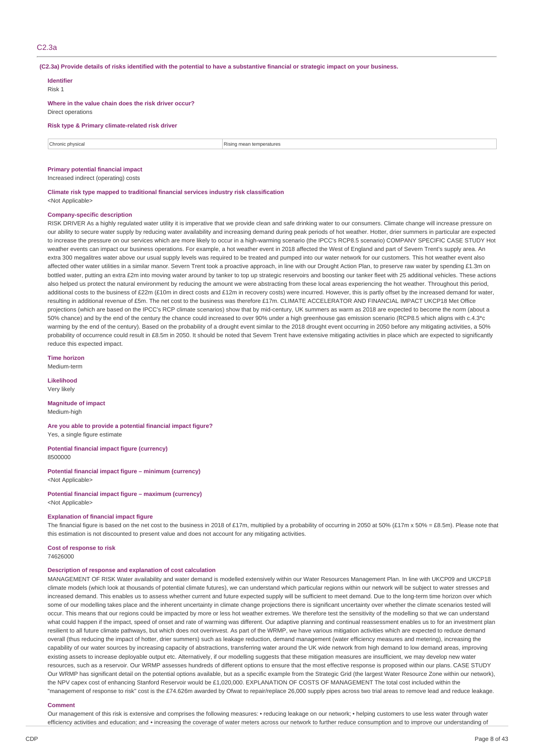## C2.3a

**(C2.3a) Provide details of risks identified with the potential to have a substantive financial or strategic impact on your business.**

**Identifier**
Risk 1

**Where in the value chain does the risk driver occur?**
Direct operations

**Risk type & Primary climate-related risk driver**

| Chronic physical | Rising mean temperatures |
|---|---|

**Primary potential financial impact**
Increased indirect (operating) costs

**Climate risk type mapped to traditional financial services industry risk classification**
<Not Applicable>

**Company-specific description**
RISK DRIVER As a highly regulated water utility it is imperative that we provide clean and safe drinking water to our consumers. Climate change will increase pressure on our ability to secure water supply by reducing water availability and increasing demand during peak periods of hot weather. Hotter, drier summers in particular are expected to increase the pressure on our services which are more likely to occur in a high-warming scenario (the IPCC's RCP8.5 scenario) COMPANY SPECIFIC CASE STUDY Hot weather events can impact our business operations. For example, a hot weather event in 2018 affected the West of England and part of Severn Trent's supply area. An extra 300 megalitres water above our usual supply levels was required to be treated and pumped into our water network for our customers. This hot weather event also affected other water utilities in a similar manor. Severn Trent took a proactive approach, in line with our Drought Action Plan, to preserve raw water by spending £1.3m on bottled water, putting an extra £2m into moving water around by tanker to top up strategic reservoirs and boosting our tanker fleet with 25 additional vehicles. These actions also helped us protect the natural environment by reducing the amount we were abstracting from these local areas experiencing the hot weather. Throughout this period, additional costs to the business of £22m (£10m in direct costs and £12m in recovery costs) were incurred. However, this is partly offset by the increased demand for water, resulting in additional revenue of £5m. The net cost to the business was therefore £17m. CLIMATE ACCELERATOR AND FINANCIAL IMPACT UKCP18 Met Office projections (which are based on the IPCC's RCP climate scenarios) show that by mid-century, UK summers as warm as 2018 are expected to become the norm (about a 50% chance) and by the end of the century the chance could increased to over 90% under a high greenhouse gas emission scenario (RCP8.5 which aligns with c.4.3*c warming by the end of the century). Based on the probability of a drought event similar to the 2018 drought event occurring in 2050 before any mitigating activities, a 50% probability of occurrence could result in £8.5m in 2050. It should be noted that Severn Trent have extensive mitigating activities in place which are expected to significantly reduce this expected impact.

**Time horizon**
Medium-term

**Likelihood**
Very likely

**Magnitude of impact**
Medium-high

**Are you able to provide a potential financial impact figure?**
Yes, a single figure estimate

**Potential financial impact figure (currency)**
8500000

**Potential financial impact figure – minimum (currency)**
<Not Applicable>

**Potential financial impact figure – maximum (currency)**
<Not Applicable>

**Explanation of financial impact figure**
The financial figure is based on the net cost to the business in 2018 of £17m, multiplied by a probability of occurring in 2050 at 50% (£17m x 50% = £8.5m). Please note that this estimation is not discounted to present value and does not account for any mitigating activities.

**Cost of response to risk**
74626000

**Description of response and explanation of cost calculation**
MANAGEMENT OF RISK Water availability and water demand is modelled extensively within our Water Resources Management Plan. In line with UKCP09 and UKCP18 climate models (which look at thousands of potential climate futures), we can understand which particular regions within our network will be subject to water stresses and increased demand. This enables us to assess whether current and future expected supply will be sufficient to meet demand. Due to the long-term time horizon over which some of our modelling takes place and the inherent uncertainty in climate change projections there is significant uncertainty over whether the climate scenarios tested will occur. This means that our regions could be impacted by more or less hot weather extremes. We therefore test the sensitivity of the modelling so that we can understand what could happen if the impact, speed of onset and rate of warming was different. Our adaptive planning and continual reassessment enables us to for an investment plan resilient to all future climate pathways, but which does not overinvest. As part of the WRMP, we have various mitigation activities which are expected to reduce demand overall (thus reducing the impact of hotter, drier summers) such as leakage reduction, demand management (water efficiency measures and metering), increasing the capability of our water sources by increasing capacity of abstractions, transferring water around the UK wide network from high demand to low demand areas, improving existing assets to increase deployable output etc. Alternatively, if our modelling suggests that these mitigation measures are insufficient, we may develop new water resources, such as a reservoir. Our WRMP assesses hundreds of different options to ensure that the most effective response is proposed within our plans. CASE STUDY Our WRMP has significant detail on the potential options available, but as a specific example from the Strategic Grid (the largest Water Resource Zone within our network), the NPV capex cost of enhancing Stanford Reservoir would be £1,020,000. EXPLANATION OF COSTS OF MANAGEMENT The total cost included within the "management of response to risk" cost is the £74.626m awarded by Ofwat to repair/replace 26,000 supply pipes across two trial areas to remove lead and reduce leakage.

**Comment**
Our management of this risk is extensive and comprises the following measures: • reducing leakage on our network; • helping customers to use less water through water efficiency activities and education; and • increasing the coverage of water meters across our network to further reduce consumption and to improve our understanding of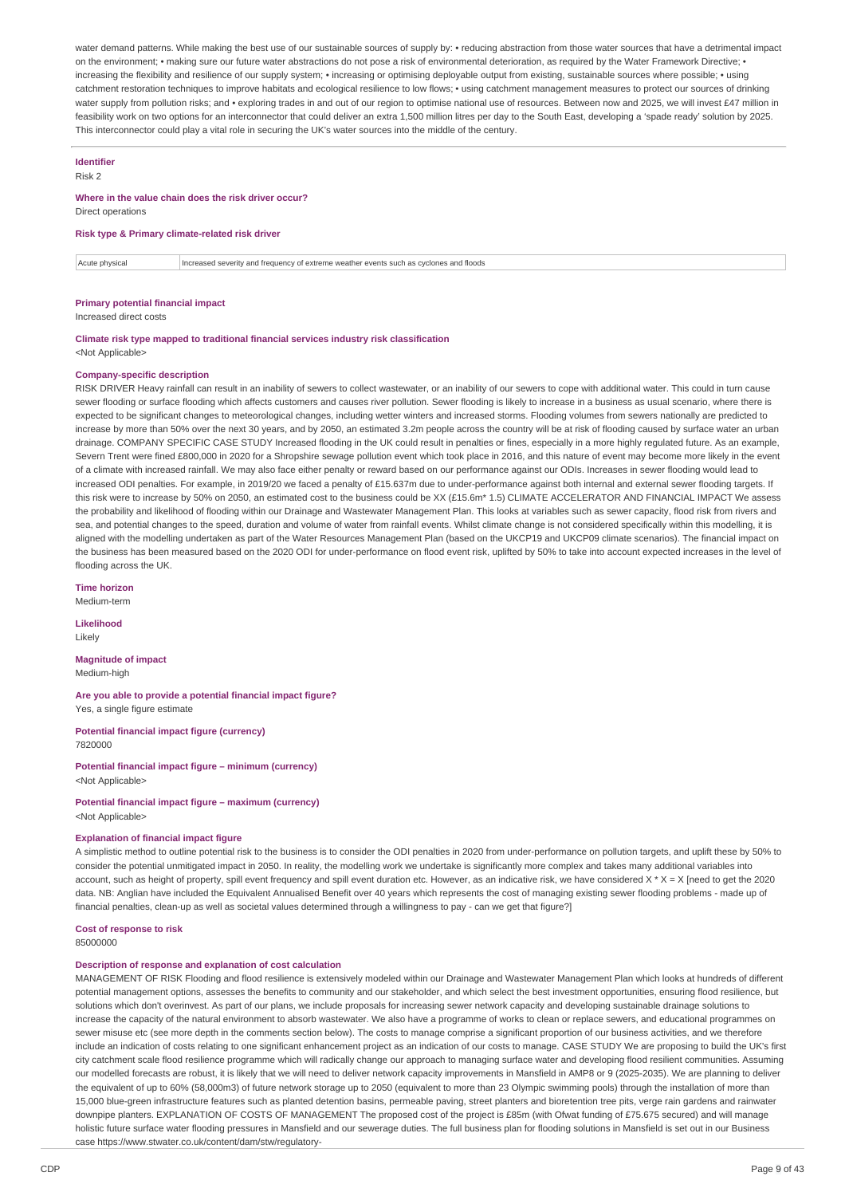water demand patterns. While making the best use of our sustainable sources of supply by: • reducing abstraction from those water sources that have a detrimental impact on the environment; • making sure our future water abstractions do not pose a risk of environmental deterioration, as required by the Water Framework Directive; • increasing the flexibility and resilience of our supply system; • increasing or optimising deployable output from existing, sustainable sources where possible; • using catchment restoration techniques to improve habitats and ecological resilience to low flows; • using catchment management measures to protect our sources of drinking water supply from pollution risks; and • exploring trades in and out of our region to optimise national use of resources. Between now and 2025, we will invest £47 million in feasibility work on two options for an interconnector that could deliver an extra 1,500 million litres per day to the South East, developing a 'spade ready' solution by 2025. This interconnector could play a vital role in securing the UK's water sources into the middle of the century.

**Identifier**

Risk 2

**Where in the value chain does the risk driver occur?**

Direct operations

**Risk type & Primary climate-related risk driver**

| Acute physical | Increased severity and frequency of extreme weather events such as cyclones and floods |
|---|---|

**Primary potential financial impact**

Increased direct costs

**Climate risk type mapped to traditional financial services industry risk classification**

<Not Applicable>

**Company-specific description**

RISK DRIVER Heavy rainfall can result in an inability of sewers to collect wastewater, or an inability of our sewers to cope with additional water. This could in turn cause sewer flooding or surface flooding which affects customers and causes river pollution. Sewer flooding is likely to increase in a business as usual scenario, where there is expected to be significant changes to meteorological changes, including wetter winters and increased storms. Flooding volumes from sewers nationally are predicted to increase by more than 50% over the next 30 years, and by 2050, an estimated 3.2m people across the country will be at risk of flooding caused by surface water an urban drainage. COMPANY SPECIFIC CASE STUDY Increased flooding in the UK could result in penalties or fines, especially in a more highly regulated future. As an example, Severn Trent were fined £800,000 in 2020 for a Shropshire sewage pollution event which took place in 2016, and this nature of event may become more likely in the event of a climate with increased rainfall. We may also face either penalty or reward based on our performance against our ODIs. Increases in sewer flooding would lead to increased ODI penalties. For example, in 2019/20 we faced a penalty of £15.637m due to under-performance against both internal and external sewer flooding targets. If this risk were to increase by 50% on 2050, an estimated cost to the business could be XX (£15.6m* 1.5) CLIMATE ACCELERATOR AND FINANCIAL IMPACT We assess the probability and likelihood of flooding within our Drainage and Wastewater Management Plan. This looks at variables such as sewer capacity, flood risk from rivers and sea, and potential changes to the speed, duration and volume of water from rainfall events. Whilst climate change is not considered specifically within this modelling, it is aligned with the modelling undertaken as part of the Water Resources Management Plan (based on the UKCP19 and UKCP09 climate scenarios). The financial impact on the business has been measured based on the 2020 ODI for under-performance on flood event risk, uplifted by 50% to take into account expected increases in the level of flooding across the UK.

**Time horizon**

Medium-term

**Likelihood**

Likely

**Magnitude of impact**

Medium-high

**Are you able to provide a potential financial impact figure?**

Yes, a single figure estimate

**Potential financial impact figure (currency)**

7820000

**Potential financial impact figure – minimum (currency)**

<Not Applicable>

**Potential financial impact figure – maximum (currency)**

<Not Applicable>

**Explanation of financial impact figure**

A simplistic method to outline potential risk to the business is to consider the ODI penalties in 2020 from under-performance on pollution targets, and uplift these by 50% to consider the potential unmitigated impact in 2050. In reality, the modelling work we undertake is significantly more complex and takes many additional variables into account, such as height of property, spill event frequency and spill event duration etc. However, as an indicative risk, we have considered X * X = X [need to get the 2020 data. NB: Anglian have included the Equivalent Annualised Benefit over 40 years which represents the cost of managing existing sewer flooding problems - made up of financial penalties, clean-up as well as societal values determined through a willingness to pay - can we get that figure?]

**Cost of response to risk**

85000000

**Description of response and explanation of cost calculation**

MANAGEMENT OF RISK Flooding and flood resilience is extensively modeled within our Drainage and Wastewater Management Plan which looks at hundreds of different potential management options, assesses the benefits to community and our stakeholder, and which select the best investment opportunities, ensuring flood resilience, but solutions which don't overinvest. As part of our plans, we include proposals for increasing sewer network capacity and developing sustainable drainage solutions to increase the capacity of the natural environment to absorb wastewater. We also have a programme of works to clean or replace sewers, and educational programmes on sewer misuse etc (see more depth in the comments section below). The costs to manage comprise a significant proportion of our business activities, and we therefore include an indication of costs relating to one significant enhancement project as an indication of our costs to manage. CASE STUDY We are proposing to build the UK's first city catchment scale flood resilience programme which will radically change our approach to managing surface water and developing flood resilient communities. Assuming our modelled forecasts are robust, it is likely that we will need to deliver network capacity improvements in Mansfield in AMP8 or 9 (2025-2035). We are planning to deliver the equivalent of up to 60% (58,000m3) of future network storage up to 2050 (equivalent to more than 23 Olympic swimming pools) through the installation of more than 15,000 blue-green infrastructure features such as planted detention basins, permeable paving, street planters and bioretention tree pits, verge rain gardens and rainwater downpipe planters. EXPLANATION OF COSTS OF MANAGEMENT The proposed cost of the project is £85m (with Ofwat funding of £75.675 secured) and will manage holistic future surface water flooding pressures in Mansfield and our sewerage duties. The full business plan for flooding solutions in Mansfield is set out in our Business case https://www.stwater.co.uk/content/dam/stw/regulatory-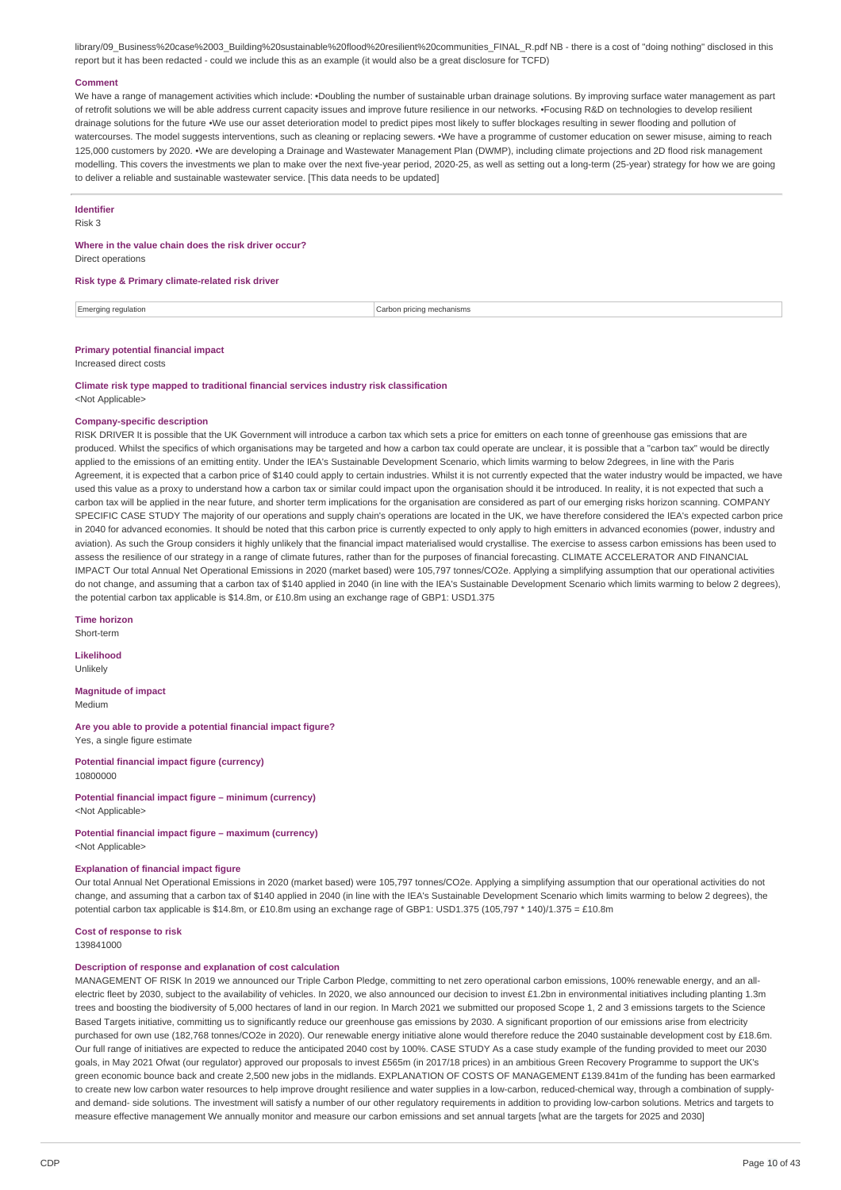library/09_Business%20case%2003_Building%20sustainable%20flood%20resilient%20communities_FINAL_R.pdf NB - there is a cost of "doing nothing" disclosed in this report but it has been redacted - could we include this as an example (it would also be a great disclosure for TCFD)

**Comment**

We have a range of management activities which include: •Doubling the number of sustainable urban drainage solutions. By improving surface water management as part of retrofit solutions we will be able address current capacity issues and improve future resilience in our networks. •Focusing R&D on technologies to develop resilient drainage solutions for the future •We use our asset deterioration model to predict pipes most likely to suffer blockages resulting in sewer flooding and pollution of watercourses. The model suggests interventions, such as cleaning or replacing sewers. •We have a programme of customer education on sewer misuse, aiming to reach 125,000 customers by 2020. •We are developing a Drainage and Wastewater Management Plan (DWMP), including climate projections and 2D flood risk management modelling. This covers the investments we plan to make over the next five-year period, 2020-25, as well as setting out a long-term (25-year) strategy for how we are going to deliver a reliable and sustainable wastewater service. [This data needs to be updated]

**Identifier**

Risk 3

**Where in the value chain does the risk driver occur?**

Direct operations

**Risk type & Primary climate-related risk driver**

| Emerging regulation | Carbon pricing mechanisms |
|---|---|

**Primary potential financial impact**

Increased direct costs

**Climate risk type mapped to traditional financial services industry risk classification**

<Not Applicable>

**Company-specific description**

RISK DRIVER It is possible that the UK Government will introduce a carbon tax which sets a price for emitters on each tonne of greenhouse gas emissions that are produced. Whilst the specifics of which organisations may be targeted and how a carbon tax could operate are unclear, it is possible that a "carbon tax" would be directly applied to the emissions of an emitting entity. Under the IEA's Sustainable Development Scenario, which limits warming to below 2degrees, in line with the Paris Agreement, it is expected that a carbon price of $140 could apply to certain industries. Whilst it is not currently expected that the water industry would be impacted, we have used this value as a proxy to understand how a carbon tax or similar could impact upon the organisation should it be introduced. In reality, it is not expected that such a carbon tax will be applied in the near future, and shorter term implications for the organisation are considered as part of our emerging risks horizon scanning. COMPANY SPECIFIC CASE STUDY The majority of our operations and supply chain's operations are located in the UK, we have therefore considered the IEA's expected carbon price in 2040 for advanced economies. It should be noted that this carbon price is currently expected to only apply to high emitters in advanced economies (power, industry and aviation). As such the Group considers it highly unlikely that the financial impact materialised would crystallise. The exercise to assess carbon emissions has been used to assess the resilience of our strategy in a range of climate futures, rather than for the purposes of financial forecasting. CLIMATE ACCELERATOR AND FINANCIAL IMPACT Our total Annual Net Operational Emissions in 2020 (market based) were 105,797 tonnes/CO2e. Applying a simplifying assumption that our operational activities do not change, and assuming that a carbon tax of $140 applied in 2040 (in line with the IEA's Sustainable Development Scenario which limits warming to below 2 degrees), the potential carbon tax applicable is $14.8m, or £10.8m using an exchange rage of GBP1: USD1.375

**Time horizon**

Short-term

**Likelihood**

Unlikely

**Magnitude of impact**

Medium

**Are you able to provide a potential financial impact figure?**

Yes, a single figure estimate

**Potential financial impact figure (currency)**

10800000

**Potential financial impact figure – minimum (currency)**

<Not Applicable>

**Potential financial impact figure – maximum (currency)**

<Not Applicable>

**Explanation of financial impact figure**

Our total Annual Net Operational Emissions in 2020 (market based) were 105,797 tonnes/CO2e. Applying a simplifying assumption that our operational activities do not change, and assuming that a carbon tax of $140 applied in 2040 (in line with the IEA's Sustainable Development Scenario which limits warming to below 2 degrees), the potential carbon tax applicable is $14.8m, or £10.8m using an exchange rage of GBP1: USD1.375 (105,797 * 140)/1.375 = £10.8m

**Cost of response to risk**

139841000

**Description of response and explanation of cost calculation**

MANAGEMENT OF RISK In 2019 we announced our Triple Carbon Pledge, committing to net zero operational carbon emissions, 100% renewable energy, and an all-electric fleet by 2030, subject to the availability of vehicles. In 2020, we also announced our decision to invest £1.2bn in environmental initiatives including planting 1.3m trees and boosting the biodiversity of 5,000 hectares of land in our region. In March 2021 we submitted our proposed Scope 1, 2 and 3 emissions targets to the Science Based Targets initiative, committing us to significantly reduce our greenhouse gas emissions by 2030. A significant proportion of our emissions arise from electricity purchased for own use (182,768 tonnes/CO2e in 2020). Our renewable energy initiative alone would therefore reduce the 2040 sustainable development cost by £18.6m. Our full range of initiatives are expected to reduce the anticipated 2040 cost by 100%. CASE STUDY As a case study example of the funding provided to meet our 2030 goals, in May 2021 Ofwat (our regulator) approved our proposals to invest £565m (in 2017/18 prices) in an ambitious Green Recovery Programme to support the UK's green economic bounce back and create 2,500 new jobs in the midlands. EXPLANATION OF COSTS OF MANAGEMENT £139.841m of the funding has been earmarked to create new low carbon water resources to help improve drought resilience and water supplies in a low-carbon, reduced-chemical way, through a combination of supply- and demand- side solutions. The investment will satisfy a number of our other regulatory requirements in addition to providing low-carbon solutions. Metrics and targets to measure effective management We annually monitor and measure our carbon emissions and set annual targets [what are the targets for 2025 and 2030]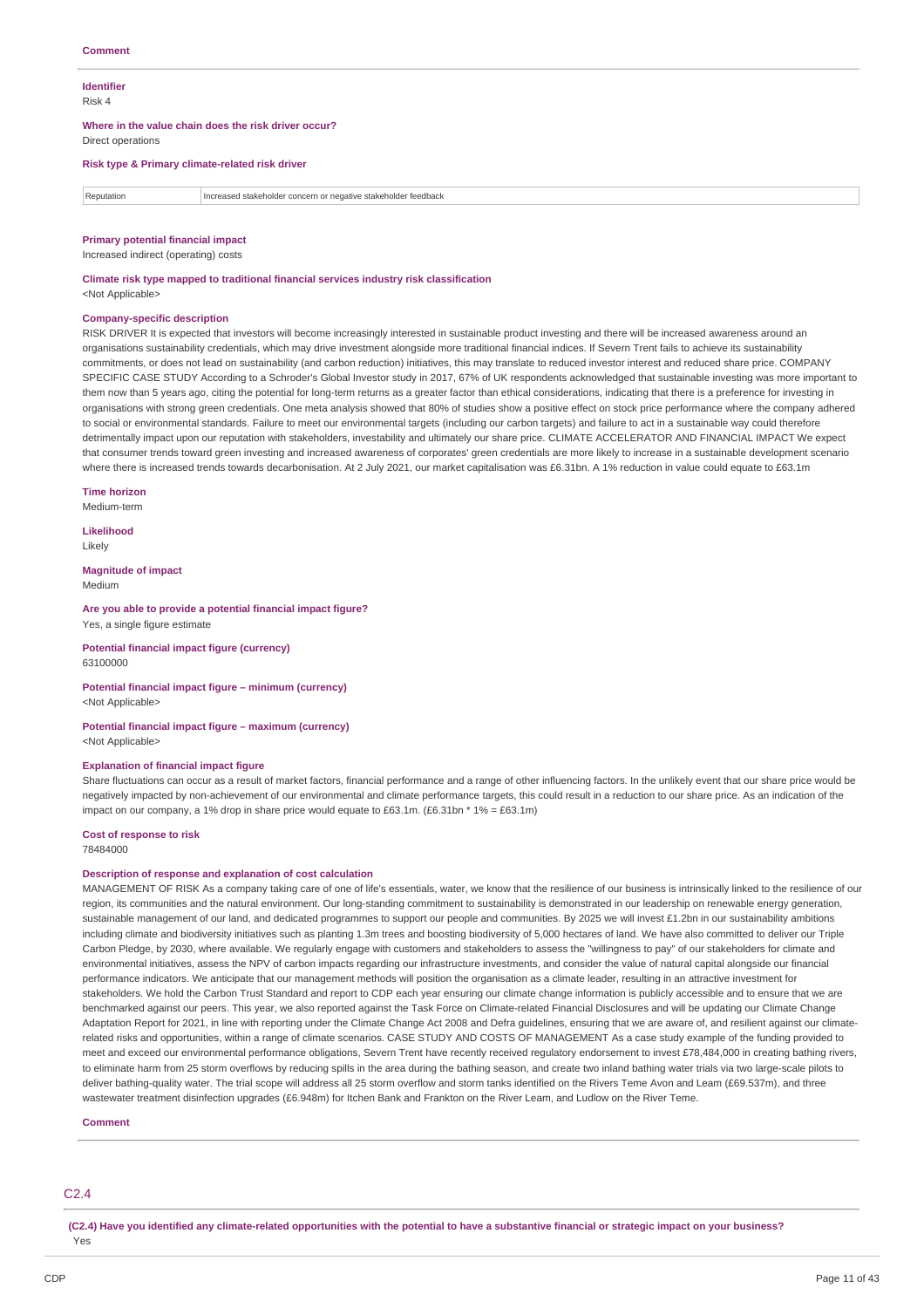**Comment**

**Identifier**

Risk 4

**Where in the value chain does the risk driver occur?**

Direct operations

**Risk type & Primary climate-related risk driver**

| Reputation | Increased stakeholder concern or negative stakeholder feedback |
|---|---|

**Primary potential financial impact**

Increased indirect (operating) costs

**Climate risk type mapped to traditional financial services industry risk classification**

<Not Applicable>

**Company-specific description**

RISK DRIVER It is expected that investors will become increasingly interested in sustainable product investing and there will be increased awareness around an organisations sustainability credentials, which may drive investment alongside more traditional financial indices. If Severn Trent fails to achieve its sustainability commitments, or does not lead on sustainability (and carbon reduction) initiatives, this may translate to reduced investor interest and reduced share price. COMPANY SPECIFIC CASE STUDY According to a Schroder's Global Investor study in 2017, 67% of UK respondents acknowledged that sustainable investing was more important to them now than 5 years ago, citing the potential for long-term returns as a greater factor than ethical considerations, indicating that there is a preference for investing in organisations with strong green credentials. One meta analysis showed that 80% of studies show a positive effect on stock price performance where the company adhered to social or environmental standards. Failure to meet our environmental targets (including our carbon targets) and failure to act in a sustainable way could therefore detrimentally impact upon our reputation with stakeholders, investability and ultimately our share price. CLIMATE ACCELERATOR AND FINANCIAL IMPACT We expect that consumer trends toward green investing and increased awareness of corporates' green credentials are more likely to increase in a sustainable development scenario where there is increased trends towards decarbonisation. At 2 July 2021, our market capitalisation was £6.31bn. A 1% reduction in value could equate to £63.1m

**Time horizon**

Medium-term

**Likelihood**

Likely

**Magnitude of impact**

Medium

**Are you able to provide a potential financial impact figure?**

Yes, a single figure estimate

**Potential financial impact figure (currency)**

63100000

**Potential financial impact figure – minimum (currency)**

<Not Applicable>

**Potential financial impact figure – maximum (currency)**

<Not Applicable>

**Explanation of financial impact figure**

Share fluctuations can occur as a result of market factors, financial performance and a range of other influencing factors. In the unlikely event that our share price would be negatively impacted by non-achievement of our environmental and climate performance targets, this could result in a reduction to our share price. As an indication of the impact on our company, a 1% drop in share price would equate to £63.1m. (£6.31bn * 1% = £63.1m)

**Cost of response to risk**

78484000

**Description of response and explanation of cost calculation**

MANAGEMENT OF RISK As a company taking care of one of life's essentials, water, we know that the resilience of our business is intrinsically linked to the resilience of our region, its communities and the natural environment. Our long-standing commitment to sustainability is demonstrated in our leadership on renewable energy generation, sustainable management of our land, and dedicated programmes to support our people and communities. By 2025 we will invest £1.2bn in our sustainability ambitions including climate and biodiversity initiatives such as planting 1.3m trees and boosting biodiversity of 5,000 hectares of land. We have also committed to deliver our Triple Carbon Pledge, by 2030, where available. We regularly engage with customers and stakeholders to assess the "willingness to pay" of our stakeholders for climate and environmental initiatives, assess the NPV of carbon impacts regarding our infrastructure investments, and consider the value of natural capital alongside our financial performance indicators. We anticipate that our management methods will position the organisation as a climate leader, resulting in an attractive investment for stakeholders. We hold the Carbon Trust Standard and report to CDP each year ensuring our climate change information is publicly accessible and to ensure that we are benchmarked against our peers. This year, we also reported against the Task Force on Climate-related Financial Disclosures and will be updating our Climate Change Adaptation Report for 2021, in line with reporting under the Climate Change Act 2008 and Defra guidelines, ensuring that we are aware of, and resilient against our climate-related risks and opportunities, within a range of climate scenarios. CASE STUDY AND COSTS OF MANAGEMENT As a case study example of the funding provided to meet and exceed our environmental performance obligations, Severn Trent have recently received regulatory endorsement to invest £78,484,000 in creating bathing rivers, to eliminate harm from 25 storm overflows by reducing spills in the area during the bathing season, and create two inland bathing water trials via two large-scale pilots to deliver bathing-quality water. The trial scope will address all 25 storm overflow and storm tanks identified on the Rivers Teme Avon and Leam (£69.537m), and three wastewater treatment disinfection upgrades (£6.948m) for Itchen Bank and Frankton on the River Leam, and Ludlow on the River Teme.

**Comment**

## C2.4

**(C2.4) Have you identified any climate-related opportunities with the potential to have a substantive financial or strategic impact on your business?**

Yes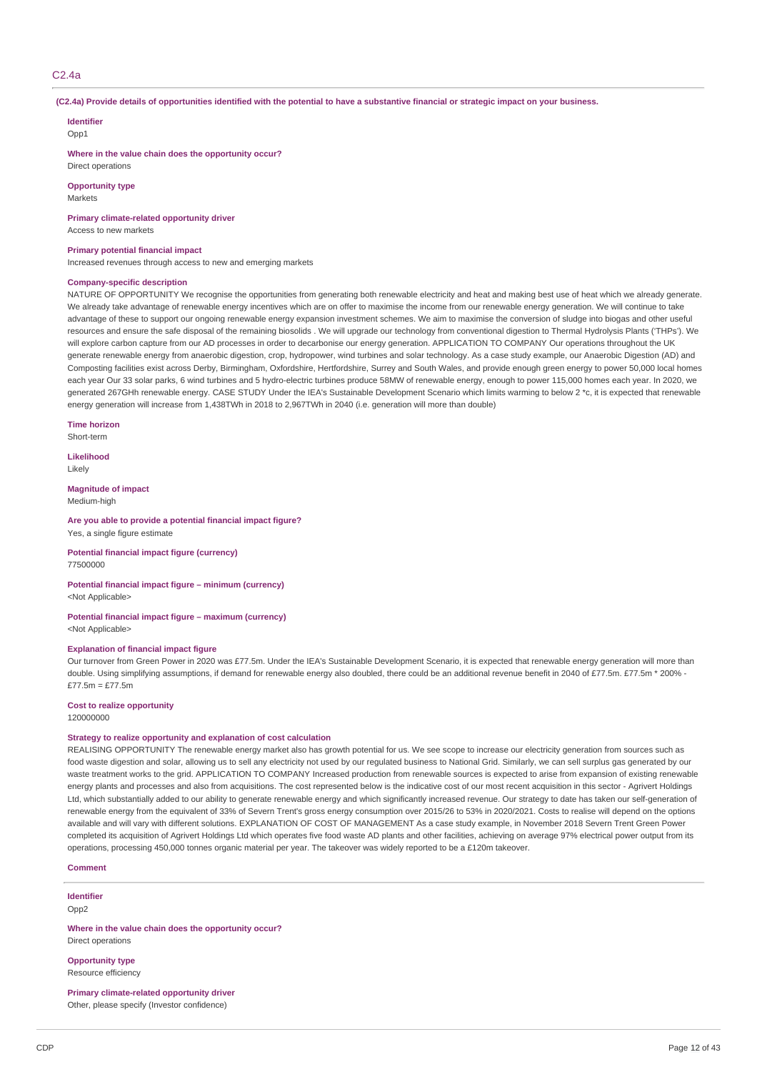## C2.4a

**(C2.4a) Provide details of opportunities identified with the potential to have a substantive financial or strategic impact on your business.**

**Identifier**
Opp1

**Where in the value chain does the opportunity occur?**
Direct operations

**Opportunity type**
Markets

**Primary climate-related opportunity driver**
Access to new markets

**Primary potential financial impact**
Increased revenues through access to new and emerging markets

**Company-specific description**
NATURE OF OPPORTUNITY We recognise the opportunities from generating both renewable electricity and heat and making best use of heat which we already generate. We already take advantage of renewable energy incentives which are on offer to maximise the income from our renewable energy generation. We will continue to take advantage of these to support our ongoing renewable energy expansion investment schemes. We aim to maximise the conversion of sludge into biogas and other useful resources and ensure the safe disposal of the remaining biosolids . We will upgrade our technology from conventional digestion to Thermal Hydrolysis Plants ('THPs'). We will explore carbon capture from our AD processes in order to decarbonise our energy generation. APPLICATION TO COMPANY Our operations throughout the UK generate renewable energy from anaerobic digestion, crop, hydropower, wind turbines and solar technology. As a case study example, our Anaerobic Digestion (AD) and Composting facilities exist across Derby, Birmingham, Oxfordshire, Hertfordshire, Surrey and South Wales, and provide enough green energy to power 50,000 local homes each year Our 33 solar parks, 6 wind turbines and 5 hydro-electric turbines produce 58MW of renewable energy, enough to power 115,000 homes each year. In 2020, we generated 267GHh renewable energy. CASE STUDY Under the IEA's Sustainable Development Scenario which limits warming to below 2 *c, it is expected that renewable energy generation will increase from 1,438TWh in 2018 to 2,967TWh in 2040 (i.e. generation will more than double)

**Time horizon**
Short-term

**Likelihood**
Likely

**Magnitude of impact**
Medium-high

**Are you able to provide a potential financial impact figure?**
Yes, a single figure estimate

**Potential financial impact figure (currency)**
77500000

**Potential financial impact figure – minimum (currency)**
<Not Applicable>

**Potential financial impact figure – maximum (currency)**
<Not Applicable>

**Explanation of financial impact figure**
Our turnover from Green Power in 2020 was £77.5m. Under the IEA's Sustainable Development Scenario, it is expected that renewable energy generation will more than double. Using simplifying assumptions, if demand for renewable energy also doubled, there could be an additional revenue benefit in 2040 of £77.5m. £77.5m * 200% - £77.5m = £77.5m

**Cost to realize opportunity**
120000000

**Strategy to realize opportunity and explanation of cost calculation**
REALISING OPPORTUNITY The renewable energy market also has growth potential for us. We see scope to increase our electricity generation from sources such as food waste digestion and solar, allowing us to sell any electricity not used by our regulated business to National Grid. Similarly, we can sell surplus gas generated by our waste treatment works to the grid. APPLICATION TO COMPANY Increased production from renewable sources is expected to arise from expansion of existing renewable energy plants and processes and also from acquisitions. The cost represented below is the indicative cost of our most recent acquisition in this sector - Agrivert Holdings Ltd, which substantially added to our ability to generate renewable energy and which significantly increased revenue. Our strategy to date has taken our self-generation of renewable energy from the equivalent of 33% of Severn Trent's gross energy consumption over 2015/26 to 53% in 2020/2021. Costs to realise will depend on the options available and will vary with different solutions. EXPLANATION OF COST OF MANAGEMENT As a case study example, in November 2018 Severn Trent Green Power completed its acquisition of Agrivert Holdings Ltd which operates five food waste AD plants and other facilities, achieving on average 97% electrical power output from its operations, processing 450,000 tonnes organic material per year. The takeover was widely reported to be a £120m takeover.

**Comment**

---

**Identifier**
Opp2

**Where in the value chain does the opportunity occur?**
Direct operations

**Opportunity type**
Resource efficiency

**Primary climate-related opportunity driver**
Other, please specify (Investor confidence)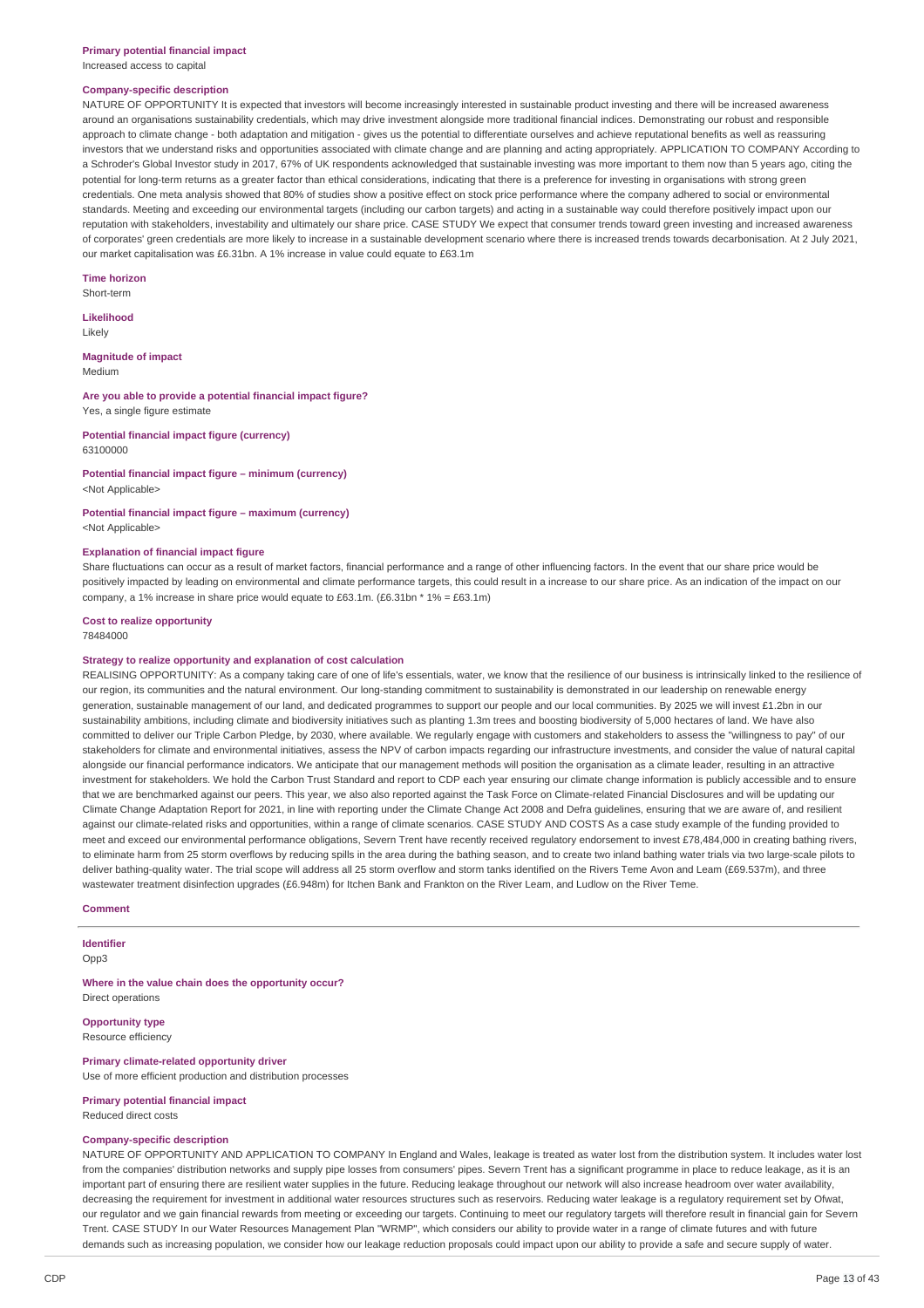**Primary potential financial impact**
Increased access to capital

**Company-specific description**
NATURE OF OPPORTUNITY It is expected that investors will become increasingly interested in sustainable product investing and there will be increased awareness around an organisations sustainability credentials, which may drive investment alongside more traditional financial indices. Demonstrating our robust and responsible approach to climate change - both adaptation and mitigation - gives us the potential to differentiate ourselves and achieve reputational benefits as well as reassuring investors that we understand risks and opportunities associated with climate change and are planning and acting appropriately. APPLICATION TO COMPANY According to a Schroder's Global Investor study in 2017, 67% of UK respondents acknowledged that sustainable investing was more important to them now than 5 years ago, citing the potential for long-term returns as a greater factor than ethical considerations, indicating that there is a preference for investing in organisations with strong green credentials. One meta analysis showed that 80% of studies show a positive effect on stock price performance where the company adhered to social or environmental standards. Meeting and exceeding our environmental targets (including our carbon targets) and acting in a sustainable way could therefore positively impact upon our reputation with stakeholders, investability and ultimately our share price. CASE STUDY We expect that consumer trends toward green investing and increased awareness of corporates' green credentials are more likely to increase in a sustainable development scenario where there is increased trends towards decarbonisation. At 2 July 2021, our market capitalisation was £6.31bn. A 1% increase in value could equate to £63.1m

**Time horizon**
Short-term

**Likelihood**
Likely

**Magnitude of impact**
Medium

**Are you able to provide a potential financial impact figure?**
Yes, a single figure estimate

**Potential financial impact figure (currency)**
63100000

**Potential financial impact figure – minimum (currency)**
<Not Applicable>

**Potential financial impact figure – maximum (currency)**
<Not Applicable>

**Explanation of financial impact figure**
Share fluctuations can occur as a result of market factors, financial performance and a range of other influencing factors. In the event that our share price would be positively impacted by leading on environmental and climate performance targets, this could result in a increase to our share price. As an indication of the impact on our company, a 1% increase in share price would equate to £63.1m. (£6.31bn * 1% = £63.1m)

**Cost to realize opportunity**
78484000

**Strategy to realize opportunity and explanation of cost calculation**
REALISING OPPORTUNITY: As a company taking care of one of life's essentials, water, we know that the resilience of our business is intrinsically linked to the resilience of our region, its communities and the natural environment. Our long-standing commitment to sustainability is demonstrated in our leadership on renewable energy generation, sustainable management of our land, and dedicated programmes to support our people and our local communities. By 2025 we will invest £1.2bn in our sustainability ambitions, including climate and biodiversity initiatives such as planting 1.3m trees and boosting biodiversity of 5,000 hectares of land. We have also committed to deliver our Triple Carbon Pledge, by 2030, where available. We regularly engage with customers and stakeholders to assess the "willingness to pay" of our stakeholders for climate and environmental initiatives, assess the NPV of carbon impacts regarding our infrastructure investments, and consider the value of natural capital alongside our financial performance indicators. We anticipate that our management methods will position the organisation as a climate leader, resulting in an attractive investment for stakeholders. We hold the Carbon Trust Standard and report to CDP each year ensuring our climate change information is publicly accessible and to ensure that we are benchmarked against our peers. This year, we also also reported against the Task Force on Climate-related Financial Disclosures and will be updating our Climate Change Adaptation Report for 2021, in line with reporting under the Climate Change Act 2008 and Defra guidelines, ensuring that we are aware of, and resilient against our climate-related risks and opportunities, within a range of climate scenarios. CASE STUDY AND COSTS As a case study example of the funding provided to meet and exceed our environmental performance obligations, Severn Trent have recently received regulatory endorsement to invest £78,484,000 in creating bathing rivers, to eliminate harm from 25 storm overflows by reducing spills in the area during the bathing season, and to create two inland bathing water trials via two large-scale pilots to deliver bathing-quality water. The trial scope will address all 25 storm overflow and storm tanks identified on the Rivers Teme Avon and Leam (£69.537m), and three wastewater treatment disinfection upgrades (£6.948m) for Itchen Bank and Frankton on the River Leam, and Ludlow on the River Teme.

**Comment**

---

**Identifier**
Opp3

**Where in the value chain does the opportunity occur?**
Direct operations

**Opportunity type**
Resource efficiency

**Primary climate-related opportunity driver**
Use of more efficient production and distribution processes

**Primary potential financial impact**
Reduced direct costs

**Company-specific description**
NATURE OF OPPORTUNITY AND APPLICATION TO COMPANY In England and Wales, leakage is treated as water lost from the distribution system. It includes water lost from the companies' distribution networks and supply pipe losses from consumers' pipes. Severn Trent has a significant programme in place to reduce leakage, as it is an important part of ensuring there are resilient water supplies in the future. Reducing leakage throughout our network will also increase headroom over water availability, decreasing the requirement for investment in additional water resources structures such as reservoirs. Reducing water leakage is a regulatory requirement set by Ofwat, our regulator and we gain financial rewards from meeting or exceeding our targets. Continuing to meet our regulatory targets will therefore result in financial gain for Severn Trent. CASE STUDY In our Water Resources Management Plan "WRMP", which considers our ability to provide water in a range of climate futures and with future demands such as increasing population, we consider how our leakage reduction proposals could impact upon our ability to provide a safe and secure supply of water.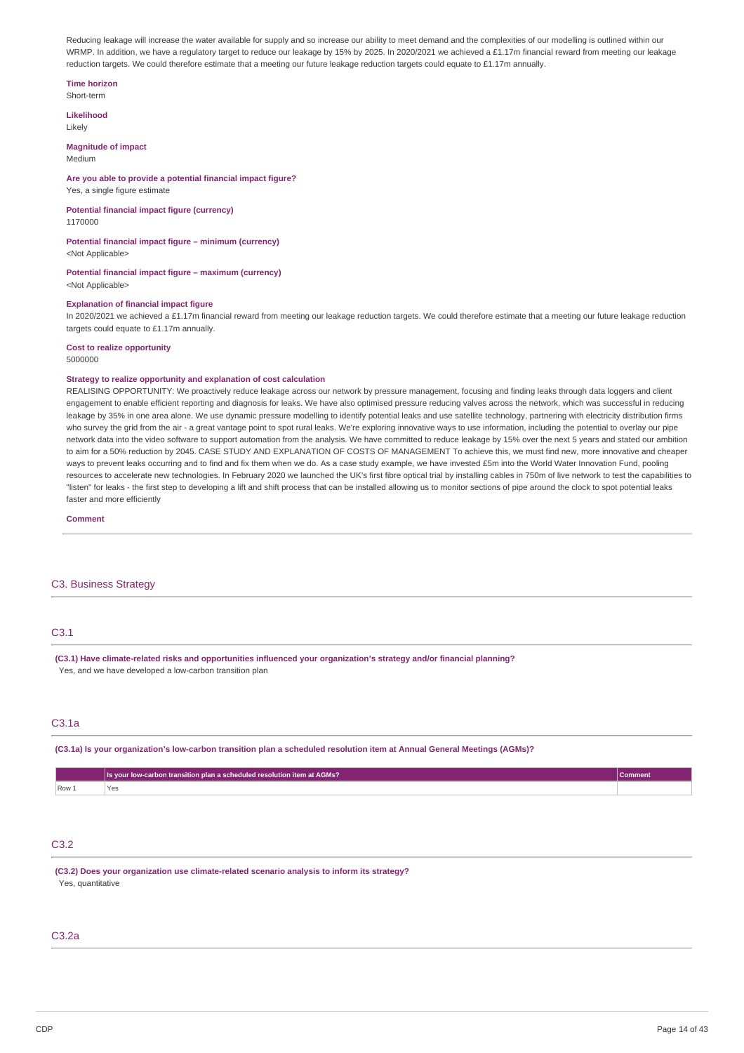Reducing leakage will increase the water available for supply and so increase our ability to meet demand and the complexities of our modelling is outlined within our WRMP. In addition, we have a regulatory target to reduce our leakage by 15% by 2025. In 2020/2021 we achieved a £1.17m financial reward from meeting our leakage reduction targets. We could therefore estimate that a meeting our future leakage reduction targets could equate to £1.17m annually.

**Time horizon**
Short-term

**Likelihood**
Likely

**Magnitude of impact**
Medium

**Are you able to provide a potential financial impact figure?**
Yes, a single figure estimate

**Potential financial impact figure (currency)**
1170000

**Potential financial impact figure – minimum (currency)**
<Not Applicable>

**Potential financial impact figure – maximum (currency)**
<Not Applicable>

**Explanation of financial impact figure**
In 2020/2021 we achieved a £1.17m financial reward from meeting our leakage reduction targets. We could therefore estimate that a meeting our future leakage reduction targets could equate to £1.17m annually.

**Cost to realize opportunity**
5000000

**Strategy to realize opportunity and explanation of cost calculation**
REALISING OPPORTUNITY: We proactively reduce leakage across our network by pressure management, focusing and finding leaks through data loggers and client engagement to enable efficient reporting and diagnosis for leaks. We have also optimised pressure reducing valves across the network, which was successful in reducing leakage by 35% in one area alone. We use dynamic pressure modelling to identify potential leaks and use satellite technology, partnering with electricity distribution firms who survey the grid from the air - a great vantage point to spot rural leaks. We're exploring innovative ways to use information, including the potential to overlay our pipe network data into the video software to support automation from the analysis. We have committed to reduce leakage by 15% over the next 5 years and stated our ambition to aim for a 50% reduction by 2045. CASE STUDY AND EXPLANATION OF COSTS OF MANAGEMENT To achieve this, we must find new, more innovative and cheaper ways to prevent leaks occurring and to find and fix them when we do. As a case study example, we have invested £5m into the World Water Innovation Fund, pooling resources to accelerate new technologies. In February 2020 we launched the UK's first fibre optical trial by installing cables in 750m of live network to test the capabilities to "listen" for leaks - the first step to developing a lift and shift process that can be installed allowing us to monitor sections of pipe around the clock to spot potential leaks faster and more efficiently

**Comment**

## C3. Business Strategy

### C3.1

**(C3.1) Have climate-related risks and opportunities influenced your organization's strategy and/or financial planning?**
Yes, and we have developed a low-carbon transition plan

### C3.1a

**(C3.1a) Is your organization's low-carbon transition plan a scheduled resolution item at Annual General Meetings (AGMs)?**

| | Is your low-carbon transition plan a scheduled resolution item at AGMs? | Comment |
|---|---|---|
| Row 1 | Yes | |

### C3.2

**(C3.2) Does your organization use climate-related scenario analysis to inform its strategy?**
Yes, quantitative

### C3.2a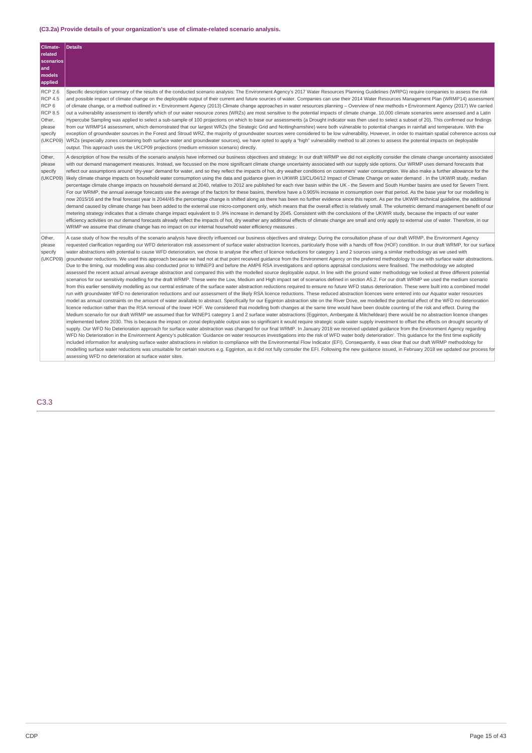**(C3.2a) Provide details of your organization's use of climate-related scenario analysis.**

| Climate-related scenarios and models applied | Details |
|---|---|
| RCP 2.6<br>RCP 4.5<br>RCP 6<br>RCP 8.5<br>Other, please specify (UKCP09) | Specific description summary of the results of the conducted scenario analysis: The Environment Agency's 2017 Water Resources Planning Guidelines (WRPG) require companies to assess the risk and possible impact of climate change on the deployable output of their current and future sources of water. Companies can use their 2014 Water Resources Management Plan (WRMP14) assessment of climate change, or a method outlined in: • Environment Agency (2013) Climate change approaches in water resources planning – Overview of new methods • Environment Agency (2017) We carried out a vulnerability assessment to identify which of our water resource zones (WRZs) are most sensitive to the potential impacts of climate change. 10,000 climate scenarios were assessed and a Latin Hypercube Sampling was applied to select a sub-sample of 100 projections on which to base our assessments (a Drought indicator was then used to select a subset of 20). This confirmed our findings from our WRMP14 assessment, which demonstrated that our largest WRZs (the Strategic Grid and Nottinghamshire) were both vulnerable to potential changes in rainfall and temperature. With the exception of groundwater sources in the Forest and Stroud WRZ, the majority of groundwater sources were considered to be low vulnerability. However, in order to maintain spatial coherence across our WRZs (especially zones containing both surface water and groundwater sources), we have opted to apply a "high" vulnerability method to all zones to assess the potential impacts on deployable output. This approach uses the UKCP09 projections (medium emission scenario) directly. |
| Other, please specify (UKCP09) | A description of how the results of the scenario analysis have informed our business objectives and strategy: In our draft WRMP we did not explicitly consider the climate change uncertainty associated with our demand management measures. Instead, we focussed on the more significant climate change uncertainty associated with our supply side options. Our WRMP uses demand forecasts that reflect our assumptions around 'dry-year' demand for water, and so they reflect the impacts of hot, dry weather conditions on customers' water consumption. We also make a further allowance for the likely climate change impacts on household water consumption using the data and guidance given in UKWIR 13/CL/04/12 Impact of Climate Change on water demand . In the UKWIR study, median percentage climate change impacts on household demand at 2040, relative to 2012 are published for each river basin within the UK - the Severn and South Humber basins are used for Severn Trent. For our WRMP, the annual average forecasts use the average of the factors for these basins, therefore have a 0.905% increase in consumption over that period. As the base year for our modelling is now 2015/16 and the final forecast year is 2044/45 the percentage change is shifted along as there has been no further evidence since this report. As per the UKWIR technical guideline, the additional demand caused by climate change has been added to the external use micro-component only, which means that the overall effect is relatively small. The volumetric demand management benefit of our metering strategy indicates that a climate change impact equivalent to 0 .9% increase in demand by 2045. Consistent with the conclusions of the UKWIR study, because the impacts of our water efficiency activities on our demand forecasts already reflect the impacts of hot, dry weather any additional effects of climate change are small and only apply to external use of water. Therefore, in our WRMP we assume that climate change has no impact on our internal household water efficiency measures . |
| Other, please specify (UKCP09) | A case study of how the results of the scenario analysis have directly influenced our business objectives and strategy: During the consultation phase of our draft WRMP, the Environment Agency requested clarification regarding our WFD deterioration risk assessment of surface water abstraction licences, particularly those with a hands off flow (HOF) condition. In our draft WRMP, for our surface water abstractions with potential to cause WFD deterioration, we chose to analyse the effect of licence reductions for category 1 and 2 sources using a similar methodology as we used with groundwater reductions. We used this approach because we had not at that point received guidance from the Environment Agency on the preferred methodology to use with surface water abstractions. Due to the timing, our modelling was also conducted prior to WINEP3 and before the AMP6 RSA investigations and options appraisal conclusions were finalised. The methodology we adopted assessed the recent actual annual average abstraction and compared this with the modelled source deployable output. In line with the ground water methodology we looked at three different potential scenarios for our sensitivity modelling for the draft WRMP. These were the Low, Medium and High impact set of scenarios defined in section A5.2. For our draft WRMP we used the medium scenario from this earlier sensitivity modelling as our central estimate of the surface water abstraction reductions required to ensure no future WFD status deterioration. These were built into a combined model run with groundwater WFD no deterioration reductions and our assessment of the likely RSA licence reductions. These reduced abstraction licences were entered into our Aquator water resources model as annual constraints on the amount of water available to abstract. Specifically for our Egginton abstraction site on the River Dove, we modelled the potential effect of the WFD no deterioration licence reduction rather than the RSA removal of the lower HOF. We considered that modelling both changes at the same time would have been double counting of the risk and effect. During the Medium scenario for our draft WRMP we assumed that for WINEP1 category 1 and 2 surface water abstractions (Egginton, Ambergate & Mitcheldean) there would be no abstraction licence changes implemented before 2030. This is because the impact on zonal deployable output was so significant it would require strategic scale water supply investment to offset the effects on drought security of supply. Our WFD No Deterioration approach for surface water abstraction was changed for our final WRMP. In January 2018 we received updated guidance from the Environment Agency regarding WFD No Deterioration in the Environment Agency's publication 'Guidance on water resources investigations into the risk of WFD water body deterioration'. This guidance for the first time explicitly included information for analysing surface water abstractions in relation to compliance with the Environmental Flow Indicator (EFI). Consequently, it was clear that our draft WRMP methodology for modelling surface water reductions was unsuitable for certain sources e.g. Egginton, as it did not fully consider the EFI. Following the new guidance issued, in February 2018 we updated our process for assessing WFD no deterioration at surface water sites. |

## C3.3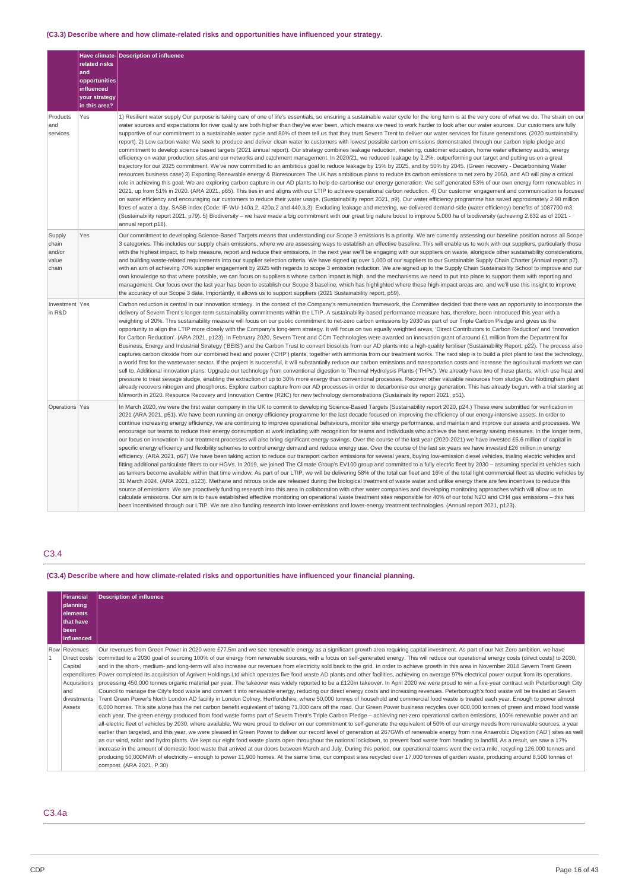**(C3.3) Describe where and how climate-related risks and opportunities have influenced your strategy.**

| | Have climate-related risks and opportunities influenced your strategy in this area? | Description of influence |
|---|---|---|
| Products and services | Yes | 1) Resilient water supply Our purpose is taking care of one of life's essentials, so ensuring a sustainable water cycle for the long term is at the very core of what we do. The strain on our water sources and expectations for river quality are both higher than they've ever been, which means we need to work harder to look after our water sources. Our customers are fully supportive of our commitment to a sustainable water cycle and 80% of them tell us that they trust Severn Trent to deliver our water services for future generations. (2020 sustainability report). 2) Low carbon water We seek to produce and deliver clean water to customers with lowest possible carbon emissions demonstrated through our carbon triple pledge and commitment to develop science based targets (2021 annual report). Our strategy combines leakage reduction, metering, customer education, home water efficiency audits, energy efficiency on water production sites and our networks and catchment management. In 2020/21, we reduced leakage by 2.2%, outperforming our target and putting us on a great trajectory for our 2025 commitment. We've now committed to an ambitious goal to reduce leakage by 15% by 2025, and by 50% by 2045. (Green recovery - Decarbonising Water resources business case) 3) Exporting Renewable energy & Bioresources The UK has ambitious plans to reduce its carbon emissions to net zero by 2050, and AD will play a critical role in achieving this goal. We are exploring carbon capture in our AD plants to help de-carbonise our energy generation. We self generated 53% of our own energy form renewables in 2021, up from 51% in 2020. (ARA 2021, p65). This ties in and aligns with our LTIP to achieve operational carbon reduction. 4) Our customer engagement and communication is focused on water efficiency and encouraging our customers to reduce their water usage. (Sustainability report 2021, p9). Our water efficiency programme has saved approximately 2.98 million litres of water a day. SASB index (Code: IF-WU-140a.2, 420a.2 and 440.a.3): Excluding leakage and metering, we delivered demand-side (water efficiency) benefits of 1087700 m3. (Sustainability report 2021, p79). 5) Biodiversity – we have made a big commitment with our great big nature boost to improve 5,000 ha of biodiversity (achieving 2,632 as of 2021 - annual report p18). |
| Supply chain and/or value chain | Yes | Our commitment to developing Science-Based Targets means that understanding our Scope 3 emissions is a priority. We are currently assessing our baseline position across all Scope 3 categories. This includes our supply chain emissions, where we are assessing ways to establish an effective baseline. This will enable us to work with our suppliers, particularly those with the highest impact, to help measure, report and reduce their emissions. In the next year we'll be engaging with our suppliers on waste, alongside other sustainability considerations, and building waste-related requirements into our supplier selection criteria. We have signed up over 1,000 of our suppliers to our Sustainable Supply Chain Charter (Annual report p7). with an aim of achieving 70% supplier engagement by 2025 with regards to scope 3 emission reduction. We are signed up to the Supply Chain Sustainability School to improve and our own knowledge so that where possible, we can focus on suppliers s whose carbon impact is high, and the mechanisms we need to put into place to support them with reporting and management. Our focus over the last year has been to establish our Scope 3 baseline, which has highlighted where these high-impact areas are, and we'll use this insight to improve the accuracy of our Scope 3 data. Importantly, it allows us to support suppliers (2021 Sustainability report, p59). |
| Investment in R&D | Yes | Carbon reduction is central in our innovation strategy. In the context of the Company's remuneration framework, the Committee decided that there was an opportunity to incorporate the delivery of Severn Trent's longer-term sustainability commitments within the LTIP. A sustainability-based performance measure has, therefore, been introduced this year with a weighting of 20%. This sustainability measure will focus on our public commitment to net-zero carbon emissions by 2030 as part of our Triple Carbon Pledge and gives us the opportunity to align the LTIP more closely with the Company's long-term strategy. It will focus on two equally weighted areas, 'Direct Contributors to Carbon Reduction' and 'Innovation for Carbon Reduction'. (ARA 2021, p123). In February 2020, Severn Trent and CCm Technologies were awarded an innovation grant of around £1 million from the Department for Business, Energy and Industrial Strategy ('BEIS') and the Carbon Trust to convert biosolids from our AD plants into a high-quality fertiliser (Sustainability Report, p22). The process also captures carbon dioxide from our combined heat and power ('CHP') plants, together with ammonia from our treatment works. The next step is to build a pilot plant to test the technology, a world first for the wastewater sector. If the project is successful, it will substantially reduce our carbon emissions and transportation costs and increase the agricultural markets we can sell to. Additional innovation plans: Upgrade our technology from conventional digestion to Thermal Hydrolysis Plants ('THPs'). We already have two of these plants, which use heat and pressure to treat sewage sludge, enabling the extraction of up to 30% more energy than conventional processes. Recover other valuable resources from sludge. Our Nottingham plant already recovers nitrogen and phosphorus. Explore carbon capture from our AD processes in order to decarbonise our energy generation. This has already begun, with a trial starting at Minworth in 2020. Resource Recovery and Innovation Centre (R2IC) for new technology demonstrations (Sustainability report 2021, p51). |
| Operations | Yes | In March 2020, we were the first water company in the UK to commit to developing Science-Based Targets (Sustainability report 2020, p24.) These were submitted for verification in 2021 (ARA 2021, p51). We have been running an energy efficiency programme for the last decade focused on improving the efficiency of our energy-intensive assets. In order to continue increasing energy efficiency, we are continuing to improve operational behaviours, monitor site energy performance, and maintain and improve our assets and processes. We encourage our teams to reduce their energy consumption at work including with recognition for teams and individuals who achieve the best energy saving measures. In the longer term, our focus on innovation in our treatment processes will also bring significant energy savings. Over the course of the last year (2020-2021) we have invested £5.6 million of capital in specific energy efficiency and flexibility schemes to control energy demand and reduce energy use. Over the course of the last six years we have invested £26 million in energy efficiency. (ARA 2021, p67) We have been taking action to reduce our transport carbon emissions for several years, buying low-emission diesel vehicles, trialing electric vehicles and fitting additional particulate filters to our HGVs. In 2019, we joined The Climate Group's EV100 group and committed to a fully electric fleet by 2030 – assuming specialist vehicles such as tankers become available within that time window. As part of our LTIP, we will be delivering 58% of the total car fleet and 16% of the total light commercial fleet as electric vehicles by 31 March 2024. (ARA 2021, p123). Methane and nitrous oxide are released during the biological treatment of waste water and unlike energy there are few incentives to reduce this source of emissions. We are proactively funding research into this area in collaboration with other water companies and developing monitoring approaches which will allow us to calculate emissions. Our aim is to have established effective monitoring on operational waste treatment sites responsible for 40% of our total N2O and CH4 gas emissions – this has been incentivised through our LTIP. We are also funding research into lower-emissions and lower-energy treatment technologies. (Annual report 2021, p123). |

## C3.4

**(C3.4) Describe where and how climate-related risks and opportunities have influenced your financial planning.**

| | Financial planning elements that have been influenced | Description of influence |
|---|---|---|
| Row 1 | Revenues<br>Direct costs<br>Capital expenditures<br>Acquisitions and divestments<br>Assets | Our revenues from Green Power in 2020 were £77.5m and we see renewable energy as a significant growth area requiring capital investment. As part of our Net Zero ambition, we have committed to a 2030 goal of sourcing 100% of our energy from renewable sources, with a focus on self-generated energy. This will reduce our operational energy costs (direct costs) to 2030, and in the short-, medium- and long-term will also increase our revenues from electricity sold back to the grid. In order to achieve growth in this area in November 2018 Severn Trent Green Power completed its acquisition of Agrivert Holdings Ltd which operates five food waste AD plants and other facilities, achieving on average 97% electrical power output from its operations, processing 450,000 tonnes organic material per year. The takeover was widely reported to be a £120m takeover. In April 2020 we were proud to win a five-year contract with Peterborough City Council to manage the City's food waste and convert it into renewable energy, reducing our direct energy costs and increasing revenues. Peterborough's food waste will be treated at Severn Trent Green Power's North London AD facility in London Colney, Hertfordshire, where 50,000 tonnes of household and commercial food waste is treated each year. Enough to power almost 6,000 homes. This site alone has the net carbon benefit equivalent of taking 71,000 cars off the road. Our Green Power business recycles over 600,000 tonnes of green and mixed food waste each year. The green energy produced from food waste forms part of Severn Trent's Triple Carbon Pledge – achieving net-zero operational carbon emissions, 100% renewable power and an all-electric fleet of vehicles by 2030, where available. We were proud to deliver on our commitment to self-generate the equivalent of 50% of our energy needs from renewable sources, a year earlier than targeted, and this year, we were pleased in Green Power to deliver our record level of generation at 267GWh of renewable energy from nine Anaerobic Digestion ('AD') sites as well as our wind, solar and hydro plants. We kept our eight food waste plants open throughout the national lockdown, to prevent food waste from heading to landfill. As a result, we saw a 17% increase in the amount of domestic food waste that arrived at our doors between March and July. During this period, our operational teams went the extra mile, recycling 126,000 tonnes and producing 50,000MWh of electricity – enough to power 11,900 homes. At the same time, our compost sites recycled over 17,000 tonnes of garden waste, producing around 8,500 tonnes of compost. (ARA 2021, P.30) |

## C3.4a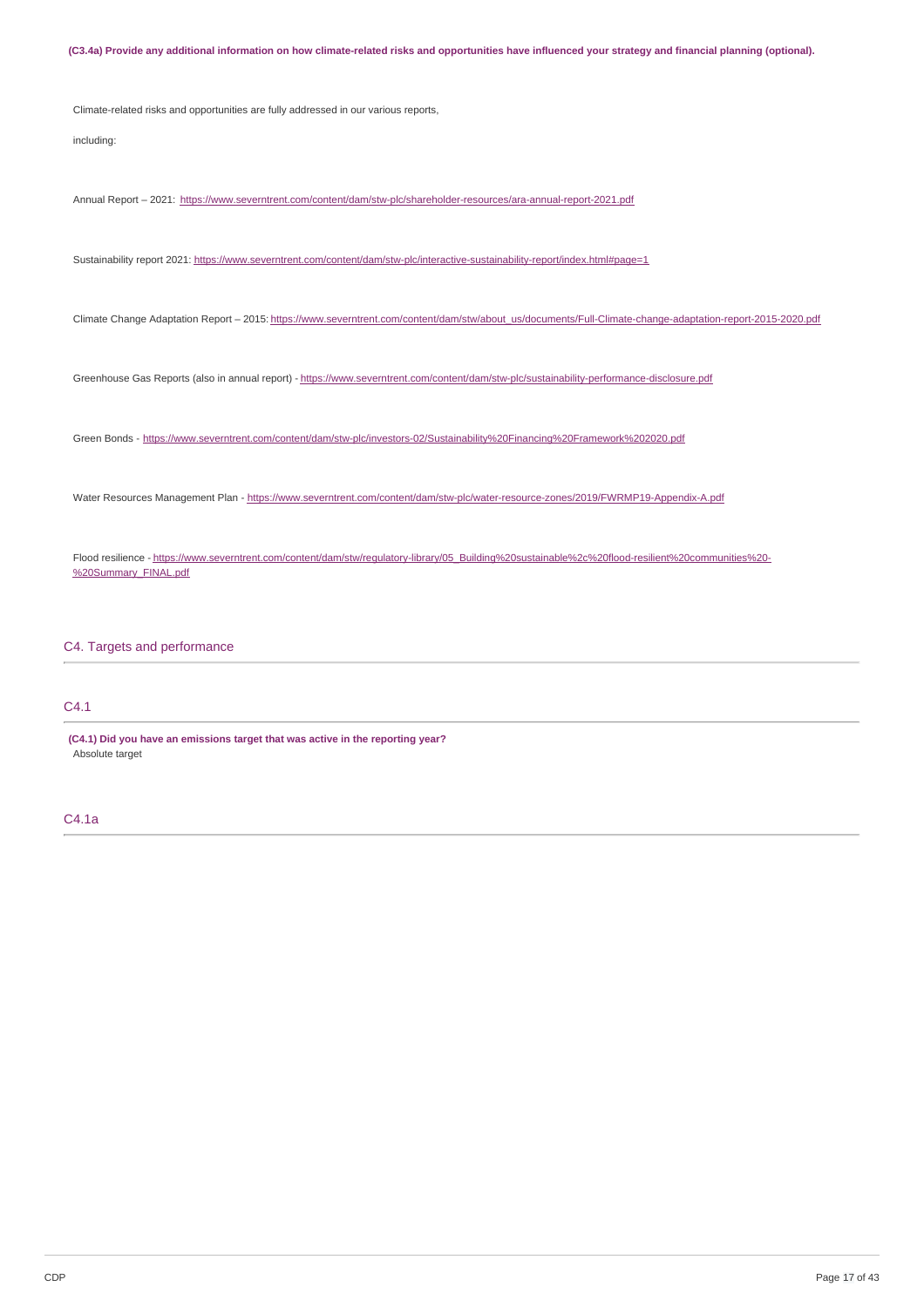**(C3.4a) Provide any additional information on how climate-related risks and opportunities have influenced your strategy and financial planning (optional).**

Climate-related risks and opportunities are fully addressed in our various reports,

including:

Annual Report – 2021: https://www.severntrent.com/content/dam/stw-plc/shareholder-resources/ara-annual-report-2021.pdf

Sustainability report 2021: https://www.severntrent.com/content/dam/stw-plc/interactive-sustainability-report/index.html#page=1

Climate Change Adaptation Report – 2015: https://www.severntrent.com/content/dam/stw/about_us/documents/Full-Climate-change-adaptation-report-2015-2020.pdf

Greenhouse Gas Reports (also in annual report) - https://www.severntrent.com/content/dam/stw-plc/sustainability-performance-disclosure.pdf

Green Bonds - https://www.severntrent.com/content/dam/stw-plc/investors-02/Sustainability%20Financing%20Framework%202020.pdf

Water Resources Management Plan - https://www.severntrent.com/content/dam/stw-plc/water-resource-zones/2019/FWRMP19-Appendix-A.pdf

Flood resilience - https://www.severntrent.com/content/dam/stw/regulatory-library/05_Building%20sustainable%2c%20flood-resilient%20communities%20-%20Summary_FINAL.pdf

## C4. Targets and performance

### C4.1

**(C4.1) Did you have an emissions target that was active in the reporting year?**
Absolute target

### C4.1a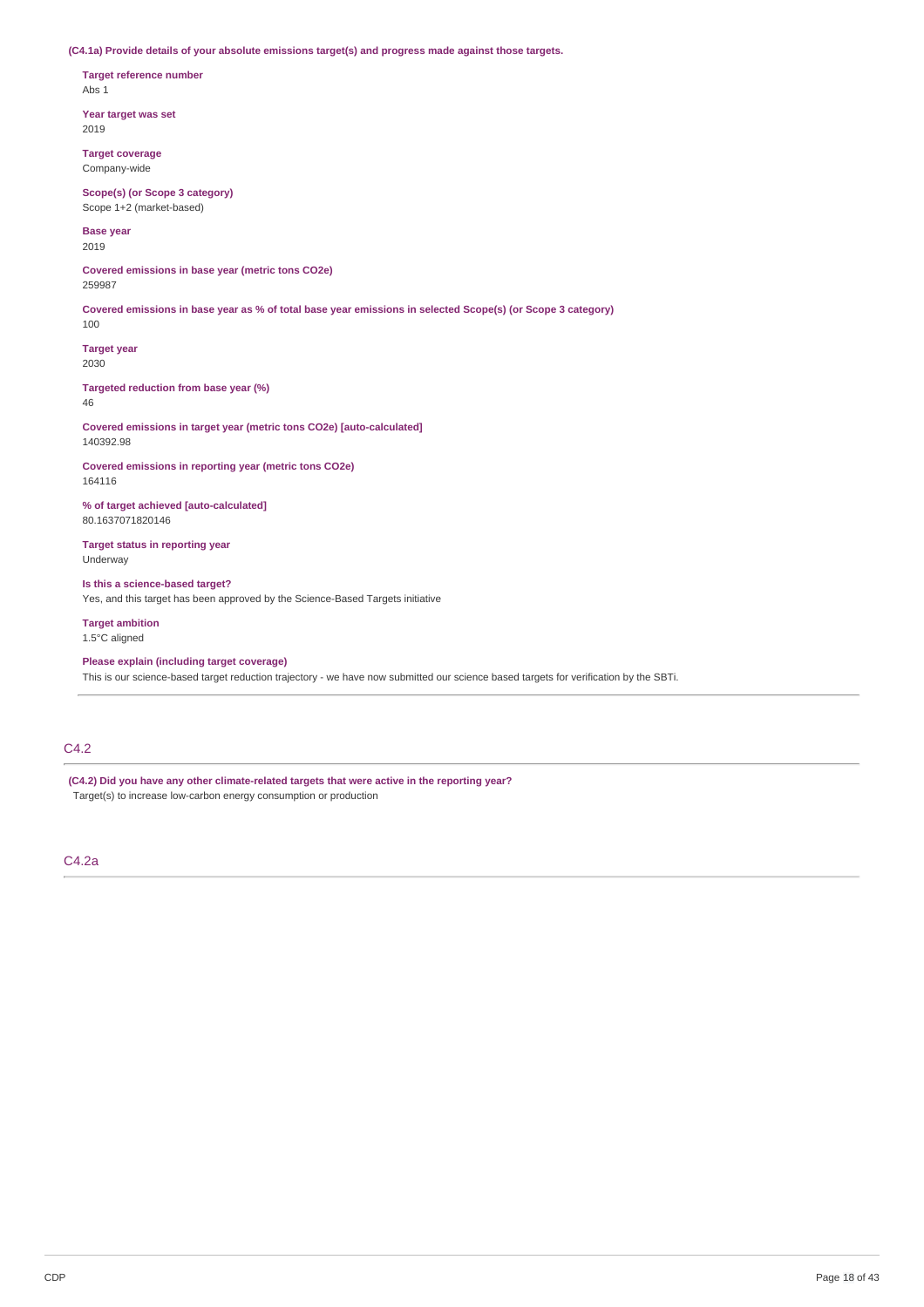**(C4.1a) Provide details of your absolute emissions target(s) and progress made against those targets.**

**Target reference number**
Abs 1

**Year target was set**
2019

**Target coverage**
Company-wide

**Scope(s) (or Scope 3 category)**
Scope 1+2 (market-based)

**Base year**
2019

**Covered emissions in base year (metric tons CO2e)**
259987

**Covered emissions in base year as % of total base year emissions in selected Scope(s) (or Scope 3 category)**
100

**Target year**
2030

**Targeted reduction from base year (%)**
46

**Covered emissions in target year (metric tons CO2e) [auto-calculated]**
140392.98

**Covered emissions in reporting year (metric tons CO2e)**
164116

**% of target achieved [auto-calculated]**
80.1637071820146

**Target status in reporting year**
Underway

**Is this a science-based target?**
Yes, and this target has been approved by the Science-Based Targets initiative

**Target ambition**
1.5°C aligned

**Please explain (including target coverage)**
This is our science-based target reduction trajectory - we have now submitted our science based targets for verification by the SBTi.

## C4.2

**(C4.2) Did you have any other climate-related targets that were active in the reporting year?**
Target(s) to increase low-carbon energy consumption or production

## C4.2a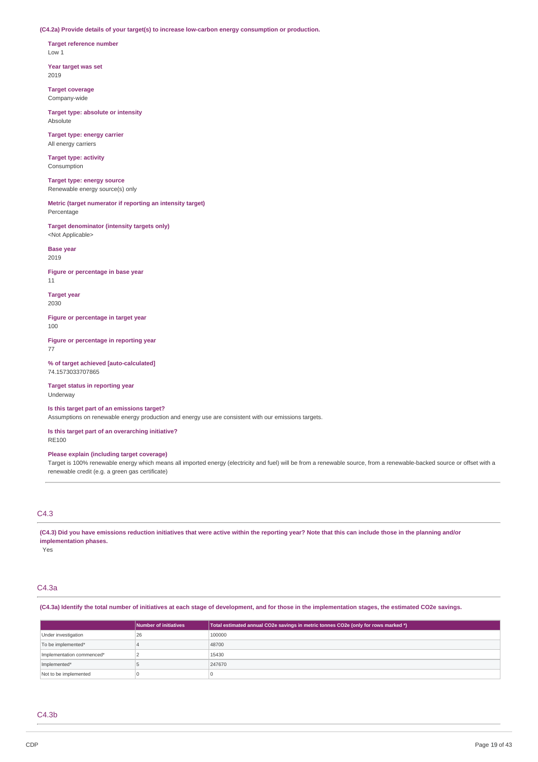**(C4.2a) Provide details of your target(s) to increase low-carbon energy consumption or production.**

**Target reference number**
Low 1

**Year target was set**
2019

**Target coverage**
Company-wide

**Target type: absolute or intensity**
Absolute

**Target type: energy carrier**
All energy carriers

**Target type: activity**
Consumption

**Target type: energy source**
Renewable energy source(s) only

**Metric (target numerator if reporting an intensity target)**
Percentage

**Target denominator (intensity targets only)**
<Not Applicable>

**Base year**
2019

**Figure or percentage in base year**
11

**Target year**
2030

**Figure or percentage in target year**
100

**Figure or percentage in reporting year**
77

**% of target achieved [auto-calculated]**
74.1573033707865

**Target status in reporting year**
Underway

**Is this target part of an emissions target?**
Assumptions on renewable energy production and energy use are consistent with our emissions targets.

**Is this target part of an overarching initiative?**
RE100

**Please explain (including target coverage)**
Target is 100% renewable energy which means all imported energy (electricity and fuel) will be from a renewable source, from a renewable-backed source or offset with a renewable credit (e.g. a green gas certificate)

## C4.3

**(C4.3) Did you have emissions reduction initiatives that were active within the reporting year? Note that this can include those in the planning and/or implementation phases.**

Yes

## C4.3a

**(C4.3a) Identify the total number of initiatives at each stage of development, and for those in the implementation stages, the estimated CO2e savings.**

| | Number of initiatives | Total estimated annual CO2e savings in metric tonnes CO2e (only for rows marked *) |
|---|---|---|
| Under investigation | 26 | 100000 |
| To be implemented* | 4 | 48700 |
| Implementation commenced* | 2 | 15430 |
| Implemented* | 5 | 247670 |
| Not to be implemented | 0 | 0 |

## C4.3b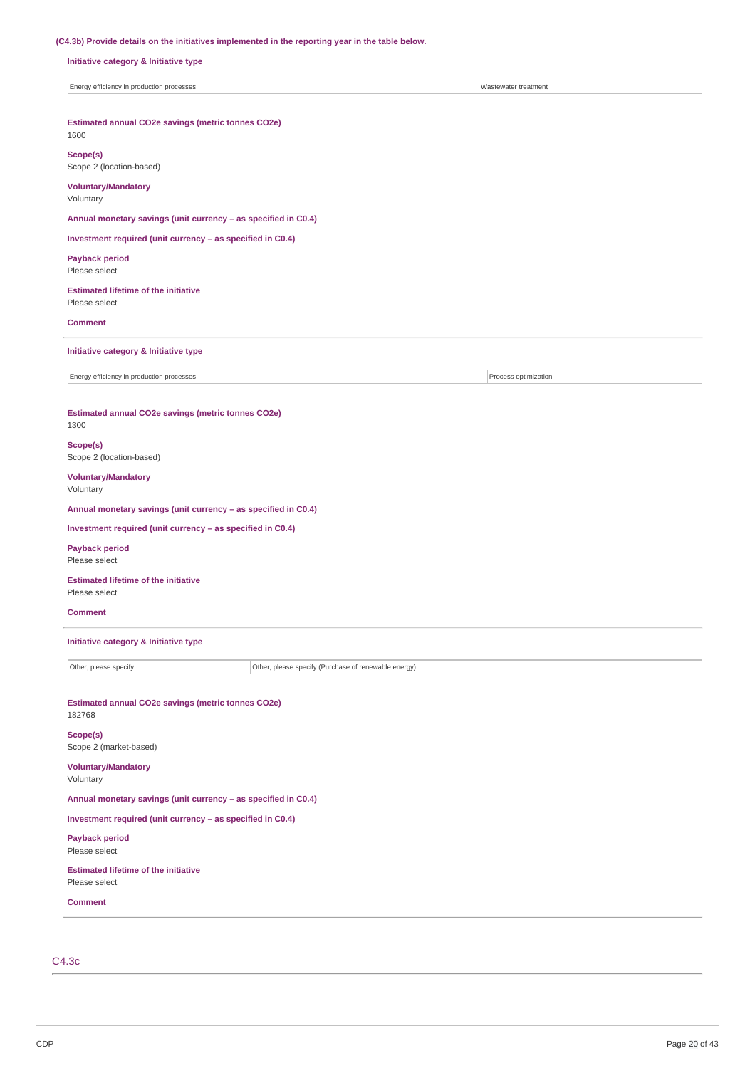**(C4.3b) Provide details on the initiatives implemented in the reporting year in the table below.**

**Initiative category & Initiative type**

| Energy efficiency in production processes | Wastewater treatment |
|---|---|

**Estimated annual CO2e savings (metric tonnes CO2e)**
1600

**Scope(s)**
Scope 2 (location-based)

**Voluntary/Mandatory**
Voluntary

**Annual monetary savings (unit currency – as specified in C0.4)**

**Investment required (unit currency – as specified in C0.4)**

**Payback period**
Please select

**Estimated lifetime of the initiative**
Please select

**Comment**

---

**Initiative category & Initiative type**

| Energy efficiency in production processes | Process optimization |
|---|---|

**Estimated annual CO2e savings (metric tonnes CO2e)**
1300

**Scope(s)**
Scope 2 (location-based)

**Voluntary/Mandatory**
Voluntary

**Annual monetary savings (unit currency – as specified in C0.4)**

**Investment required (unit currency – as specified in C0.4)**

**Payback period**
Please select

**Estimated lifetime of the initiative**
Please select

**Comment**

---

**Initiative category & Initiative type**

| Other, please specify | Other, please specify (Purchase of renewable energy) |
|---|---|

**Estimated annual CO2e savings (metric tonnes CO2e)**
182768

**Scope(s)**
Scope 2 (market-based)

**Voluntary/Mandatory**
Voluntary

**Annual monetary savings (unit currency – as specified in C0.4)**

**Investment required (unit currency – as specified in C0.4)**

**Payback period**
Please select

**Estimated lifetime of the initiative**
Please select

**Comment**

---

## C4.3c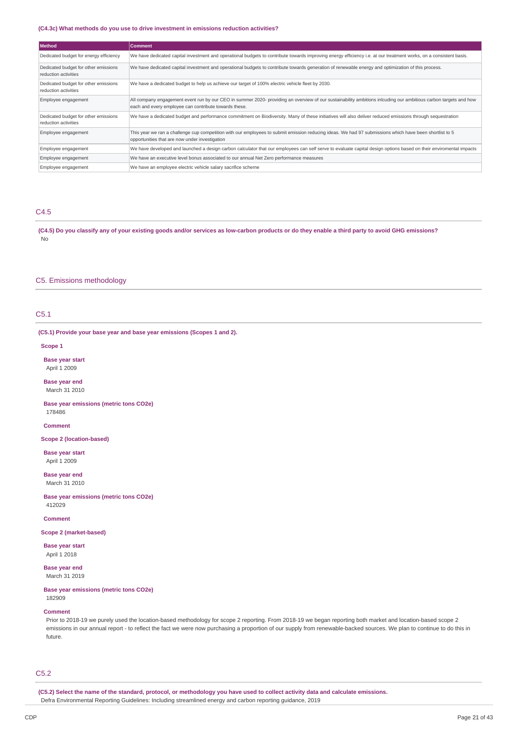**(C4.3c) What methods do you use to drive investment in emissions reduction activities?**

| Method | Comment |
| --- | --- |
| Dedicated budget for energy efficiency | We have dedicated capital investment and operational budgets to contribute towards improving energy efficiency i.e. at our treatment works, on a consistent basis. |
| Dedicated budget for other emissions reduction activities | We have dedicated capital investment and operational budgets to contribute towards generation of renewable energy and optimization of this process. |
| Dedicated budget for other emissions reduction activities | We have a dedicated budget to help us achieve our target of 100% electric vehicle fleet by 2030. |
| Employee engagement | All company engagement event run by our CEO in summer 2020- providing an overview of our sustainability ambitions inlcuding our ambitious carbon targets and how each and every employee can contribute towards these. |
| Dedicated budget for other emissions reduction activities | We have a dedicated budget and performance commitment on Biodiversity. Many of these initiatives will also deliver reduced emissions through sequestration |
| Employee engagement | This year we ran a challenge cup competition with our employees to submit emission reducing ideas. We had 97 submissions which have been shortlist to 5 opportunities that are now under investigation |
| Employee engagement | We have developed and launched a design carbon calculator that our employees can self serve to evaluate capital design options based on their enviromental impacts |
| Employee engagement | We have an executive level bonus associated to our annual Net Zero performance measures |
| Employee engagement | We have an employee electric vehicle salary sacrifice scheme |

## C4.5

**(C4.5) Do you classify any of your existing goods and/or services as low-carbon products or do they enable a third party to avoid GHG emissions?**

No

# C5. Emissions methodology

## C5.1

**(C5.1) Provide your base year and base year emissions (Scopes 1 and 2).**

**Scope 1**

**Base year start**

April 1 2009

**Base year end**

March 31 2010

**Base year emissions (metric tons CO2e)**

178486

**Comment**

**Scope 2 (location-based)**

**Base year start**

April 1 2009

**Base year end**

March 31 2010

**Base year emissions (metric tons CO2e)**

412029

**Comment**

**Scope 2 (market-based)**

**Base year start**

April 1 2018

**Base year end**

March 31 2019

**Base year emissions (metric tons CO2e)**

182909

**Comment**

Prior to 2018-19 we purely used the location-based methodology for scope 2 reporting. From 2018-19 we began reporting both market and location-based scope 2 emissions in our annual report - to reflect the fact we were now purchasing a proportion of our supply from renewable-backed sources. We plan to continue to do this in future.

## C5.2

**(C5.2) Select the name of the standard, protocol, or methodology you have used to collect activity data and calculate emissions.**

Defra Environmental Reporting Guidelines: Including streamlined energy and carbon reporting guidance, 2019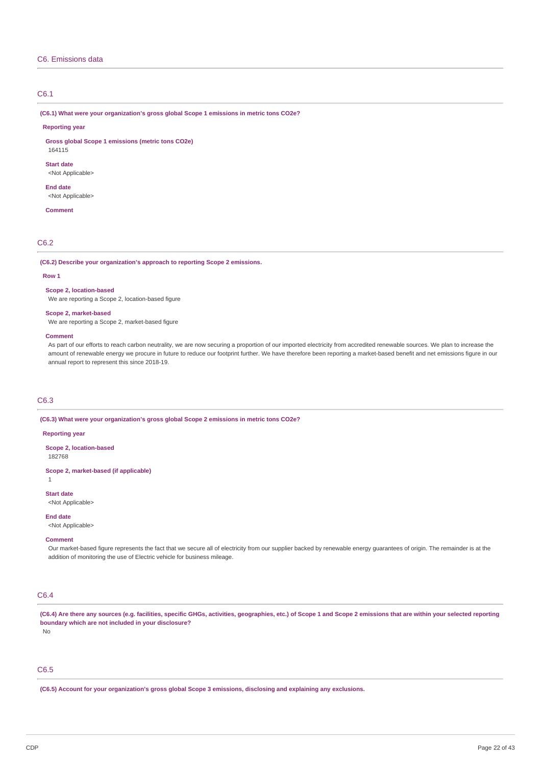## C6. Emissions data

### C6.1

**(C6.1) What were your organization's gross global Scope 1 emissions in metric tons CO2e?**

**Reporting year**

**Gross global Scope 1 emissions (metric tons CO2e)**
164115

**Start date**
<Not Applicable>

**End date**
<Not Applicable>

**Comment**

### C6.2

**(C6.2) Describe your organization's approach to reporting Scope 2 emissions.**

**Row 1**

**Scope 2, location-based**
We are reporting a Scope 2, location-based figure

**Scope 2, market-based**
We are reporting a Scope 2, market-based figure

**Comment**
As part of our efforts to reach carbon neutrality, we are now securing a proportion of our imported electricity from accredited renewable sources. We plan to increase the amount of renewable energy we procure in future to reduce our footprint further. We have therefore been reporting a market-based benefit and net emissions figure in our annual report to represent this since 2018-19.

### C6.3

**(C6.3) What were your organization's gross global Scope 2 emissions in metric tons CO2e?**

**Reporting year**

**Scope 2, location-based**
182768

**Scope 2, market-based (if applicable)**
1

**Start date**
<Not Applicable>

**End date**
<Not Applicable>

**Comment**
Our market-based figure represents the fact that we secure all of electricity from our supplier backed by renewable energy guarantees of origin. The remainder is at the addition of monitoring the use of Electric vehicle for business mileage.

### C6.4

**(C6.4) Are there any sources (e.g. facilities, specific GHGs, activities, geographies, etc.) of Scope 1 and Scope 2 emissions that are within your selected reporting boundary which are not included in your disclosure?**
No

### C6.5

**(C6.5) Account for your organization's gross global Scope 3 emissions, disclosing and explaining any exclusions.**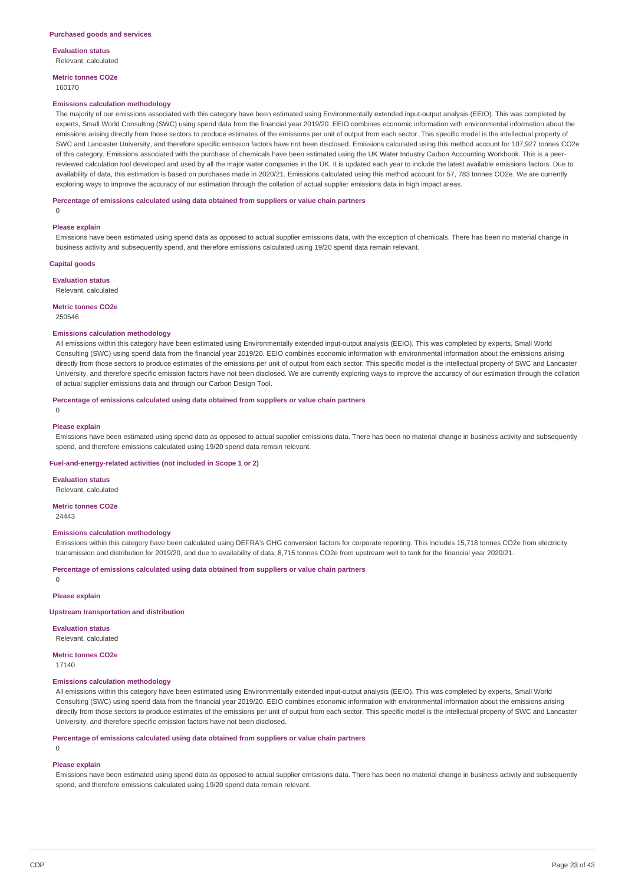### Purchased goods and services

**Evaluation status**

Relevant, calculated

**Metric tonnes CO2e**

160170

**Emissions calculation methodology**

The majority of our emissions associated with this category have been estimated using Environmentally extended input-output analysis (EEIO). This was completed by experts, Small World Consulting (SWC) using spend data from the financial year 2019/20. EEIO combines economic information with environmental information about the emissions arising directly from those sectors to produce estimates of the emissions per unit of output from each sector. This specific model is the intellectual property of SWC and Lancaster University, and therefore specific emission factors have not been disclosed. Emissions calculated using this method account for 107,927 tonnes CO2e of this category. Emissions associated with the purchase of chemicals have been estimated using the UK Water Industry Carbon Accounting Workbook. This is a peer-reviewed calculation tool developed and used by all the major water companies in the UK. It is updated each year to include the latest available emissions factors. Due to availability of data, this estimation is based on purchases made in 2020/21. Emissions calculated using this method account for 57, 783 tonnes CO2e. We are currently exploring ways to improve the accuracy of our estimation through the collation of actual supplier emissions data in high impact areas.

**Percentage of emissions calculated using data obtained from suppliers or value chain partners**

0

**Please explain**

Emissions have been estimated using spend data as opposed to actual supplier emissions data, with the exception of chemicals. There has been no material change in business activity and subsequently spend, and therefore emissions calculated using 19/20 spend data remain relevant.

### Capital goods

**Evaluation status**

Relevant, calculated

**Metric tonnes CO2e**

250546

**Emissions calculation methodology**

All emissions within this category have been estimated using Environmentally extended input-output analysis (EEIO). This was completed by experts, Small World Consulting (SWC) using spend data from the financial year 2019/20. EEIO combines economic information with environmental information about the emissions arising directly from those sectors to produce estimates of the emissions per unit of output from each sector. This specific model is the intellectual property of SWC and Lancaster University, and therefore specific emission factors have not been disclosed. We are currently exploring ways to improve the accuracy of our estimation through the collation of actual supplier emissions data and through our Carbon Design Tool.

**Percentage of emissions calculated using data obtained from suppliers or value chain partners**

0

**Please explain**

Emissions have been estimated using spend data as opposed to actual supplier emissions data. There has been no material change in business activity and subsequently spend, and therefore emissions calculated using 19/20 spend data remain relevant.

### Fuel-and-energy-related activities (not included in Scope 1 or 2)

**Evaluation status**

Relevant, calculated

**Metric tonnes CO2e**

24443

**Emissions calculation methodology**

Emissions within this category have been calculated using DEFRA's GHG conversion factors for corporate reporting. This includes 15,718 tonnes CO2e from electricity transmission and distribution for 2019/20, and due to availability of data, 8,715 tonnes CO2e from upstream well to tank for the financial year 2020/21.

**Percentage of emissions calculated using data obtained from suppliers or value chain partners**

0

**Please explain**

### Upstream transportation and distribution

**Evaluation status**

Relevant, calculated

**Metric tonnes CO2e**

17140

**Emissions calculation methodology**

All emissions within this category have been estimated using Environmentally extended input-output analysis (EEIO). This was completed by experts, Small World Consulting (SWC) using spend data from the financial year 2019/20. EEIO combines economic information with environmental information about the emissions arising directly from those sectors to produce estimates of the emissions per unit of output from each sector. This specific model is the intellectual property of SWC and Lancaster University, and therefore specific emission factors have not been disclosed.

**Percentage of emissions calculated using data obtained from suppliers or value chain partners**

0

**Please explain**

Emissions have been estimated using spend data as opposed to actual supplier emissions data. There has been no material change in business activity and subsequently spend, and therefore emissions calculated using 19/20 spend data remain relevant.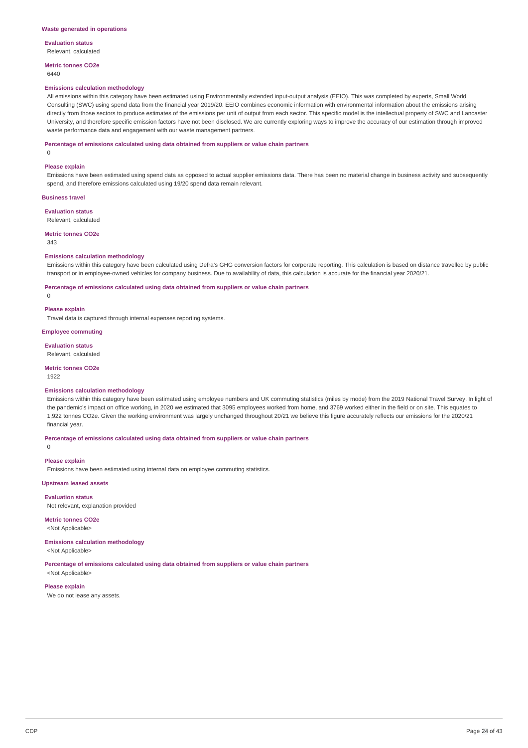### Waste generated in operations

**Evaluation status**

Relevant, calculated

**Metric tonnes CO2e**

6440

**Emissions calculation methodology**

All emissions within this category have been estimated using Environmentally extended input-output analysis (EEIO). This was completed by experts, Small World Consulting (SWC) using spend data from the financial year 2019/20. EEIO combines economic information with environmental information about the emissions arising directly from those sectors to produce estimates of the emissions per unit of output from each sector. This specific model is the intellectual property of SWC and Lancaster University, and therefore specific emission factors have not been disclosed. We are currently exploring ways to improve the accuracy of our estimation through improved waste performance data and engagement with our waste management partners.

**Percentage of emissions calculated using data obtained from suppliers or value chain partners**

0

**Please explain**

Emissions have been estimated using spend data as opposed to actual supplier emissions data. There has been no material change in business activity and subsequently spend, and therefore emissions calculated using 19/20 spend data remain relevant.

### Business travel

**Evaluation status**

Relevant, calculated

**Metric tonnes CO2e**

343

**Emissions calculation methodology**

Emissions within this category have been calculated using Defra's GHG conversion factors for corporate reporting. This calculation is based on distance travelled by public transport or in employee-owned vehicles for company business. Due to availability of data, this calculation is accurate for the financial year 2020/21.

**Percentage of emissions calculated using data obtained from suppliers or value chain partners**

0

**Please explain**

Travel data is captured through internal expenses reporting systems.

### Employee commuting

**Evaluation status**

Relevant, calculated

**Metric tonnes CO2e**

1922

**Emissions calculation methodology**

Emissions within this category have been estimated using employee numbers and UK commuting statistics (miles by mode) from the 2019 National Travel Survey. In light of the pandemic's impact on office working, in 2020 we estimated that 3095 employees worked from home, and 3769 worked either in the field or on site. This equates to 1,922 tonnes CO2e. Given the working environment was largely unchanged throughout 20/21 we believe this figure accurately reflects our emissions for the 2020/21 financial year.

**Percentage of emissions calculated using data obtained from suppliers or value chain partners**

0

**Please explain**

Emissions have been estimated using internal data on employee commuting statistics.

### Upstream leased assets

**Evaluation status**

Not relevant, explanation provided

**Metric tonnes CO2e**

<Not Applicable>

**Emissions calculation methodology**

<Not Applicable>

**Percentage of emissions calculated using data obtained from suppliers or value chain partners**

<Not Applicable>

**Please explain**

We do not lease any assets.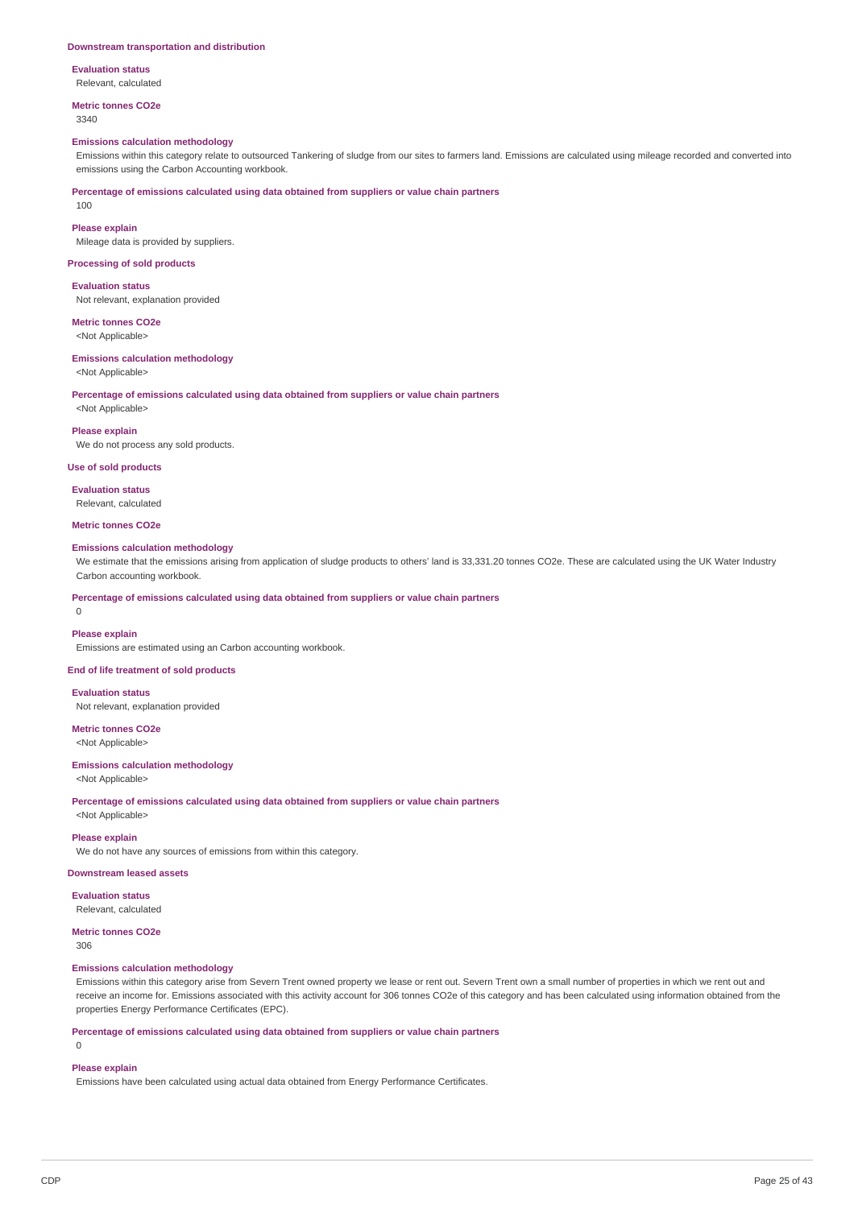### Downstream transportation and distribution

**Evaluation status**
Relevant, calculated

**Metric tonnes CO2e**
3340

**Emissions calculation methodology**
Emissions within this category relate to outsourced Tankering of sludge from our sites to farmers land. Emissions are calculated using mileage recorded and converted into emissions using the Carbon Accounting workbook.

**Percentage of emissions calculated using data obtained from suppliers or value chain partners**
100

**Please explain**
Mileage data is provided by suppliers.

### Processing of sold products

**Evaluation status**
Not relevant, explanation provided

**Metric tonnes CO2e**
<Not Applicable>

**Emissions calculation methodology**
<Not Applicable>

**Percentage of emissions calculated using data obtained from suppliers or value chain partners**
<Not Applicable>

**Please explain**
We do not process any sold products.

### Use of sold products

**Evaluation status**
Relevant, calculated

**Metric tonnes CO2e**

**Emissions calculation methodology**
We estimate that the emissions arising from application of sludge products to others' land is 33,331.20 tonnes CO2e. These are calculated using the UK Water Industry Carbon accounting workbook.

**Percentage of emissions calculated using data obtained from suppliers or value chain partners**
0

**Please explain**
Emissions are estimated using an Carbon accounting workbook.

### End of life treatment of sold products

**Evaluation status**
Not relevant, explanation provided

**Metric tonnes CO2e**
<Not Applicable>

**Emissions calculation methodology**
<Not Applicable>

**Percentage of emissions calculated using data obtained from suppliers or value chain partners**
<Not Applicable>

**Please explain**
We do not have any sources of emissions from within this category.

### Downstream leased assets

**Evaluation status**
Relevant, calculated

**Metric tonnes CO2e**
306

**Emissions calculation methodology**
Emissions within this category arise from Severn Trent owned property we lease or rent out. Severn Trent own a small number of properties in which we rent out and receive an income for. Emissions associated with this activity account for 306 tonnes CO2e of this category and has been calculated using information obtained from the properties Energy Performance Certificates (EPC).

**Percentage of emissions calculated using data obtained from suppliers or value chain partners**
0

**Please explain**
Emissions have been calculated using actual data obtained from Energy Performance Certificates.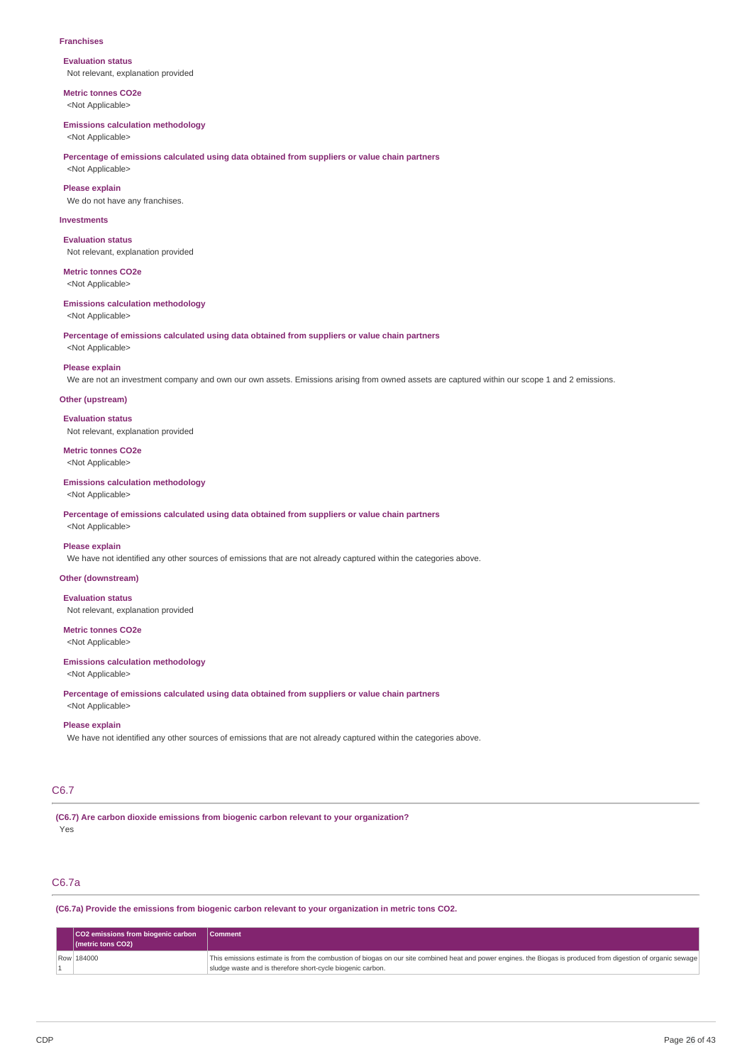**Franchises**

**Evaluation status**
Not relevant, explanation provided

**Metric tonnes CO2e**
<Not Applicable>

**Emissions calculation methodology**
<Not Applicable>

**Percentage of emissions calculated using data obtained from suppliers or value chain partners**
<Not Applicable>

**Please explain**
We do not have any franchises.

**Investments**

**Evaluation status**
Not relevant, explanation provided

**Metric tonnes CO2e**
<Not Applicable>

**Emissions calculation methodology**
<Not Applicable>

**Percentage of emissions calculated using data obtained from suppliers or value chain partners**
<Not Applicable>

**Please explain**
We are not an investment company and own our own assets. Emissions arising from owned assets are captured within our scope 1 and 2 emissions.

**Other (upstream)**

**Evaluation status**
Not relevant, explanation provided

**Metric tonnes CO2e**
<Not Applicable>

**Emissions calculation methodology**
<Not Applicable>

**Percentage of emissions calculated using data obtained from suppliers or value chain partners**
<Not Applicable>

**Please explain**
We have not identified any other sources of emissions that are not already captured within the categories above.

**Other (downstream)**

**Evaluation status**
Not relevant, explanation provided

**Metric tonnes CO2e**
<Not Applicable>

**Emissions calculation methodology**
<Not Applicable>

**Percentage of emissions calculated using data obtained from suppliers or value chain partners**
<Not Applicable>

**Please explain**
We have not identified any other sources of emissions that are not already captured within the categories above.

## C6.7

**(C6.7) Are carbon dioxide emissions from biogenic carbon relevant to your organization?**
Yes

## C6.7a

**(C6.7a) Provide the emissions from biogenic carbon relevant to your organization in metric tons CO2.**

| | CO2 emissions from biogenic carbon (metric tons CO2) | Comment |
|---|---|---|
| Row 1 | 184000 | This emissions estimate is from the combustion of biogas on our site combined heat and power engines. the Biogas is produced from digestion of organic sewage sludge waste and is therefore short-cycle biogenic carbon. |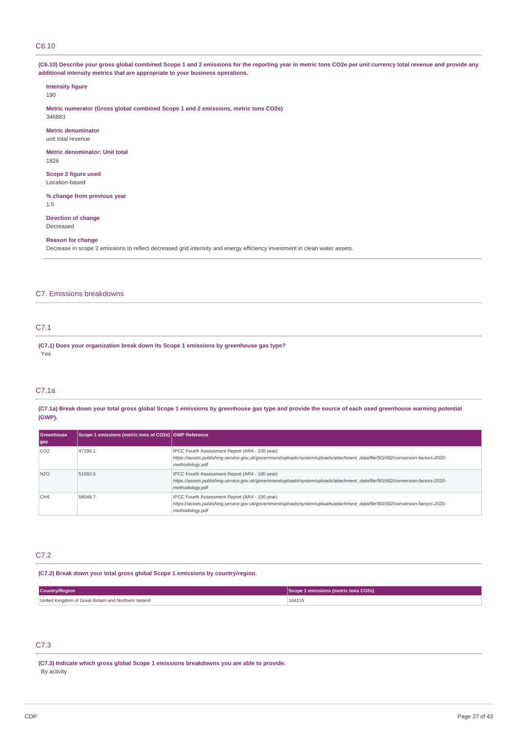## C6.10

**(C6.10) Describe your gross global combined Scope 1 and 2 emissions for the reporting year in metric tons CO2e per unit currency total revenue and provide any additional intensity metrics that are appropriate to your business operations.**

**Intensity figure**
190

**Metric numerator (Gross global combined Scope 1 and 2 emissions, metric tons CO2e)**
346883

**Metric denominator**
unit total revenue

**Metric denominator: Unit total**
1826

**Scope 2 figure used**
Location-based

**% change from previous year**
1.5

**Direction of change**
Decreased

**Reason for change**
Decrease in scope 2 emissions to reflect decreased grid intensity and energy efficiency investment in clean water assets.

# C7. Emissions breakdowns

## C7.1

**(C7.1) Does your organization break down its Scope 1 emissions by greenhouse gas type?**
Yes

## C7.1a

**(C7.1a) Break down your total gross global Scope 1 emissions by greenhouse gas type and provide the source of each used greenhouse warming potential (GWP).**

| Greenhouse gas | Scope 1 emissions (metric tons of CO2e) | GWP Reference |
|---|---|---|
| CO2 | 47290.1 | IPCC Fourth Assessment Report (AR4 - 100 year) *https://assets.publishing.service.gov.uk/government/uploads/system/uploads/attachment_data/file/901692/conversion-factors-2020-methodology.pdf* |
| N2O | 51692.6 | IPCC Fourth Assessment Report (AR4 - 100 year) *https://assets.publishing.service.gov.uk/government/uploads/system/uploads/attachment_data/file/901692/conversion-factors-2020-methodology.pdf* |
| CH4 | 59048.7 | IPCC Fourth Assessment Report (AR4 - 100 year) *https://assets.publishing.service.gov.uk/government/uploads/system/uploads/attachment_data/file/901692/conversion-factors-2020-methodology.pdf* |

## C7.2

**(C7.2) Break down your total gross global Scope 1 emissions by country/region.**

| Country/Region | Scope 1 emissions (metric tons CO2e) |
|---|---|
| United Kingdom of Great Britain and Northern Ireland | 164115 |

## C7.3

**(C7.3) Indicate which gross global Scope 1 emissions breakdowns you are able to provide.**
By activity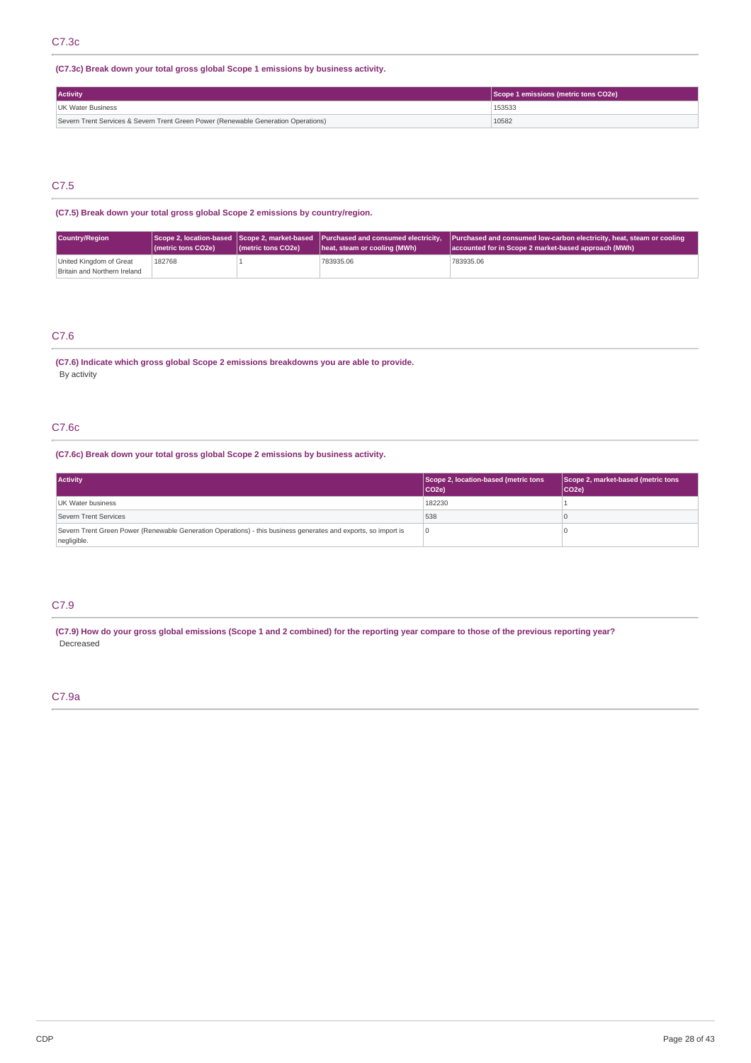## C7.3c

**(C7.3c) Break down your total gross global Scope 1 emissions by business activity.**

| Activity | Scope 1 emissions (metric tons CO2e) |
|---|---|
| UK Water Business | 153533 |
| Severn Trent Services & Severn Trent Green Power (Renewable Generation Operations) | 10582 |

## C7.5

**(C7.5) Break down your total gross global Scope 2 emissions by country/region.**

| Country/Region | Scope 2, location-based (metric tons CO2e) | Scope 2, market-based (metric tons CO2e) | Purchased and consumed electricity, heat, steam or cooling (MWh) | Purchased and consumed low-carbon electricity, heat, steam or cooling accounted for in Scope 2 market-based approach (MWh) |
|---|---|---|---|---|
| United Kingdom of Great Britain and Northern Ireland | 182768 | 1 | 783935.06 | 783935.06 |

## C7.6

**(C7.6) Indicate which gross global Scope 2 emissions breakdowns you are able to provide.**

By activity

## C7.6c

**(C7.6c) Break down your total gross global Scope 2 emissions by business activity.**

| Activity | Scope 2, location-based (metric tons CO2e) | Scope 2, market-based (metric tons CO2e) |
|---|---|---|
| UK Water business | 182230 | 1 |
| Severn Trent Services | 538 | 0 |
| Severn Trent Green Power (Renewable Generation Operations) - this business generates and exports, so import is negligible. | 0 | 0 |

## C7.9

**(C7.9) How do your gross global emissions (Scope 1 and 2 combined) for the reporting year compare to those of the previous reporting year?**

Decreased

## C7.9a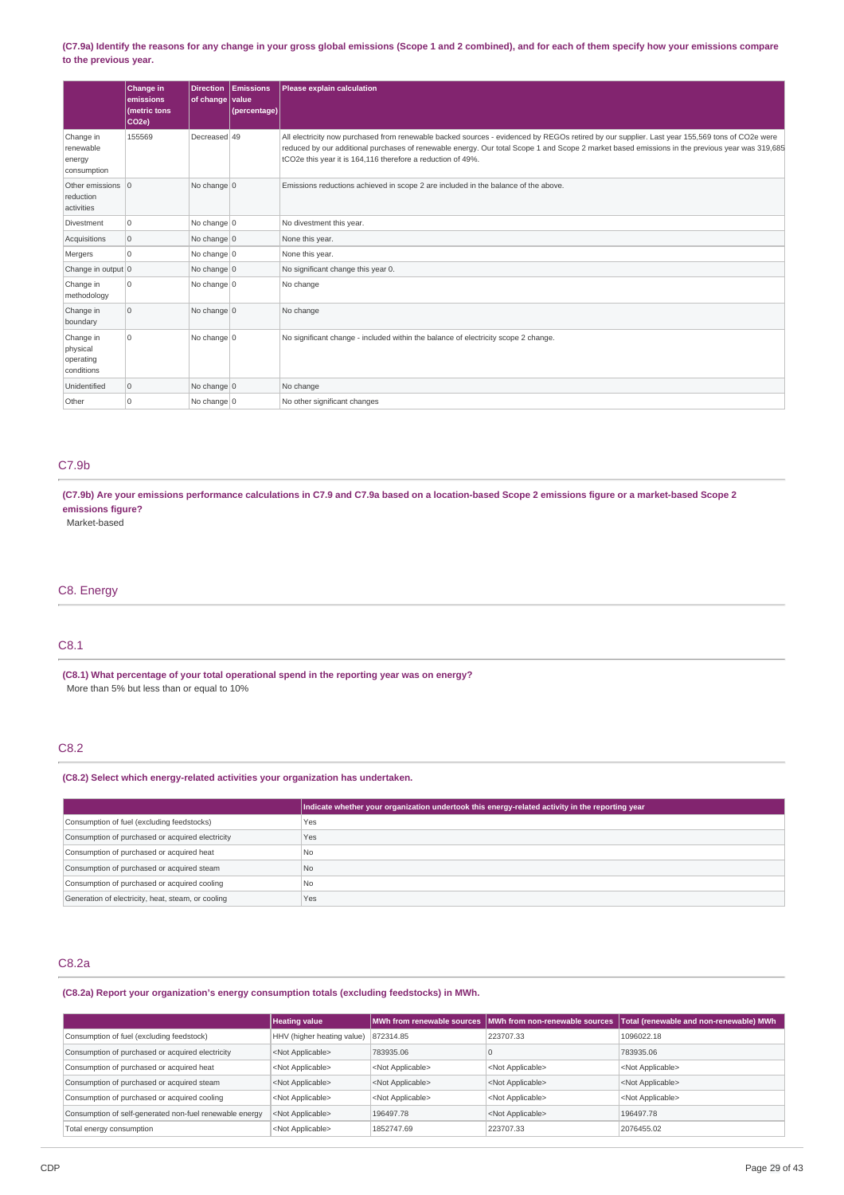**(C7.9a) Identify the reasons for any change in your gross global emissions (Scope 1 and 2 combined), and for each of them specify how your emissions compare to the previous year.**

| | Change in emissions (metric tons CO2e) | Direction of change | Emissions value (percentage) | Please explain calculation |
|---|---|---|---|---|
| Change in renewable energy consumption | 155569 | Decreased | 49 | All electricity now purchased from renewable backed sources - evidenced by REGOs retired by our supplier. Last year 155,569 tons of CO2e were reduced by our additional purchases of renewable energy. Our total Scope 1 and Scope 2 market based emissions in the previous year was 319,685 tCO2e this year it is 164,116 therefore a reduction of 49%. |
| Other emissions reduction activities | 0 | No change | 0 | Emissions reductions achieved in scope 2 are included in the balance of the above. |
| Divestment | 0 | No change | 0 | No divestment this year. |
| Acquisitions | 0 | No change | 0 | None this year. |
| Mergers | 0 | No change | 0 | None this year. |
| Change in output | 0 | No change | 0 | No significant change this year 0. |
| Change in methodology | 0 | No change | 0 | No change |
| Change in boundary | 0 | No change | 0 | No change |
| Change in physical operating conditions | 0 | No change | 0 | No significant change - included within the balance of electricity scope 2 change. |
| Unidentified | 0 | No change | 0 | No change |
| Other | 0 | No change | 0 | No other significant changes |

## C7.9b

**(C7.9b) Are your emissions performance calculations in C7.9 and C7.9a based on a location-based Scope 2 emissions figure or a market-based Scope 2 emissions figure?**

Market-based

# C8. Energy

## C8.1

**(C8.1) What percentage of your total operational spend in the reporting year was on energy?**

More than 5% but less than or equal to 10%

## C8.2

**(C8.2) Select which energy-related activities your organization has undertaken.**

| | Indicate whether your organization undertook this energy-related activity in the reporting year |
|---|---|
| Consumption of fuel (excluding feedstocks) | Yes |
| Consumption of purchased or acquired electricity | Yes |
| Consumption of purchased or acquired heat | No |
| Consumption of purchased or acquired steam | No |
| Consumption of purchased or acquired cooling | No |
| Generation of electricity, heat, steam, or cooling | Yes |

## C8.2a

**(C8.2a) Report your organization's energy consumption totals (excluding feedstocks) in MWh.**

| | Heating value | MWh from renewable sources | MWh from non-renewable sources | Total (renewable and non-renewable) MWh |
|---|---|---|---|---|
| Consumption of fuel (excluding feedstock) | HHV (higher heating value) | 872314.85 | 223707.33 | 1096022.18 |
| Consumption of purchased or acquired electricity | <Not Applicable> | 783935.06 | 0 | 783935.06 |
| Consumption of purchased or acquired heat | <Not Applicable> | <Not Applicable> | <Not Applicable> | <Not Applicable> |
| Consumption of purchased or acquired steam | <Not Applicable> | <Not Applicable> | <Not Applicable> | <Not Applicable> |
| Consumption of purchased or acquired cooling | <Not Applicable> | <Not Applicable> | <Not Applicable> | <Not Applicable> |
| Consumption of self-generated non-fuel renewable energy | <Not Applicable> | 196497.78 | <Not Applicable> | 196497.78 |
| Total energy consumption | <Not Applicable> | 1852747.69 | 223707.33 | 2076455.02 |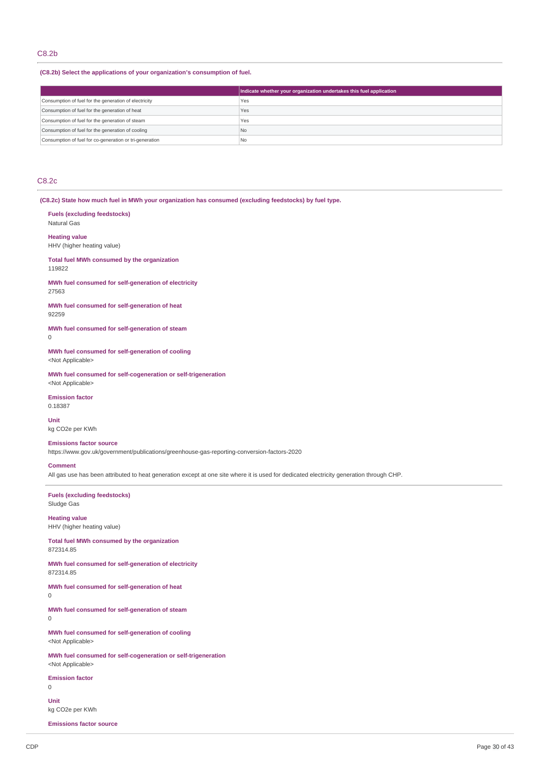## C8.2b

**(C8.2b) Select the applications of your organization's consumption of fuel.**

| | Indicate whether your organization undertakes this fuel application |
|---|---|
| Consumption of fuel for the generation of electricity | Yes |
| Consumption of fuel for the generation of heat | Yes |
| Consumption of fuel for the generation of steam | Yes |
| Consumption of fuel for the generation of cooling | No |
| Consumption of fuel for co-generation or tri-generation | No |

## C8.2c

**(C8.2c) State how much fuel in MWh your organization has consumed (excluding feedstocks) by fuel type.**

**Fuels (excluding feedstocks)**
Natural Gas

**Heating value**
HHV (higher heating value)

**Total fuel MWh consumed by the organization**
119822

**MWh fuel consumed for self-generation of electricity**
27563

**MWh fuel consumed for self-generation of heat**
92259

**MWh fuel consumed for self-generation of steam**
0

**MWh fuel consumed for self-generation of cooling**
<Not Applicable>

**MWh fuel consumed for self-cogeneration or self-trigeneration**
<Not Applicable>

**Emission factor**
0.18387

**Unit**
kg CO2e per KWh

**Emissions factor source**
https://www.gov.uk/government/publications/greenhouse-gas-reporting-conversion-factors-2020

**Comment**
All gas use has been attributed to heat generation except at one site where it is used for dedicated electricity generation through CHP.

---

**Fuels (excluding feedstocks)**
Sludge Gas

**Heating value**
HHV (higher heating value)

**Total fuel MWh consumed by the organization**
872314.85

**MWh fuel consumed for self-generation of electricity**
872314.85

**MWh fuel consumed for self-generation of heat**
0

**MWh fuel consumed for self-generation of steam**
0

**MWh fuel consumed for self-generation of cooling**
<Not Applicable>

**MWh fuel consumed for self-cogeneration or self-trigeneration**
<Not Applicable>

**Emission factor**
0

**Unit**
kg CO2e per KWh

**Emissions factor source**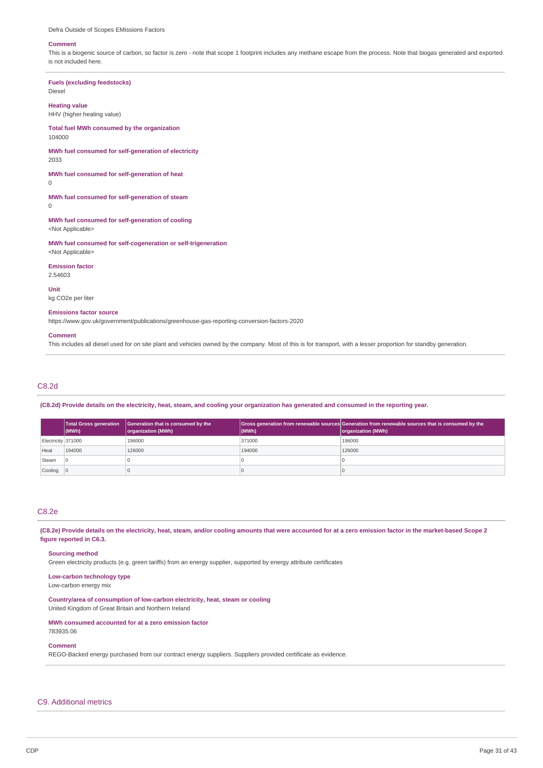Defra Outside of Scopes EMissions Factors

**Comment**

This is a biogenic source of carbon, so factor is zero - note that scope 1 footprint includes any methane escape from the process. Note that biogas generated and exported is not included here.

**Fuels (excluding feedstocks)**

Diesel

**Heating value**

HHV (higher heating value)

**Total fuel MWh consumed by the organization**

104000

**MWh fuel consumed for self-generation of electricity**

2033

**MWh fuel consumed for self-generation of heat**

0

**MWh fuel consumed for self-generation of steam**

0

**MWh fuel consumed for self-generation of cooling**

<Not Applicable>

**MWh fuel consumed for self-cogeneration or self-trigeneration**

<Not Applicable>

**Emission factor**

2.54603

**Unit**

kg CO2e per liter

**Emissions factor source**

https://www.gov.uk/government/publications/greenhouse-gas-reporting-conversion-factors-2020

**Comment**

This includes all diesel used for on site plant and vehicles owned by the company. Most of this is for transport, with a lesser proportion for standby generation.

## C8.2d

**(C8.2d) Provide details on the electricity, heat, steam, and cooling your organization has generated and consumed in the reporting year.**

| | Total Gross generation (MWh) | Generation that is consumed by the organization (MWh) | Gross generation from renewable sources (MWh) | Generation from renewable sources that is consumed by the organization (MWh) |
|---|---|---|---|---|
| Electricity | 371000 | 196000 | 371000 | 196000 |
| Heat | 194000 | 126000 | 194000 | 126000 |
| Steam | 0 | 0 | 0 | 0 |
| Cooling | 0 | 0 | 0 | 0 |

## C8.2e

**(C8.2e) Provide details on the electricity, heat, steam, and/or cooling amounts that were accounted for at a zero emission factor in the market-based Scope 2 figure reported in C6.3.**

**Sourcing method**

Green electricity products (e.g. green tariffs) from an energy supplier, supported by energy attribute certificates

**Low-carbon technology type**

Low-carbon energy mix

**Country/area of consumption of low-carbon electricity, heat, steam or cooling**

United Kingdom of Great Britain and Northern Ireland

**MWh consumed accounted for at a zero emission factor**

783935.06

**Comment**

REGO-Backed energy purchased from our contract energy suppliers. Suppliers provided certificate as evidence.

## C9. Additional metrics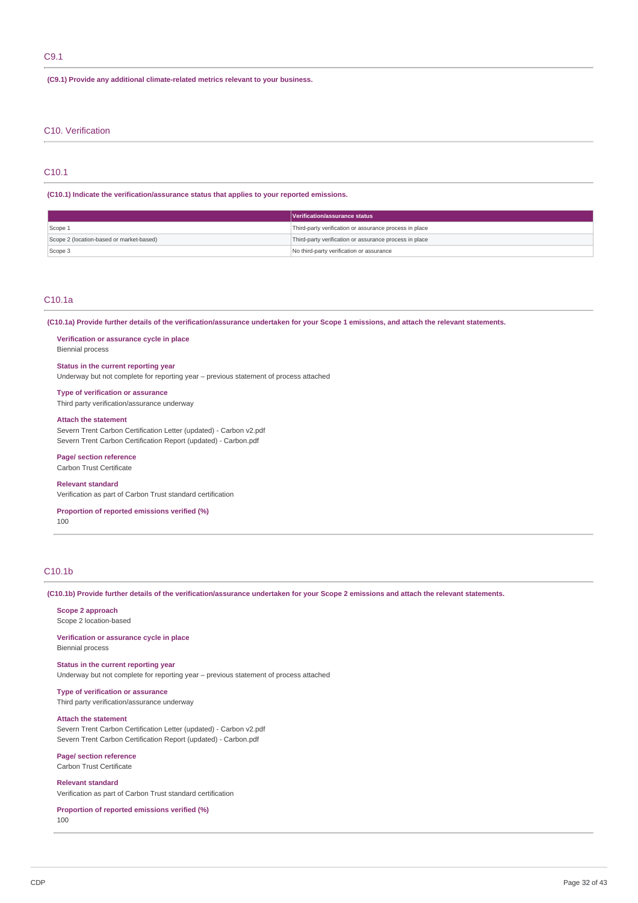## C9.1

**(C9.1) Provide any additional climate-related metrics relevant to your business.**

# C10. Verification

## C10.1

**(C10.1) Indicate the verification/assurance status that applies to your reported emissions.**

| | Verification/assurance status |
|---|---|
| Scope 1 | Third-party verification or assurance process in place |
| Scope 2 (location-based or market-based) | Third-party verification or assurance process in place |
| Scope 3 | No third-party verification or assurance |

## C10.1a

**(C10.1a) Provide further details of the verification/assurance undertaken for your Scope 1 emissions, and attach the relevant statements.**

**Verification or assurance cycle in place**
Biennial process

**Status in the current reporting year**
Underway but not complete for reporting year – previous statement of process attached

**Type of verification or assurance**
Third party verification/assurance underway

**Attach the statement**
Severn Trent Carbon Certification Letter (updated) - Carbon v2.pdf
Severn Trent Carbon Certification Report (updated) - Carbon.pdf

**Page/ section reference**
Carbon Trust Certificate

**Relevant standard**
Verification as part of Carbon Trust standard certification

**Proportion of reported emissions verified (%)**
100

## C10.1b

**(C10.1b) Provide further details of the verification/assurance undertaken for your Scope 2 emissions and attach the relevant statements.**

**Scope 2 approach**
Scope 2 location-based

**Verification or assurance cycle in place**
Biennial process

**Status in the current reporting year**
Underway but not complete for reporting year – previous statement of process attached

**Type of verification or assurance**
Third party verification/assurance underway

**Attach the statement**
Severn Trent Carbon Certification Letter (updated) - Carbon v2.pdf
Severn Trent Carbon Certification Report (updated) - Carbon.pdf

**Page/ section reference**
Carbon Trust Certificate

**Relevant standard**
Verification as part of Carbon Trust standard certification

**Proportion of reported emissions verified (%)**
100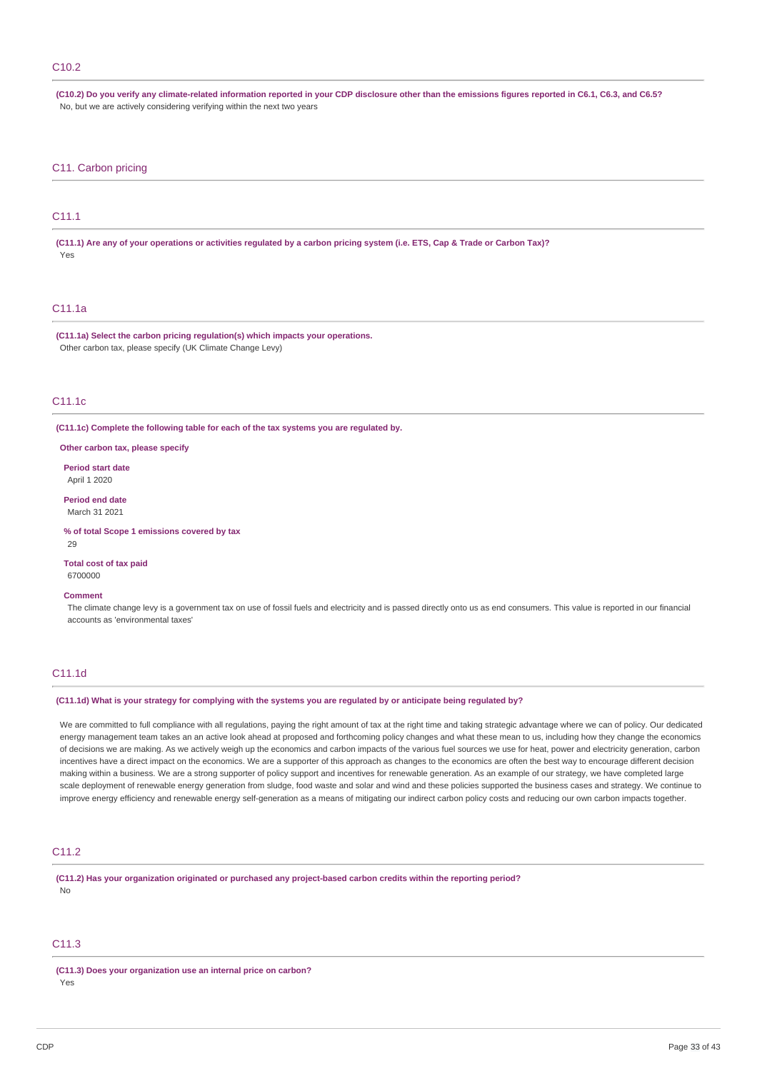## C10.2

**(C10.2) Do you verify any climate-related information reported in your CDP disclosure other than the emissions figures reported in C6.1, C6.3, and C6.5?**

No, but we are actively considering verifying within the next two years

# C11. Carbon pricing

## C11.1

**(C11.1) Are any of your operations or activities regulated by a carbon pricing system (i.e. ETS, Cap & Trade or Carbon Tax)?**

Yes

## C11.1a

**(C11.1a) Select the carbon pricing regulation(s) which impacts your operations.**

Other carbon tax, please specify (UK Climate Change Levy)

## C11.1c

**(C11.1c) Complete the following table for each of the tax systems you are regulated by.**

**Other carbon tax, please specify**

**Period start date**

April 1 2020

**Period end date**

March 31 2021

**% of total Scope 1 emissions covered by tax**

29

**Total cost of tax paid**

6700000

**Comment**

The climate change levy is a government tax on use of fossil fuels and electricity and is passed directly onto us as end consumers. This value is reported in our financial accounts as 'environmental taxes'

## C11.1d

**(C11.1d) What is your strategy for complying with the systems you are regulated by or anticipate being regulated by?**

We are committed to full compliance with all regulations, paying the right amount of tax at the right time and taking strategic advantage where we can of policy. Our dedicated energy management team takes an an active look ahead at proposed and forthcoming policy changes and what these mean to us, including how they change the economics of decisions we are making. As we actively weigh up the economics and carbon impacts of the various fuel sources we use for heat, power and electricity generation, carbon incentives have a direct impact on the economics. We are a supporter of this approach as changes to the economics are often the best way to encourage different decision making within a business. We are a strong supporter of policy support and incentives for renewable generation. As an example of our strategy, we have completed large scale deployment of renewable energy generation from sludge, food waste and solar and wind and these policies supported the business cases and strategy. We continue to improve energy efficiency and renewable energy self-generation as a means of mitigating our indirect carbon policy costs and reducing our own carbon impacts together.

## C11.2

**(C11.2) Has your organization originated or purchased any project-based carbon credits within the reporting period?**

No

## C11.3

**(C11.3) Does your organization use an internal price on carbon?**

Yes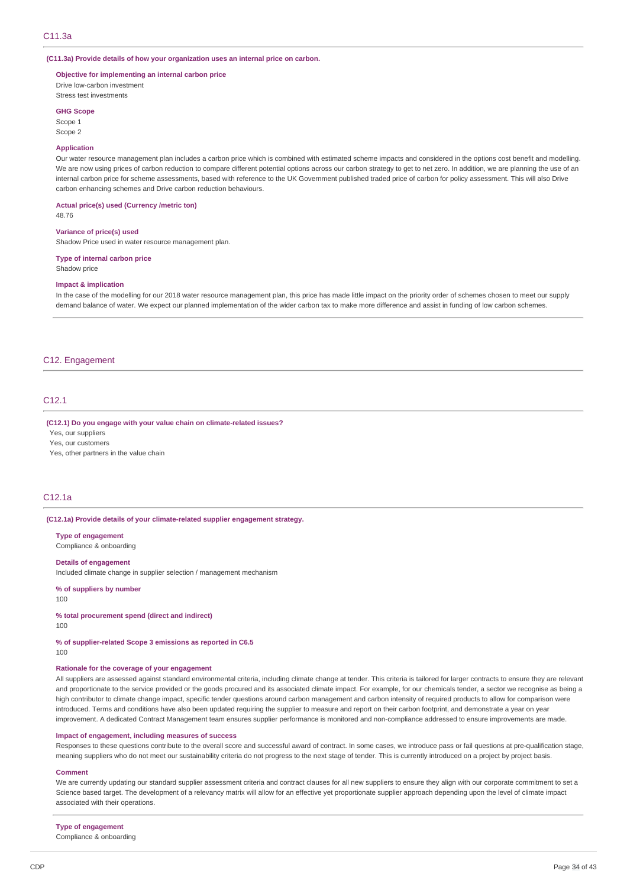## C11.3a

**(C11.3a) Provide details of how your organization uses an internal price on carbon.**

**Objective for implementing an internal carbon price**
Drive low-carbon investment
Stress test investments

**GHG Scope**
Scope 1
Scope 2

**Application**
Our water resource management plan includes a carbon price which is combined with estimated scheme impacts and considered in the options cost benefit and modelling. We are now using prices of carbon reduction to compare different potential options across our carbon strategy to get to net zero. In addition, we are planning the use of an internal carbon price for scheme assessments, based with reference to the UK Government published traded price of carbon for policy assessment. This will also Drive carbon enhancing schemes and Drive carbon reduction behaviours.

**Actual price(s) used (Currency /metric ton)**
48.76

**Variance of price(s) used**
Shadow Price used in water resource management plan.

**Type of internal carbon price**
Shadow price

**Impact & implication**
In the case of the modelling for our 2018 water resource management plan, this price has made little impact on the priority order of schemes chosen to meet our supply demand balance of water. We expect our planned implementation of the wider carbon tax to make more difference and assist in funding of low carbon schemes.

# C12. Engagement

## C12.1

**(C12.1) Do you engage with your value chain on climate-related issues?**
Yes, our suppliers
Yes, our customers
Yes, other partners in the value chain

## C12.1a

**(C12.1a) Provide details of your climate-related supplier engagement strategy.**

**Type of engagement**
Compliance & onboarding

**Details of engagement**
Included climate change in supplier selection / management mechanism

**% of suppliers by number**
100

**% total procurement spend (direct and indirect)**
100

**% of supplier-related Scope 3 emissions as reported in C6.5**
100

**Rationale for the coverage of your engagement**
All suppliers are assessed against standard environmental criteria, including climate change at tender. This criteria is tailored for larger contracts to ensure they are relevant and proportionate to the service provided or the goods procured and its associated climate impact. For example, for our chemicals tender, a sector we recognise as being a high contributor to climate change impact, specific tender questions around carbon management and carbon intensity of required products to allow for comparison were introduced. Terms and conditions have also been updated requiring the supplier to measure and report on their carbon footprint, and demonstrate a year on year improvement. A dedicated Contract Management team ensures supplier performance is monitored and non-compliance addressed to ensure improvements are made.

**Impact of engagement, including measures of success**
Responses to these questions contribute to the overall score and successful award of contract. In some cases, we introduce pass or fail questions at pre-qualification stage, meaning suppliers who do not meet our sustainability criteria do not progress to the next stage of tender. This is currently introduced on a project by project basis.

**Comment**
We are currently updating our standard supplier assessment criteria and contract clauses for all new suppliers to ensure they align with our corporate commitment to set a Science based target. The development of a relevancy matrix will allow for an effective yet proportionate supplier approach depending upon the level of climate impact associated with their operations.

**Type of engagement**
Compliance & onboarding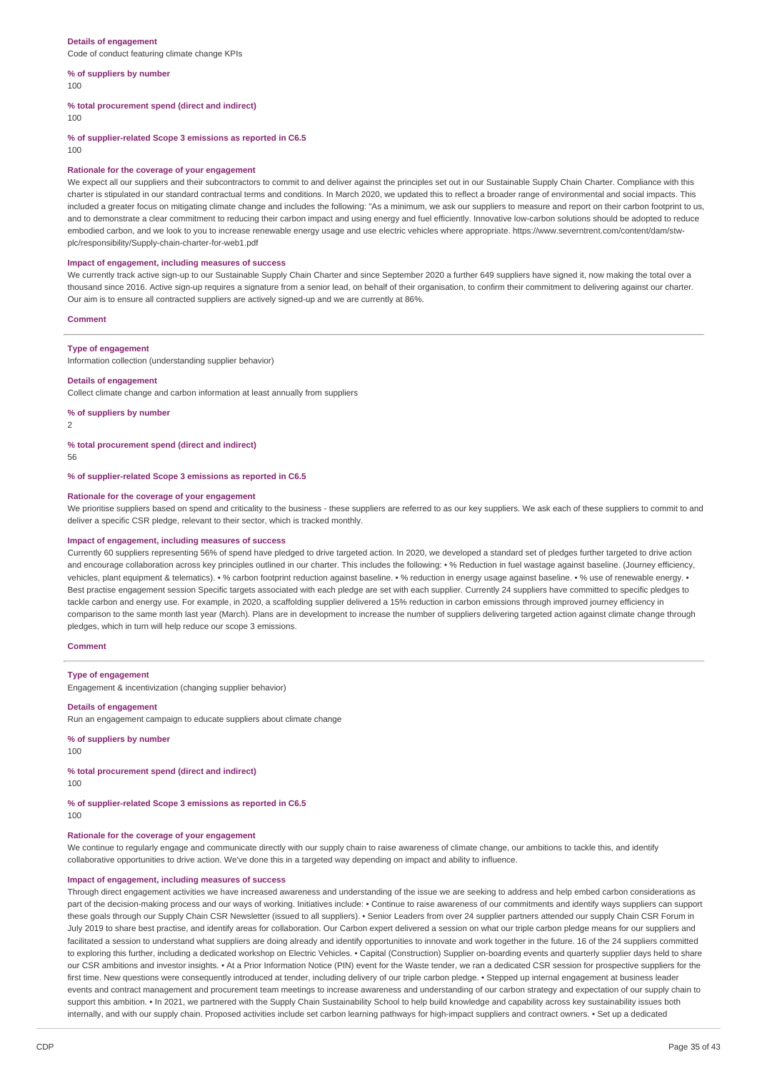**Details of engagement**

Code of conduct featuring climate change KPIs

**% of suppliers by number**

100

**% total procurement spend (direct and indirect)**

100

**% of supplier-related Scope 3 emissions as reported in C6.5**

100

**Rationale for the coverage of your engagement**

We expect all our suppliers and their subcontractors to commit to and deliver against the principles set out in our Sustainable Supply Chain Charter. Compliance with this charter is stipulated in our standard contractual terms and conditions. In March 2020, we updated this to reflect a broader range of environmental and social impacts. This included a greater focus on mitigating climate change and includes the following: "As a minimum, we ask our suppliers to measure and report on their carbon footprint to us, and to demonstrate a clear commitment to reducing their carbon impact and using energy and fuel efficiently. Innovative low-carbon solutions should be adopted to reduce embodied carbon, and we look to you to increase renewable energy usage and use electric vehicles where appropriate. https://www.severntrent.com/content/dam/stw-plc/responsibility/Supply-chain-charter-for-web1.pdf

**Impact of engagement, including measures of success**

We currently track active sign-up to our Sustainable Supply Chain Charter and since September 2020 a further 649 suppliers have signed it, now making the total over a thousand since 2016. Active sign-up requires a signature from a senior lead, on behalf of their organisation, to confirm their commitment to delivering against our charter. Our aim is to ensure all contracted suppliers are actively signed-up and we are currently at 86%.

**Comment**

---

**Type of engagement**

Information collection (understanding supplier behavior)

**Details of engagement**

Collect climate change and carbon information at least annually from suppliers

**% of suppliers by number**

2

**% total procurement spend (direct and indirect)**

56

**% of supplier-related Scope 3 emissions as reported in C6.5**

**Rationale for the coverage of your engagement**

We prioritise suppliers based on spend and criticality to the business - these suppliers are referred to as our key suppliers. We ask each of these suppliers to commit to and deliver a specific CSR pledge, relevant to their sector, which is tracked monthly.

**Impact of engagement, including measures of success**

Currently 60 suppliers representing 56% of spend have pledged to drive targeted action. In 2020, we developed a standard set of pledges further targeted to drive action and encourage collaboration across key principles outlined in our charter. This includes the following: • % Reduction in fuel wastage against baseline. (Journey efficiency, vehicles, plant equipment & telematics). • % carbon footprint reduction against baseline. • % reduction in energy usage against baseline. • % use of renewable energy. • Best practise engagement session Specific targets associated with each pledge are set with each supplier. Currently 24 suppliers have committed to specific pledges to tackle carbon and energy use. For example, in 2020, a scaffolding supplier delivered a 15% reduction in carbon emissions through improved journey efficiency in comparison to the same month last year (March). Plans are in development to increase the number of suppliers delivering targeted action against climate change through pledges, which in turn will help reduce our scope 3 emissions.

**Comment**

---

**Type of engagement**

Engagement & incentivization (changing supplier behavior)

**Details of engagement**

Run an engagement campaign to educate suppliers about climate change

**% of suppliers by number**

100

**% total procurement spend (direct and indirect)**

100

**% of supplier-related Scope 3 emissions as reported in C6.5**

100

**Rationale for the coverage of your engagement**

We continue to regularly engage and communicate directly with our supply chain to raise awareness of climate change, our ambitions to tackle this, and identify collaborative opportunities to drive action. We've done this in a targeted way depending on impact and ability to influence.

**Impact of engagement, including measures of success**

Through direct engagement activities we have increased awareness and understanding of the issue we are seeking to address and help embed carbon considerations as part of the decision-making process and our ways of working. Initiatives include: • Continue to raise awareness of our commitments and identify ways suppliers can support these goals through our Supply Chain CSR Newsletter (issued to all suppliers). • Senior Leaders from over 24 supplier partners attended our supply Chain CSR Forum in July 2019 to share best practise, and identify areas for collaboration. Our Carbon expert delivered a session on what our triple carbon pledge means for our suppliers and facilitated a session to understand what suppliers are doing already and identify opportunities to innovate and work together in the future. 16 of the 24 suppliers committed to exploring this further, including a dedicated workshop on Electric Vehicles. • Capital (Construction) Supplier on-boarding events and quarterly supplier days held to share our CSR ambitions and investor insights. • At a Prior Information Notice (PIN) event for the Waste tender, we ran a dedicated CSR session for prospective suppliers for the first time. New questions were consequently introduced at tender, including delivery of our triple carbon pledge. • Stepped up internal engagement at business leader events and contract management and procurement team meetings to increase awareness and understanding of our carbon strategy and expectation of our supply chain to support this ambition. • In 2021, we partnered with the Supply Chain Sustainability School to help build knowledge and capability across key sustainability issues both internally, and with our supply chain. Proposed activities include set carbon learning pathways for high-impact suppliers and contract owners. • Set up a dedicated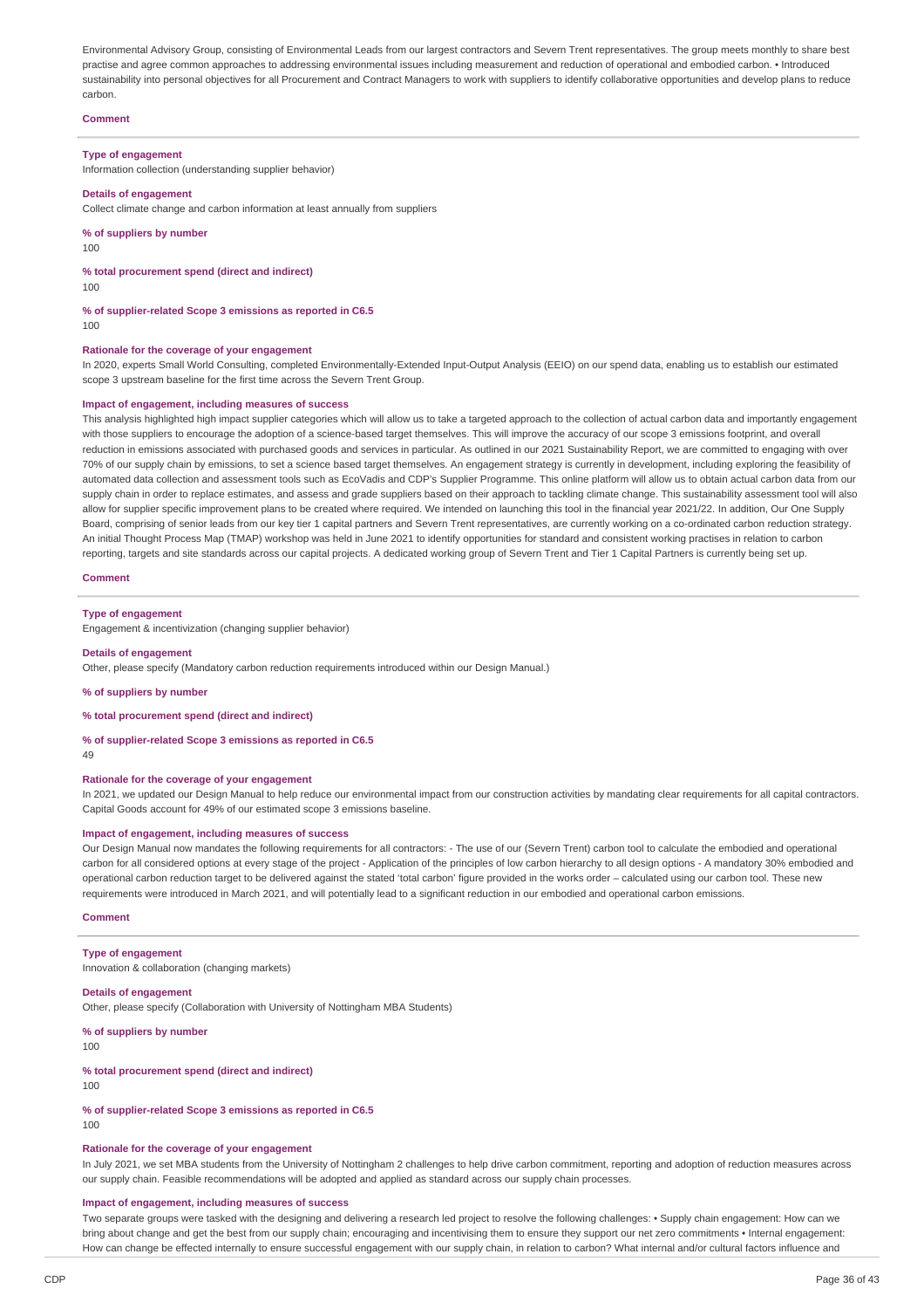Environmental Advisory Group, consisting of Environmental Leads from our largest contractors and Severn Trent representatives. The group meets monthly to share best practise and agree common approaches to addressing environmental issues including measurement and reduction of operational and embodied carbon. • Introduced sustainability into personal objectives for all Procurement and Contract Managers to work with suppliers to identify collaborative opportunities and develop plans to reduce carbon.

**Comment**

---

**Type of engagement**
Information collection (understanding supplier behavior)

**Details of engagement**
Collect climate change and carbon information at least annually from suppliers

**% of suppliers by number**
100

**% total procurement spend (direct and indirect)**
100

**% of supplier-related Scope 3 emissions as reported in C6.5**
100

**Rationale for the coverage of your engagement**
In 2020, experts Small World Consulting, completed Environmentally-Extended Input-Output Analysis (EEIO) on our spend data, enabling us to establish our estimated scope 3 upstream baseline for the first time across the Severn Trent Group.

**Impact of engagement, including measures of success**
This analysis highlighted high impact supplier categories which will allow us to take a targeted approach to the collection of actual carbon data and importantly engagement with those suppliers to encourage the adoption of a science-based target themselves. This will improve the accuracy of our scope 3 emissions footprint, and overall reduction in emissions associated with purchased goods and services in particular. As outlined in our 2021 Sustainability Report, we are committed to engaging with over 70% of our supply chain by emissions, to set a science based target themselves. An engagement strategy is currently in development, including exploring the feasibility of automated data collection and assessment tools such as EcoVadis and CDP's Supplier Programme. This online platform will allow us to obtain actual carbon data from our supply chain in order to replace estimates, and assess and grade suppliers based on their approach to tackling climate change. This sustainability assessment tool will also allow for supplier specific improvement plans to be created where required. We intended on launching this tool in the financial year 2021/22. In addition, Our One Supply Board, comprising of senior leads from our key tier 1 capital partners and Severn Trent representatives, are currently working on a co-ordinated carbon reduction strategy. An initial Thought Process Map (TMAP) workshop was held in June 2021 to identify opportunities for standard and consistent working practises in relation to carbon reporting, targets and site standards across our capital projects. A dedicated working group of Severn Trent and Tier 1 Capital Partners is currently being set up.

**Comment**

---

**Type of engagement**
Engagement & incentivization (changing supplier behavior)

**Details of engagement**
Other, please specify (Mandatory carbon reduction requirements introduced within our Design Manual.)

**% of suppliers by number**

**% total procurement spend (direct and indirect)**

**% of supplier-related Scope 3 emissions as reported in C6.5**
49

**Rationale for the coverage of your engagement**
In 2021, we updated our Design Manual to help reduce our environmental impact from our construction activities by mandating clear requirements for all capital contractors. Capital Goods account for 49% of our estimated scope 3 emissions baseline.

**Impact of engagement, including measures of success**
Our Design Manual now mandates the following requirements for all contractors: - The use of our (Severn Trent) carbon tool to calculate the embodied and operational carbon for all considered options at every stage of the project - Application of the principles of low carbon hierarchy to all design options - A mandatory 30% embodied and operational carbon reduction target to be delivered against the stated 'total carbon' figure provided in the works order – calculated using our carbon tool. These new requirements were introduced in March 2021, and will potentially lead to a significant reduction in our embodied and operational carbon emissions.

**Comment**

---

**Type of engagement**
Innovation & collaboration (changing markets)

**Details of engagement**
Other, please specify (Collaboration with University of Nottingham MBA Students)

**% of suppliers by number**
100

**% total procurement spend (direct and indirect)**
100

**% of supplier-related Scope 3 emissions as reported in C6.5**
100

**Rationale for the coverage of your engagement**
In July 2021, we set MBA students from the University of Nottingham 2 challenges to help drive carbon commitment, reporting and adoption of reduction measures across our supply chain. Feasible recommendations will be adopted and applied as standard across our supply chain processes.

**Impact of engagement, including measures of success**
Two separate groups were tasked with the designing and delivering a research led project to resolve the following challenges: • Supply chain engagement: How can we bring about change and get the best from our supply chain; encouraging and incentivising them to ensure they support our net zero commitments • Internal engagement: How can change be effected internally to ensure successful engagement with our supply chain, in relation to carbon? What internal and/or cultural factors influence and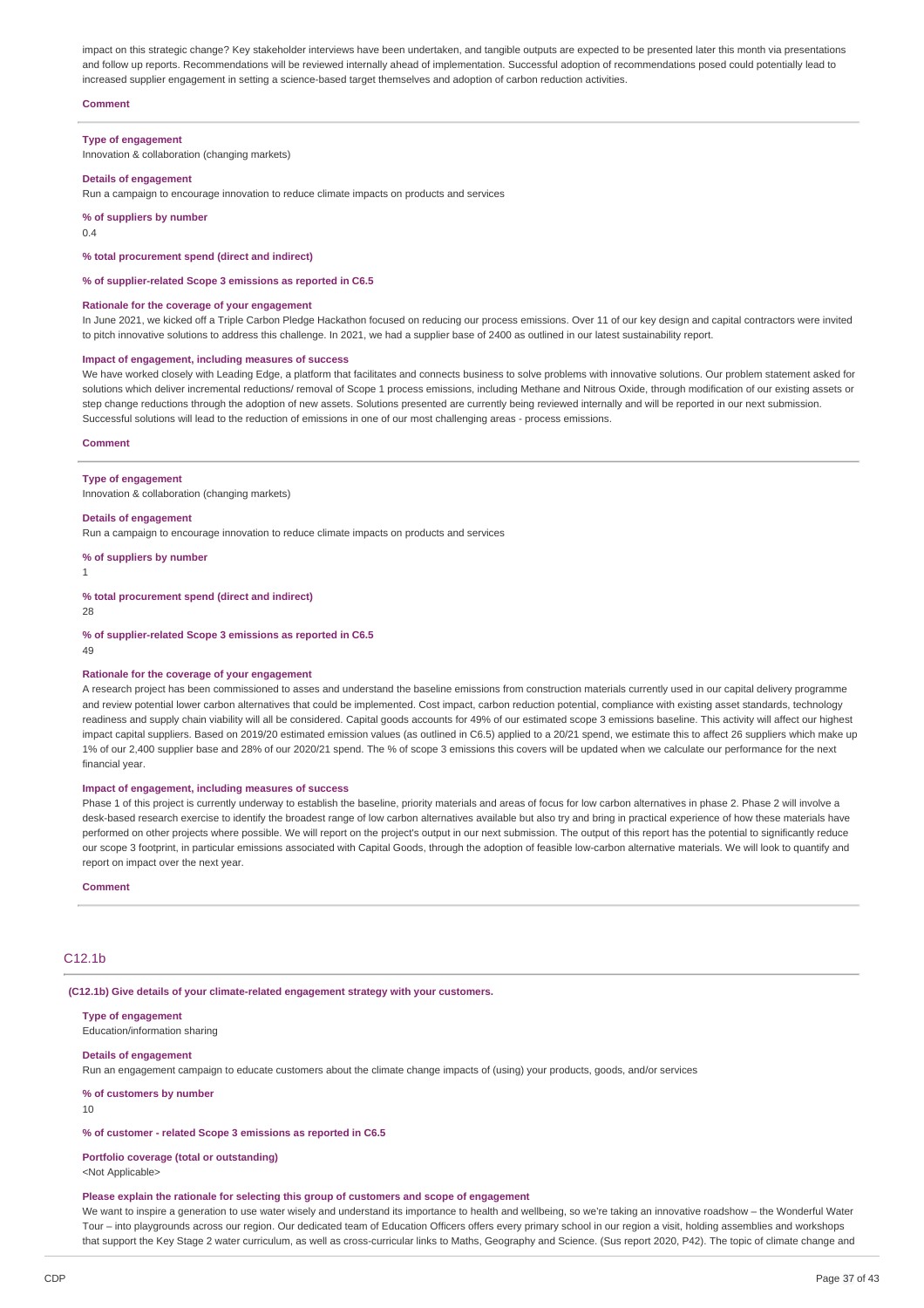impact on this strategic change? Key stakeholder interviews have been undertaken, and tangible outputs are expected to be presented later this month via presentations and follow up reports. Recommendations will be reviewed internally ahead of implementation. Successful adoption of recommendations posed could potentially lead to increased supplier engagement in setting a science-based target themselves and adoption of carbon reduction activities.

**Comment**

**Type of engagement**
Innovation & collaboration (changing markets)

**Details of engagement**
Run a campaign to encourage innovation to reduce climate impacts on products and services

**% of suppliers by number**
0.4

**% total procurement spend (direct and indirect)**

**% of supplier-related Scope 3 emissions as reported in C6.5**

**Rationale for the coverage of your engagement**
In June 2021, we kicked off a Triple Carbon Pledge Hackathon focused on reducing our process emissions. Over 11 of our key design and capital contractors were invited to pitch innovative solutions to address this challenge. In 2021, we had a supplier base of 2400 as outlined in our latest sustainability report.

**Impact of engagement, including measures of success**
We have worked closely with Leading Edge, a platform that facilitates and connects business to solve problems with innovative solutions. Our problem statement asked for solutions which deliver incremental reductions/ removal of Scope 1 process emissions, including Methane and Nitrous Oxide, through modification of our existing assets or step change reductions through the adoption of new assets. Solutions presented are currently being reviewed internally and will be reported in our next submission. Successful solutions will lead to the reduction of emissions in one of our most challenging areas - process emissions.

**Comment**

**Type of engagement**
Innovation & collaboration (changing markets)

**Details of engagement**
Run a campaign to encourage innovation to reduce climate impacts on products and services

**% of suppliers by number**
1

**% total procurement spend (direct and indirect)**
28

**% of supplier-related Scope 3 emissions as reported in C6.5**
49

**Rationale for the coverage of your engagement**
A research project has been commissioned to asses and understand the baseline emissions from construction materials currently used in our capital delivery programme and review potential lower carbon alternatives that could be implemented. Cost impact, carbon reduction potential, compliance with existing asset standards, technology readiness and supply chain viability will all be considered. Capital goods accounts for 49% of our estimated scope 3 emissions baseline. This activity will affect our highest impact capital suppliers. Based on 2019/20 estimated emission values (as outlined in C6.5) applied to a 20/21 spend, we estimate this to affect 26 suppliers which make up 1% of our 2,400 supplier base and 28% of our 2020/21 spend. The % of scope 3 emissions this covers will be updated when we calculate our performance for the next financial year.

**Impact of engagement, including measures of success**
Phase 1 of this project is currently underway to establish the baseline, priority materials and areas of focus for low carbon alternatives in phase 2. Phase 2 will involve a desk-based research exercise to identify the broadest range of low carbon alternatives available but also try and bring in practical experience of how these materials have performed on other projects where possible. We will report on the project's output in our next submission. The output of this report has the potential to significantly reduce our scope 3 footprint, in particular emissions associated with Capital Goods, through the adoption of feasible low-carbon alternative materials. We will look to quantify and report on impact over the next year.

**Comment**

## C12.1b

**(C12.1b) Give details of your climate-related engagement strategy with your customers.**

**Type of engagement**
Education/information sharing

**Details of engagement**
Run an engagement campaign to educate customers about the climate change impacts of (using) your products, goods, and/or services

**% of customers by number**
10

**% of customer - related Scope 3 emissions as reported in C6.5**

**Portfolio coverage (total or outstanding)**
<Not Applicable>

**Please explain the rationale for selecting this group of customers and scope of engagement**
We want to inspire a generation to use water wisely and understand its importance to health and wellbeing, so we're taking an innovative roadshow – the Wonderful Water Tour – into playgrounds across our region. Our dedicated team of Education Officers offers every primary school in our region a visit, holding assemblies and workshops that support the Key Stage 2 water curriculum, as well as cross-curricular links to Maths, Geography and Science. (Sus report 2020, P42). The topic of climate change and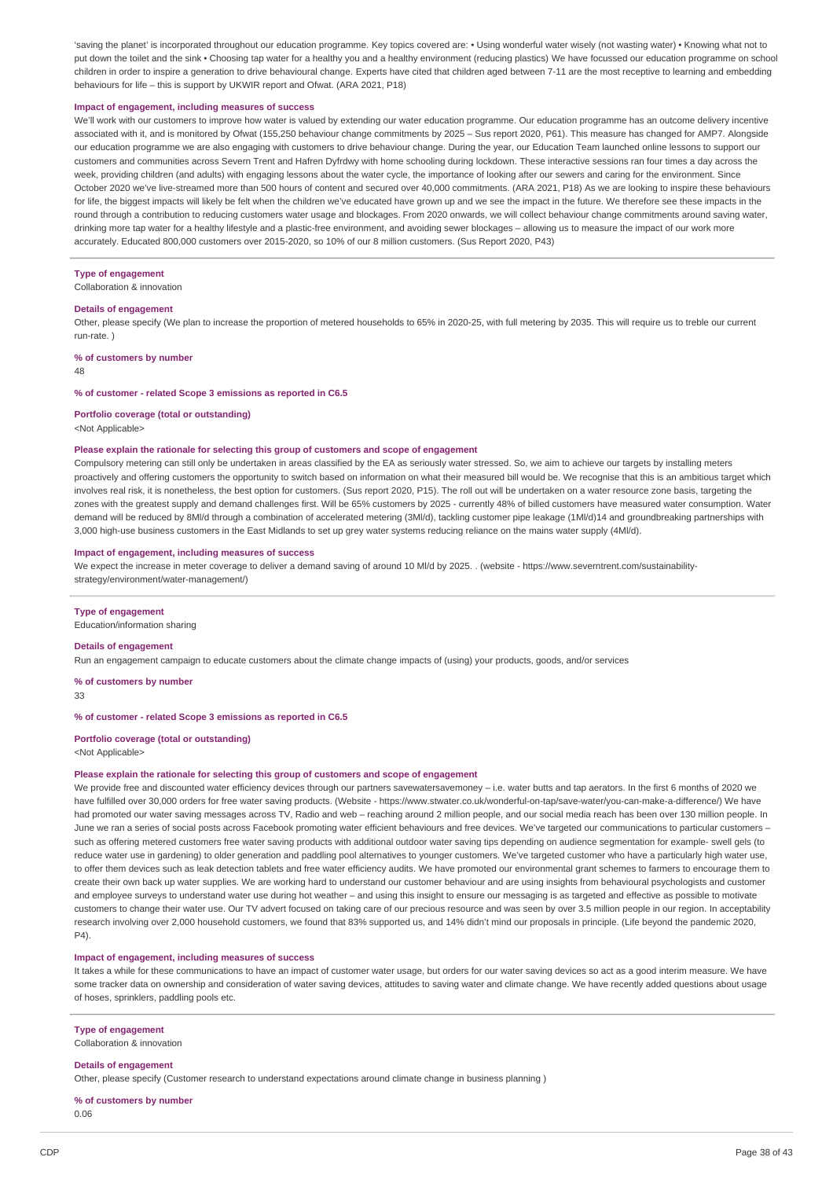'saving the planet' is incorporated throughout our education programme. Key topics covered are: • Using wonderful water wisely (not wasting water) • Knowing what not to put down the toilet and the sink • Choosing tap water for a healthy you and a healthy environment (reducing plastics) We have focussed our education programme on school children in order to inspire a generation to drive behavioural change. Experts have cited that children aged between 7-11 are the most receptive to learning and embedding behaviours for life – this is support by UKWIR report and Ofwat. (ARA 2021, P18)

**Impact of engagement, including measures of success**

We'll work with our customers to improve how water is valued by extending our water education programme. Our education programme has an outcome delivery incentive associated with it, and is monitored by Ofwat (155,250 behaviour change commitments by 2025 – Sus report 2020, P61). This measure has changed for AMP7. Alongside our education programme we are also engaging with customers to drive behaviour change. During the year, our Education Team launched online lessons to support our customers and communities across Severn Trent and Hafren Dyfrdwy with home schooling during lockdown. These interactive sessions ran four times a day across the week, providing children (and adults) with engaging lessons about the water cycle, the importance of looking after our sewers and caring for the environment. Since October 2020 we've live-streamed more than 500 hours of content and secured over 40,000 commitments. (ARA 2021, P18) As we are looking to inspire these behaviours for life, the biggest impacts will likely be felt when the children we've educated have grown up and we see the impact in the future. We therefore see these impacts in the round through a contribution to reducing customers water usage and blockages. From 2020 onwards, we will collect behaviour change commitments around saving water, drinking more tap water for a healthy lifestyle and a plastic-free environment, and avoiding sewer blockages – allowing us to measure the impact of our work more accurately. Educated 800,000 customers over 2015-2020, so 10% of our 8 million customers. (Sus Report 2020, P43)

---

**Type of engagement**

Collaboration & innovation

**Details of engagement**

Other, please specify (We plan to increase the proportion of metered households to 65% in 2020-25, with full metering by 2035. This will require us to treble our current run-rate. )

**% of customers by number**

48

**% of customer - related Scope 3 emissions as reported in C6.5**

**Portfolio coverage (total or outstanding)**

<Not Applicable>

**Please explain the rationale for selecting this group of customers and scope of engagement**

Compulsory metering can still only be undertaken in areas classified by the EA as seriously water stressed. So, we aim to achieve our targets by installing meters proactively and offering customers the opportunity to switch based on information on what their measured bill would be. We recognise that this is an ambitious target which involves real risk, it is nonetheless, the best option for customers. (Sus report 2020, P15). The roll out will be undertaken on a water resource zone basis, targeting the zones with the greatest supply and demand challenges first. Will be 65% customers by 2025 - currently 48% of billed customers have measured water consumption. Water demand will be reduced by 8Ml/d through a combination of accelerated metering (3Ml/d), tackling customer pipe leakage (1Ml/d)14 and groundbreaking partnerships with 3,000 high-use business customers in the East Midlands to set up grey water systems reducing reliance on the mains water supply (4Ml/d).

**Impact of engagement, including measures of success**

We expect the increase in meter coverage to deliver a demand saving of around 10 Ml/d by 2025. . (website - https://www.severntrent.com/sustainability-strategy/environment/water-management/)

---

**Type of engagement**

Education/information sharing

**Details of engagement**

Run an engagement campaign to educate customers about the climate change impacts of (using) your products, goods, and/or services

**% of customers by number**

33

**% of customer - related Scope 3 emissions as reported in C6.5**

**Portfolio coverage (total or outstanding)**

<Not Applicable>

**Please explain the rationale for selecting this group of customers and scope of engagement**

We provide free and discounted water efficiency devices through our partners savewatersavemoney – i.e. water butts and tap aerators. In the first 6 months of 2020 we have fulfilled over 30,000 orders for free water saving products. (Website - https://www.stwater.co.uk/wonderful-on-tap/save-water/you-can-make-a-difference/) We have had promoted our water saving messages across TV, Radio and web – reaching around 2 million people, and our social media reach has been over 130 million people. In June we ran a series of social posts across Facebook promoting water efficient behaviours and free devices. We've targeted our communications to particular customers – such as offering metered customers free water saving products with additional outdoor water saving tips depending on audience segmentation for example- swell gels (to reduce water use in gardening) to older generation and paddling pool alternatives to younger customers. We've targeted customer who have a particularly high water use, to offer them devices such as leak detection tablets and free water efficiency audits. We have promoted our environmental grant schemes to farmers to encourage them to create their own back up water supplies. We are working hard to understand our customer behaviour and are using insights from behavioural psychologists and customer and employee surveys to understand water use during hot weather – and using this insight to ensure our messaging is as targeted and effective as possible to motivate customers to change their water use. Our TV advert focused on taking care of our precious resource and was seen by over 3.5 million people in our region. In acceptability research involving over 2,000 household customers, we found that 83% supported us, and 14% didn't mind our proposals in principle. (Life beyond the pandemic 2020, P4).

**Impact of engagement, including measures of success**

It takes a while for these communications to have an impact of customer water usage, but orders for our water saving devices so act as a good interim measure. We have some tracker data on ownership and consideration of water saving devices, attitudes to saving water and climate change. We have recently added questions about usage of hoses, sprinklers, paddling pools etc.

---

**Type of engagement**

Collaboration & innovation

**Details of engagement**

Other, please specify (Customer research to understand expectations around climate change in business planning )

**% of customers by number**

0.06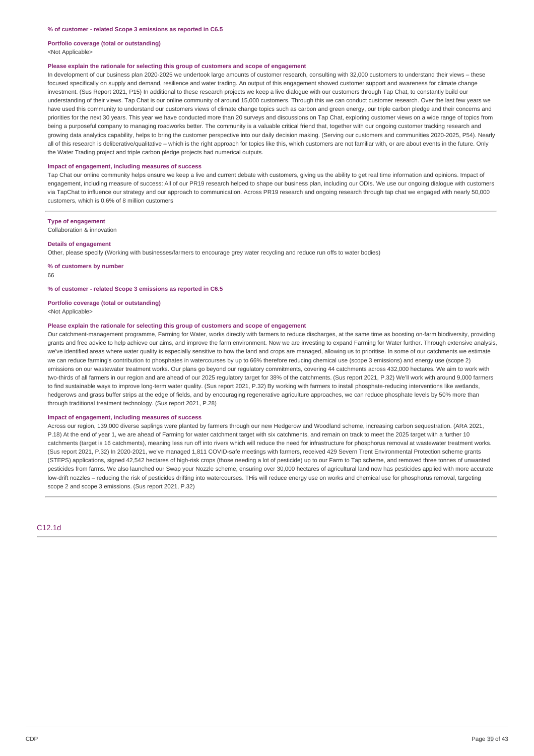**% of customer - related Scope 3 emissions as reported in C6.5**

**Portfolio coverage (total or outstanding)**

<Not Applicable>

**Please explain the rationale for selecting this group of customers and scope of engagement**

In development of our business plan 2020-2025 we undertook large amounts of customer research, consulting with 32,000 customers to understand their views – these focused specifically on supply and demand, resilience and water trading. An output of this engagement showed customer support and awareness for climate change investment. (Sus Report 2021, P15) In additional to these research projects we keep a live dialogue with our customers through Tap Chat, to constantly build our understanding of their views. Tap Chat is our online community of around 15,000 customers. Through this we can conduct customer research. Over the last few years we have used this community to understand our customers views of climate change topics such as carbon and green energy, our triple carbon pledge and their concerns and priorities for the next 30 years. This year we have conducted more than 20 surveys and discussions on Tap Chat, exploring customer views on a wide range of topics from being a purposeful company to managing roadworks better. The community is a valuable critical friend that, together with our ongoing customer tracking research and growing data analytics capability, helps to bring the customer perspective into our daily decision making. (Serving our customers and communities 2020-2025, P54). Nearly all of this research is deliberative/qualitative – which is the right approach for topics like this, which customers are not familiar with, or are about events in the future. Only the Water Trading project and triple carbon pledge projects had numerical outputs.

**Impact of engagement, including measures of success**

Tap Chat our online community helps ensure we keep a live and current debate with customers, giving us the ability to get real time information and opinions. Impact of engagement, including measure of success: All of our PR19 research helped to shape our business plan, including our ODIs. We use our ongoing dialogue with customers via TapChat to influence our strategy and our approach to communication. Across PR19 research and ongoing research through tap chat we engaged with nearly 50,000 customers, which is 0.6% of 8 million customers

**Type of engagement**

Collaboration & innovation

**Details of engagement**

Other, please specify (Working with businesses/farmers to encourage grey water recycling and reduce run offs to water bodies)

**% of customers by number**

66

**% of customer - related Scope 3 emissions as reported in C6.5**

**Portfolio coverage (total or outstanding)**

<Not Applicable>

**Please explain the rationale for selecting this group of customers and scope of engagement**

Our catchment-management programme, Farming for Water, works directly with farmers to reduce discharges, at the same time as boosting on-farm biodiversity, providing grants and free advice to help achieve our aims, and improve the farm environment. Now we are investing to expand Farming for Water further. Through extensive analysis, we've identified areas where water quality is especially sensitive to how the land and crops are managed, allowing us to prioritise. In some of our catchments we estimate we can reduce farming's contribution to phosphates in watercourses by up to 66% therefore reducing chemical use (scope 3 emissions) and energy use (scope 2) emissions on our wastewater treatment works. Our plans go beyond our regulatory commitments, covering 44 catchments across 432,000 hectares. We aim to work with two-thirds of all farmers in our region and are ahead of our 2025 regulatory target for 38% of the catchments. (Sus report 2021, P.32) We'll work with around 9,000 farmers to find sustainable ways to improve long-term water quality. (Sus report 2021, P.32) By working with farmers to install phosphate-reducing interventions like wetlands, hedgerows and grass buffer strips at the edge of fields, and by encouraging regenerative agriculture approaches, we can reduce phosphate levels by 50% more than through traditional treatment technology. (Sus report 2021, P.28)

**Impact of engagement, including measures of success**

Across our region, 139,000 diverse saplings were planted by farmers through our new Hedgerow and Woodland scheme, increasing carbon sequestration. (ARA 2021, P.18) At the end of year 1, we are ahead of Farming for water catchment target with six catchments, and remain on track to meet the 2025 target with a further 10 catchments (target is 16 catchments), meaning less run off into rivers which will reduce the need for infrastructure for phosphorus removal at wastewater treatment works. (Sus report 2021, P.32) In 2020-2021, we've managed 1,811 COVID-safe meetings with farmers, received 429 Severn Trent Environmental Protection scheme grants (STEPS) applications, signed 42,542 hectares of high-risk crops (those needing a lot of pesticide) up to our Farm to Tap scheme, and removed three tonnes of unwanted pesticides from farms. We also launched our Swap your Nozzle scheme, ensuring over 30,000 hectares of agricultural land now has pesticides applied with more accurate low-drift nozzles – reducing the risk of pesticides drifting into watercourses. THis will reduce energy use on works and chemical use for phosphorus removal, targeting scope 2 and scope 3 emissions. (Sus report 2021, P.32)

## C12.1d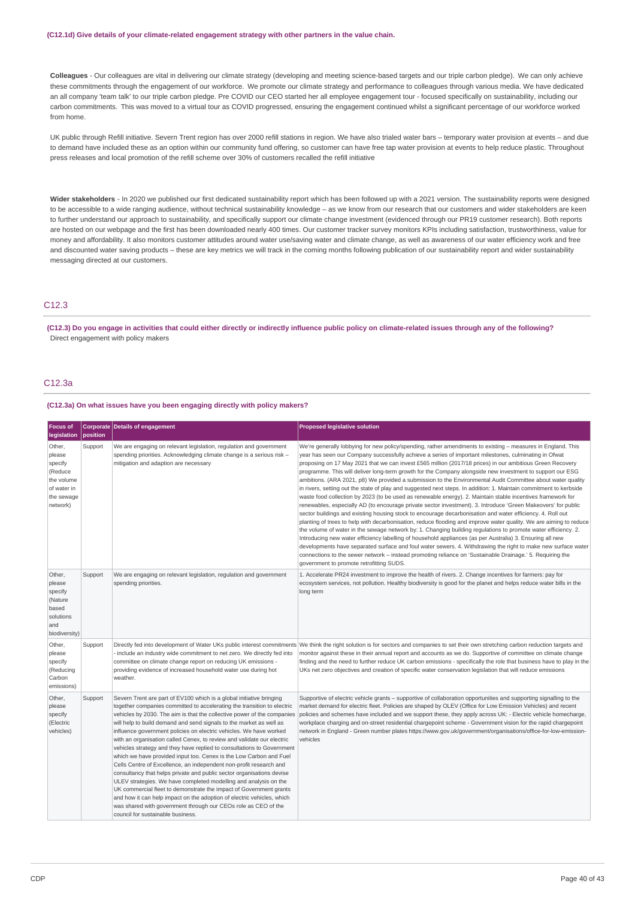**(C12.1d) Give details of your climate-related engagement strategy with other partners in the value chain.**

**Colleagues** - Our colleagues are vital in delivering our climate strategy (developing and meeting science-based targets and our triple carbon pledge). We can only achieve these commitments through the engagement of our workforce. We promote our climate strategy and performance to colleagues through various media. We have dedicated an all company 'team talk' to our triple carbon pledge. Pre COVID our CEO started her all employee engagement tour - focused specifically on sustainability, including our carbon commitments. This was moved to a virtual tour as COVID progressed, ensuring the engagement continued whilst a significant percentage of our workforce worked from home.

UK public through Refill initiative. Severn Trent region has over 2000 refill stations in region. We have also trialed water bars – temporary water provision at events – and due to demand have included these as an option within our community fund offering, so customer can have free tap water provision at events to help reduce plastic. Throughout press releases and local promotion of the refill scheme over 30% of customers recalled the refill initiative

**Wider stakeholders** - In 2020 we published our first dedicated sustainability report which has been followed up with a 2021 version. The sustainability reports were designed to be accessible to a wide ranging audience, without technical sustainability knowledge – as we know from our research that our customers and wider stakeholders are keen to further understand our approach to sustainability, and specifically support our climate change investment (evidenced through our PR19 customer research). Both reports are hosted on our webpage and the first has been downloaded nearly 400 times. Our customer tracker survey monitors KPIs including satisfaction, trustworthiness, value for money and affordability. It also monitors customer attitudes around water use/saving water and climate change, as well as awareness of our water efficiency work and free and discounted water saving products – these are key metrics we will track in the coming months following publication of our sustainability report and wider sustainability messaging directed at our customers.

## C12.3

**(C12.3) Do you engage in activities that could either directly or indirectly influence public policy on climate-related issues through any of the following?**

Direct engagement with policy makers

## C12.3a

**(C12.3a) On what issues have you been engaging directly with policy makers?**

| Focus of legislation | Corporate position | Details of engagement | Proposed legislative solution |
|---|---|---|---|
| Other, please specify (Reduce the volume of water in the sewage network) | Support | We are engaging on relevant legislation, regulation and government spending priorities. Acknowledging climate change is a serious risk – mitigation and adaption are necessary | We're generally lobbying for new policy/spending, rather amendments to existing – measures in England. This year has seen our Company successfully achieve a series of important milestones, culminating in Ofwat proposing on 17 May 2021 that we can invest £565 million (2017/18 prices) in our ambitious Green Recovery programme. This will deliver long-term growth for the Company alongside new investment to support our ESG ambitions. (ARA 2021, p8) We provided a submission to the Environmental Audit Committee about water quality in rivers, setting out the state of play and suggested next steps. In addition: 1. Maintain commitment to kerbside waste food collection by 2023 (to be used as renewable energy). 2. Maintain stable incentives framework for renewables, especially AD (to encourage private sector investment). 3. Introduce 'Green Makeovers' for public sector buildings and existing housing stock to encourage decarbonisation and water efficiency. 4. Roll out planting of trees to help with decarbonisation, reduce flooding and improve water quality. We are aiming to reduce the volume of water in the sewage network by: 1. Changing building regulations to promote water efficiency. 2. Introducing new water efficiency labelling of household appliances (as per Australia) 3. Ensuring all new developments have separated surface and foul water sewers. 4. Withdrawing the right to make new surface water connections to the sewer network – instead promoting reliance on 'Sustainable Drainage.' 5. Requiring the government to promote retrofitting SUDS. |
| Other, please specify (Nature based solutions and biodiversity) | Support | We are engaging on relevant legislation, regulation and government spending priorities. | 1. Accelerate PR24 investment to improve the health of rivers. 2. Change incentives for farmers: pay for ecosystem services, not pollution. Healthy biodiversity is good for the planet and helps reduce water bills in the long term |
| Other, please specify (Reducing Carbon emissions) | Support | Directly fed into development of Water UKs public interest commitments - include an industry wide commitment to net zero. We directly fed into committee on climate change report on reducing UK emissions - providing evidence of increased household water use during hot weather. | We think the right solution is for sectors and companies to set their own stretching carbon reduction targets and monitor against these in their annual report and accounts as we do. Supportive of committee on climate change finding and the need to further reduce UK carbon emissions - specifically the role that business have to play in the UKs net zero objectives and creation of specific water conservation legislation that will reduce emissions |
| Other, please specify (Electric vehicles) | Support | Severn Trent are part of EV100 which is a global initiative bringing together companies committed to accelerating the transition to electric vehicles by 2030. The aim is that the collective power of the companies will help to build demand and send signals to the market as well as influence government policies on electric vehicles. We have worked with an organisation called Cenex, to review and validate our electric vehicles strategy and they have replied to consultations to Government which we have provided input too. Cenex is the Low Carbon and Fuel Cells Centre of Excellence, an independent non-profit research and consultancy that helps private and public sector organisations devise ULEV strategies. We have completed modelling and analysis on the UK commercial fleet to demonstrate the impact of Government grants and how it can help impact on the adoption of electric vehicles, which was shared with government through our CEOs role as CEO of the council for sustainable business. | Supportive of electric vehicle grants – supportive of collaboration opportunities and supporting signalling to the market demand for electric fleet. Policies are shaped by OLEV (Office for Low Emission Vehicles) and recent policies and schemes have included and we support these, they apply across UK: - Electric vehicle homecharge, workplace charging and on-street residential chargepoint scheme - Government vision for the rapid chargepoint network in England - Green number plates https://www.gov.uk/government/organisations/office-for-low-emission-vehicles |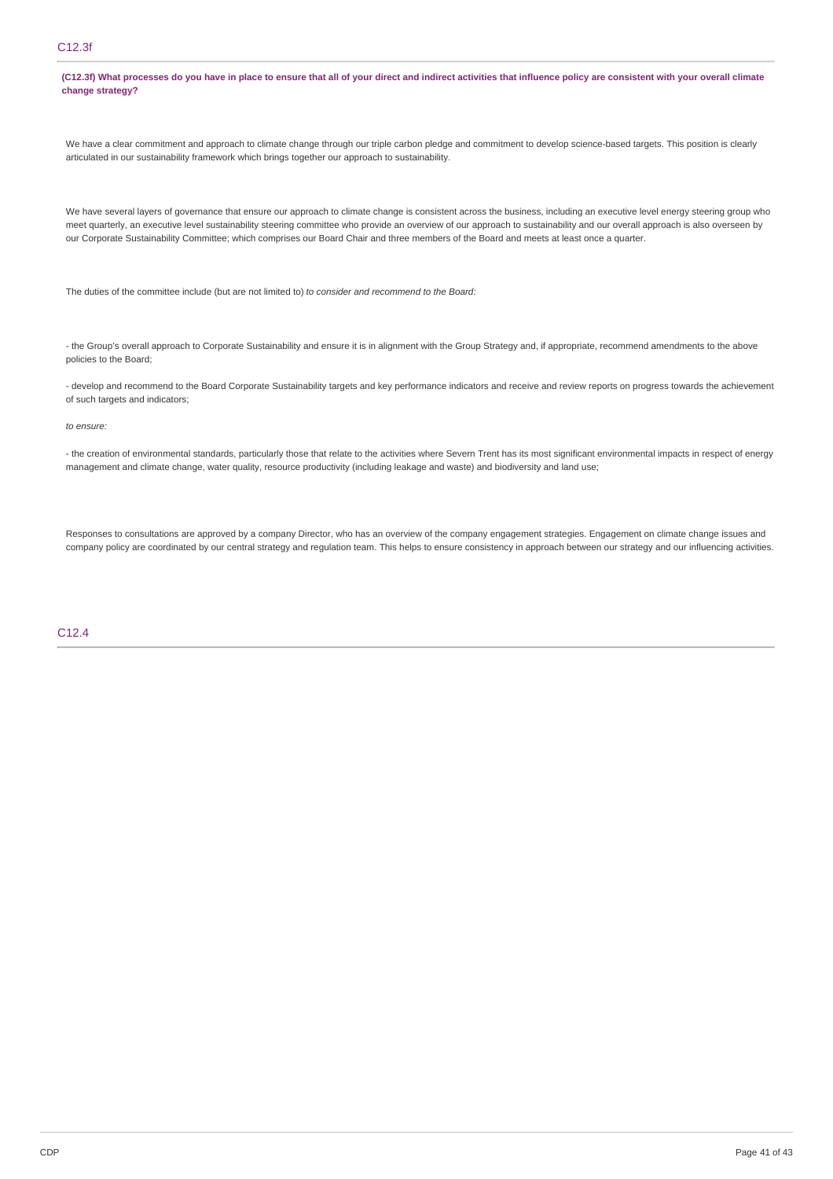## C12.3f

**(C12.3f) What processes do you have in place to ensure that all of your direct and indirect activities that influence policy are consistent with your overall climate change strategy?**

We have a clear commitment and approach to climate change through our triple carbon pledge and commitment to develop science-based targets. This position is clearly articulated in our sustainability framework which brings together our approach to sustainability.

We have several layers of governance that ensure our approach to climate change is consistent across the business, including an executive level energy steering group who meet quarterly, an executive level sustainability steering committee who provide an overview of our approach to sustainability and our overall approach is also overseen by our Corporate Sustainability Committee; which comprises our Board Chair and three members of the Board and meets at least once a quarter.

The duties of the committee include (but are not limited to) *to consider and recommend to the Board:*

- the Group's overall approach to Corporate Sustainability and ensure it is in alignment with the Group Strategy and, if appropriate, recommend amendments to the above policies to the Board;

- develop and recommend to the Board Corporate Sustainability targets and key performance indicators and receive and review reports on progress towards the achievement of such targets and indicators;

*to ensure:*

- the creation of environmental standards, particularly those that relate to the activities where Severn Trent has its most significant environmental impacts in respect of energy management and climate change, water quality, resource productivity (including leakage and waste) and biodiversity and land use;

Responses to consultations are approved by a company Director, who has an overview of the company engagement strategies. Engagement on climate change issues and company policy are coordinated by our central strategy and regulation team. This helps to ensure consistency in approach between our strategy and our influencing activities.

## C12.4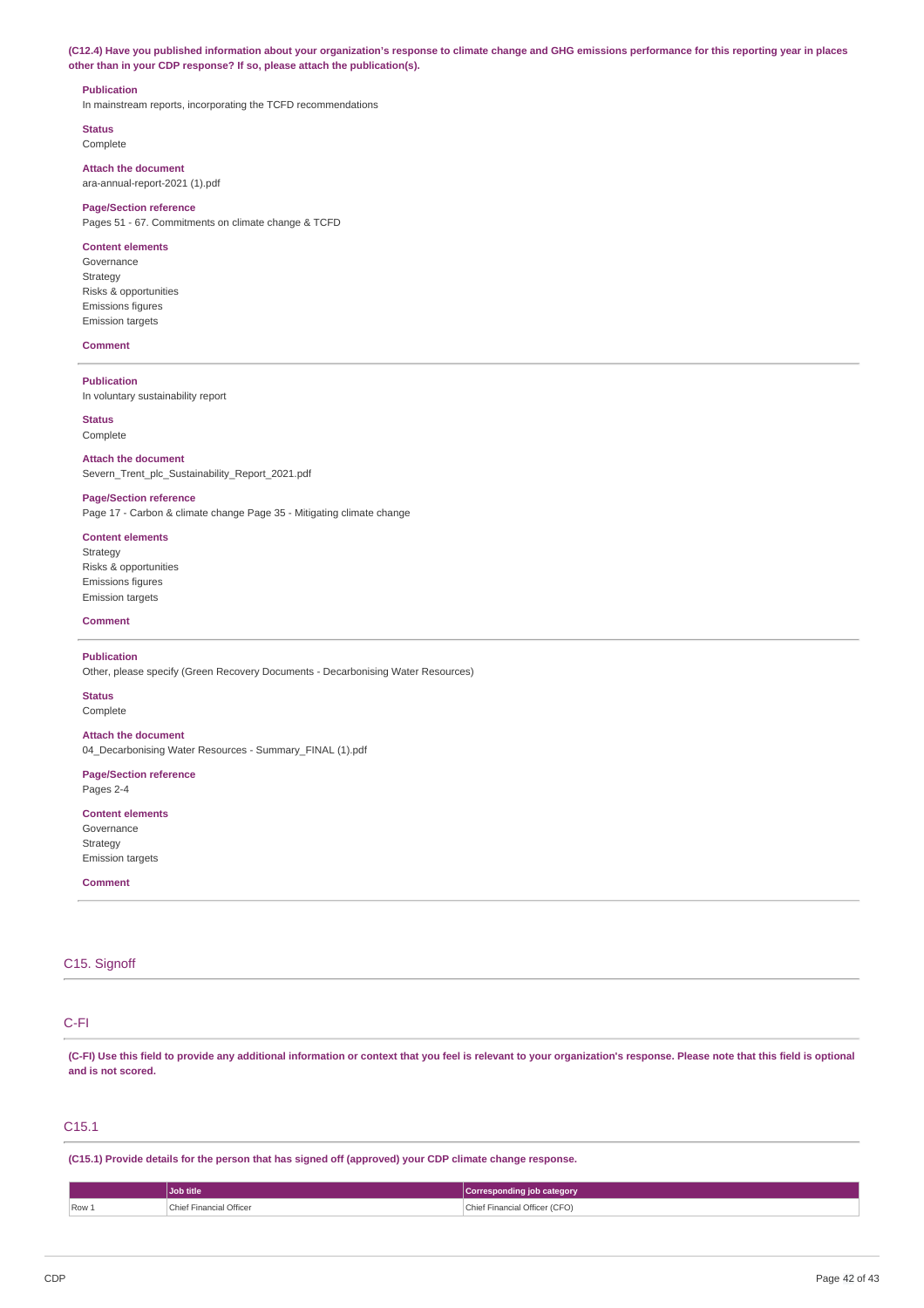**(C12.4) Have you published information about your organization's response to climate change and GHG emissions performance for this reporting year in places other than in your CDP response? If so, please attach the publication(s).**

**Publication**
In mainstream reports, incorporating the TCFD recommendations

**Status**
Complete

**Attach the document**
ara-annual-report-2021 (1).pdf

**Page/Section reference**
Pages 51 - 67. Commitments on climate change & TCFD

**Content elements**
Governance
Strategy
Risks & opportunities
Emissions figures
Emission targets

**Comment**

---

**Publication**
In voluntary sustainability report

**Status**
Complete

**Attach the document**
Severn_Trent_plc_Sustainability_Report_2021.pdf

**Page/Section reference**
Page 17 - Carbon & climate change Page 35 - Mitigating climate change

**Content elements**
Strategy
Risks & opportunities
Emissions figures
Emission targets

**Comment**

---

**Publication**
Other, please specify (Green Recovery Documents - Decarbonising Water Resources)

**Status**
Complete

**Attach the document**
04_Decarbonising Water Resources - Summary_FINAL (1).pdf

**Page/Section reference**
Pages 2-4

**Content elements**
Governance
Strategy
Emission targets

**Comment**

---

## C15. Signoff

## C-FI

**(C-FI) Use this field to provide any additional information or context that you feel is relevant to your organization's response. Please note that this field is optional and is not scored.**

## C15.1

**(C15.1) Provide details for the person that has signed off (approved) your CDP climate change response.**

| | Job title | Corresponding job category |
|---|---|---|
| Row 1 | Chief Financial Officer | Chief Financial Officer (CFO) |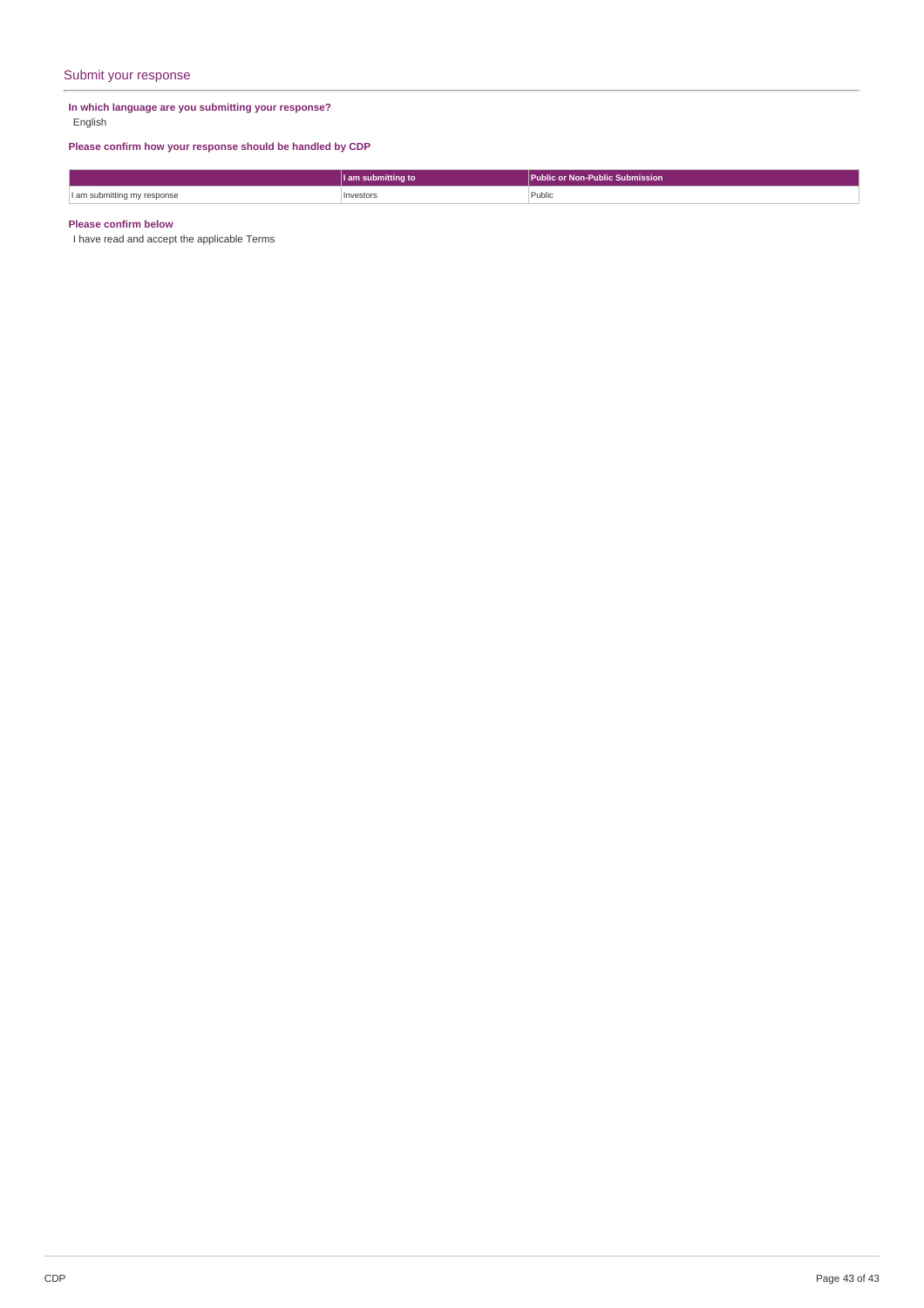## Submit your response

**In which language are you submitting your response?**

English

**Please confirm how your response should be handled by CDP**

| | I am submitting to | Public or Non-Public Submission |
|---|---|---|
| I am submitting my response | Investors | Public |

**Please confirm below**

I have read and accept the applicable Terms